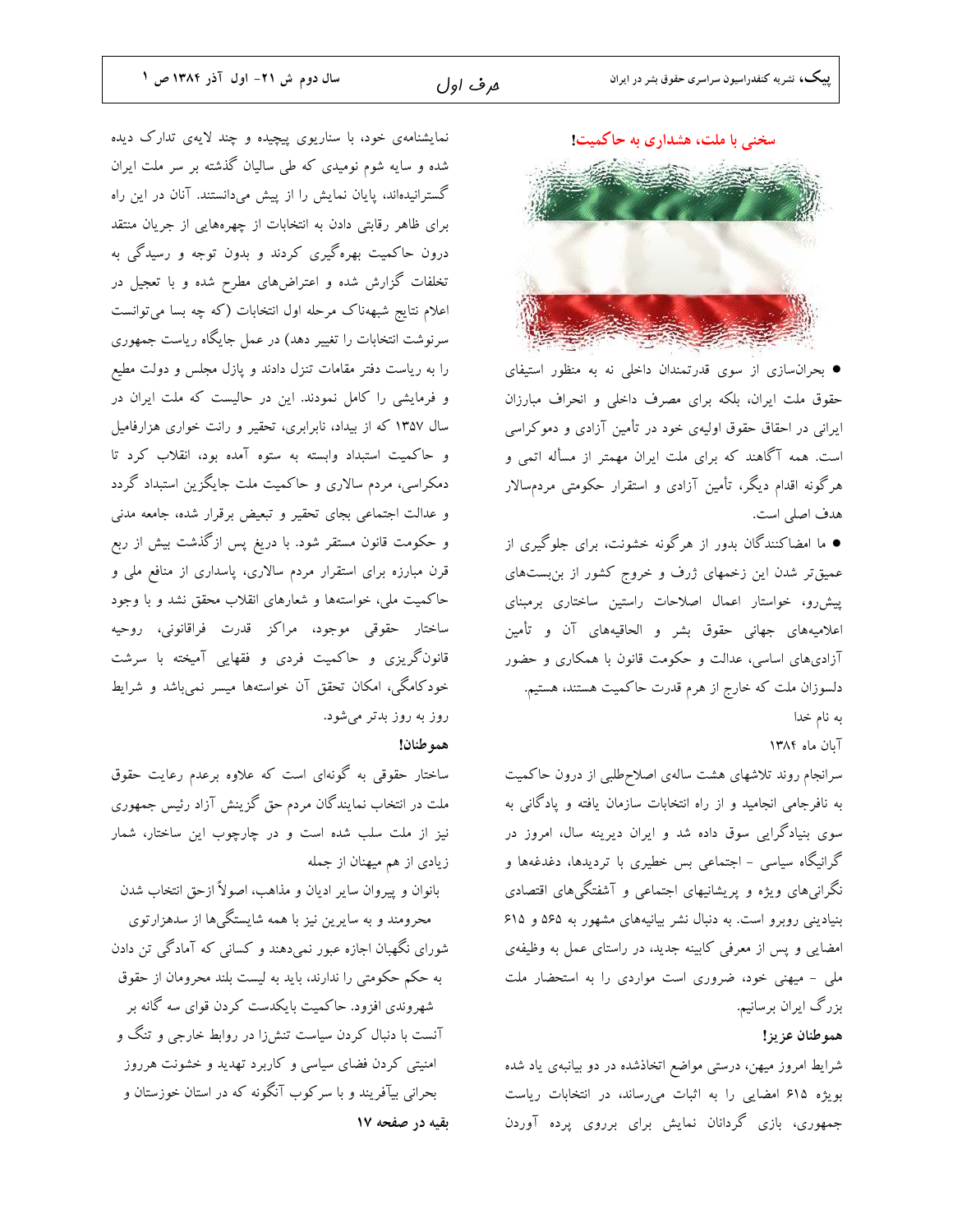## سخنی با ملت، هشداری به حاکمیت!

● بحران‌سازی از سوی قدرتمندان داخلی نه به منظور استیفای حقوق ملت ایران، بلکه برای مصرف داخلی و انحراف مبارزان ایرانی در احقاق حقوق اولیه‌ی خود در تأمین آزادی و دموکراسی است. همه آگاهند که برای ملت ایران مهمتر از مسأله اتمی و هرگونه اقدام دیگر، تأمین آزادی و استقرار حکومتی مردم‌سالار هدف اصلی است.

● ما امضاکنندگان بدور از هرگونه خشونت، برای جلوگیری از عمیق‌تر شدن این زخمهای ژرف و خروج کشور از بن‌بست‌های پیش‌رو، خواستار اعمال اصلاحات راستین ساختاری برمبنای اعلامیه‌های جهانی حقوق بشر و الحاقیه‌های آن و تأمین آزادی‌های اساسی، عدالت و حکومت قانون با همکاری و حضور دلسوزان ملت که خارج از هرم قدرت حاکمیت هستند، هستیم.

به نام خدا

آبان ماه ۱۳۸۴

سرانجام روند تلاشهای هشت ساله‌ی اصلاح‌طلبی از درون حاکمیت به نافرجامی انجامید و از راه انتخابات سازمان یافته و پادگانی به سوی بنیادگرایی سوق داده شد و ایران دیرینه سال، امروز در گرانیگاه سیاسی - اجتماعی بس خطیری با تردیدها، دغدغه‌ها و نگرانی‌های ویژه و پریشانیهای اجتماعی و آشفتگی‌های اقتصادی بنیادینی روبرو است. به دنبال نشر بیانیه‌های مشهور به ۵۶۵ و ۶۱۵ امضایی و پس از معرفی کابینه جدید، در راستای عمل به وظیفه‌ی ملی - میهنی خود، ضروری است مواردی را به استحضار ملت بزرگ ایران برسانیم.

**هموطنان عزیز!**

شرایط امروز میهن، درستی مواضع اتخاذشده در دو بیانیه‌ی یاد شده بویژه ۶۱۵ امضایی را به اثبات می‌رساند، در انتخابات ریاست جمهوری، بازی گردانان نمایش برای برروی پرده آوردن نمایشنامه‌ی خود، با سناریوی پیچیده و چند لایه‌ی تدارک دیده شده و سایه شوم نومیدی که طی سالیان گذشته بر سر ملت ایران گسترانیده‌اند، پایان نمایش را از پیش می‌دانستند. آنان در این راه برای ظاهر رقابتی دادن به انتخابات از چهره‌هایی از جریان منتقد درون حاکمیت بهره‌گیری کردند و بدون توجه و رسیدگی به تخلفات گزارش شده و اعتراض‌های مطرح شده و با تعجیل در اعلام نتایج شبهناک مرحله اول انتخابات (که چه بسا می‌توانست سرنوشت انتخابات را تغییر دهد) در عمل جایگاه ریاست جمهوری را به ریاست دفتر مقامات تنزل دادند و پازل مجلس و دولت مطیع و فرمایشی را کامل نمودند. این در حالیست که ملت ایران در سال ۱۳۵۷ که از بیداد، نابرابری، تحقیر و رانت خواری هزارفامیل و حاکمیت استبداد وابسته به ستوه آمده بود، انقلاب کرد تا دمکراسی، مردم سالاری و حاکمیت ملت جایگزین استبداد گردد و عدالت اجتماعی بجای تحقیر و تبعیض برقرار شده، جامعه مدنی و حکومت قانون مستقر شود. با دریغ پس ازگذشت بیش از ربع قرن مبارزه برای استقرار مردم سالاری، پاسداری از منافع ملی و حاکمیت ملی، خواسته‌ها و شعارهای انقلاب محقق نشد و با وجود ساختار حقوقی موجود، مراکز قدرت فراقانونی، روحیه قانون‌گریزی و حاکمیت فردی و فقهایی آمیخته با سرشت خودکامگی، امکان تحقق آن خواسته‌ها میسر نمی‌باشد و شرایط روز به روز بدتر می‌شود.

**هموطنان!**

ساختار حقوقی به گونه‌ای است که علاوه برعدم رعایت حقوق ملت در انتخاب نمایندگان مردم حق گزینش آزاد رئیس جمهوری نیز از ملت سلب شده است و در چارچوب این ساختار، شمار زیادی از هم میهنان از جمله

بانوان و پیروان سایر ادیان و مذاهب، اصولاً ازحق انتخاب شدن محرومند و به سایرین نیز با همه شایستگی‌ها از سدهزارتوی شورای نگهبان اجازه عبور نمی‌دهند و کسانی که آمادگی تن دادن به حکم حکومتی را ندارند، باید به لیست بلند محرومان از حقوق شهروندی افزود. حاکمیت بایکدست کردن قوای سه گانه بر آنست با دنبال کردن سیاست تنش‌زا در روابط خارجی و تنگ و امنیتی کردن فضای سیاسی و کاربرد تهدید و خشونت هرروز بحرانی بیآفریند و با سرکوب آنگونه که در استان خوزستان و

**بقیه در صفحه ۱۷**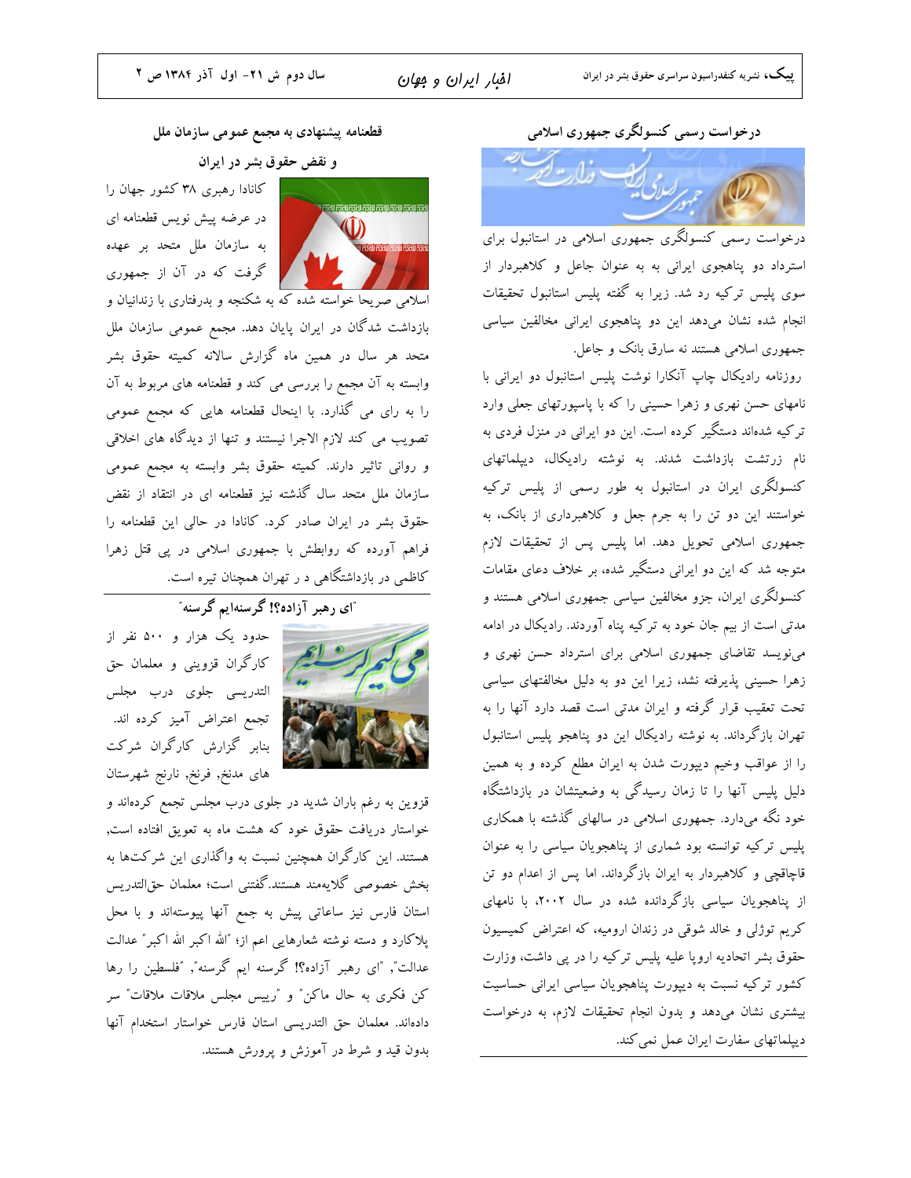## درخواست رسمی کنسولگری جمهوری اسلامی

درخواست رسمی کنسولگری جمهوری اسلامی در استانبول برای استرداد دو پناهجوی ایرانی به عنوان جاعل و کلاهبردار از سوی پلیس ترکیه رد شد. زیرا به گفته پلیس استانبول تحقیقات انجام شده نشان می‌دهد این دو پناهجوی ایرانی مخالفین سیاسی جمهوری اسلامی هستند نه سارق بانک و جاعل.

روزنامه رادیکال چاپ آنکارا نوشت پلیس استانبول دو ایرانی با نامهای حسن نهری و زهرا حسینی را که با پاسپورتهای جعلی وارد ترکیه شده‌اند دستگیر کرده است. این دو ایرانی در منزل فردی به نام زرتشت بازداشت شدند. به نوشته رادیکال، دیپلماتهای کنسولگری ایران در استانبول به طور رسمی از پلیس ترکیه خواستند این دو تن را به جرم جعل و کلاهبرداری از بانک، به جمهوری اسلامی تحویل دهد. اما پلیس پس از تحقیقات لازم متوجه شد که این دو ایرانی دستگیر شده، بر خلاف دعای مقامات کنسولگری ایران، جزو مخالفین سیاسی جمهوری اسلامی هستند و مدتی است از بیم جان خود به ترکیه پناه آوردند. رادیکال در ادامه می‌نویسد تقاضای جمهوری اسلامی برای استرداد حسن نهری و زهرا حسینی پذیرفته نشد، زیرا این دو به دلیل مخالفتهای سیاسی تحت تعقیب قرار گرفته و ایران مدتی است قصد دارد آنها را به تهران بازگرداند. به نوشته رادیکال این دو پناهجو پلیس استانبول را از عواقب وخیم دیپورت شدن به ایران مطلع کرده و به همین دلیل پلیس آنها را تا زمان رسیدگی به وضعیتشان در بازداشتگاه خود نگه می‌دارد. جمهوری اسلامی در سالهای گذشته با همکاری پلیس ترکیه توانسته بود شماری از پناهجویان سیاسی را به عنوان قاچاقچی و کلاهبردار به ایران بازگرداند. اما پس از اعدام دو تن از پناهجویان سیاسی بازگردانده شده در سال ۲۰۰۲، با نامهای کریم توژلی و خالد شوقی در زندان ارومیه، که اعتراض کمیسیون حقوق بشر اتحادیه اروپا علیه پلیس ترکیه را در پی داشت، وزارت کشور ترکیه نسبت به دیپورت پناهجویان سیاسی ایرانی حساسیت بیشتری نشان می‌دهد و بدون انجام تحقیقات لازم، به درخواست دیپلماتهای سفارت ایران عمل نمی کند.

## قطعنامه پیشنهادی به مجمع عمومی سازمان ملل و نقض حقوق بشر در ایران

کانادا رهبری ۳۸ کشور جهان را در عرضه پیش نویس قطعنامه ای به سازمان ملل متحد بر عهده گرفت که در آن از جمهوری اسلامی صریحا خواسته شده که به شکنجه و بدرفتاری با زندانیان و بازداشت شدگان در ایران پایان دهد. مجمع عمومی سازمان ملل متحد هر سال در همین ماه گزارش سالانه کمیته حقوق بشر وابسته به آن مجمع را بررسی می کند و قطعنامه های مربوط به آن را به رای می گذارد. با اینحال قطعنامه هایی که مجمع عمومی تصویب می کند لازم الاجرا نیستند و تنها از دیدگاه های اخلاقی و روانی تاثیر دارند. کمیته حقوق بشر وابسته به مجمع عمومی سازمان ملل متحد سال گذشته نیز قطعنامه ای در انتقاد از نقض حقوق بشر در ایران صادر کرد. کانادا در حالی این قطعنامه را فراهم آورده که روابطش با جمهوری اسلامی در پی قتل زهرا کاظمی در بازداشتگاهی د ر تهران همچنان تیره است.

## "ای رهبر آزاده؟! گرسنه‌ایم گرسنه"

حدود یک هزار و ۵۰۰ نفر از کارگران قزوینی و معلمان حق التدریسی جلوی درب مجلس تجمع اعتراض آمیز کرده اند. بنابر گزارش کارگران شرکت های مدنخ، فرنخ، نارنج شهرستان قزوین به رغم باران شدید در جلوی درب مجلس تجمع کرده‌اند و خواستار دریافت حقوق خود که هشت ماه به تعویق افتاده است, هستند. این کارگران همچنین نسبت به واگذاری این شرکت‌ها به بخش خصوصی گلایه‌مند هستند.گفتنی است؛ معلمان حق‌التدریس استان فارس نیز ساعاتی پیش به جمع آنها پیوسته‌اند و با محل پلاکارد و دسته نوشته شعارهایی اعم از؛ "الله اکبر الله اکبر" عدالت عدالت", "ای رهبر آزاده؟! گرسنه ایم گرسنه", "فلسطین را رها کن فکری به حال ماکن" و "رییس مجلس ملاقات ملاقات" سر داده‌اند. معلمان حق التدریسی استان فارس خواستار استخدام آنها بدون قید و شرط در آموزش و پرورش هستند.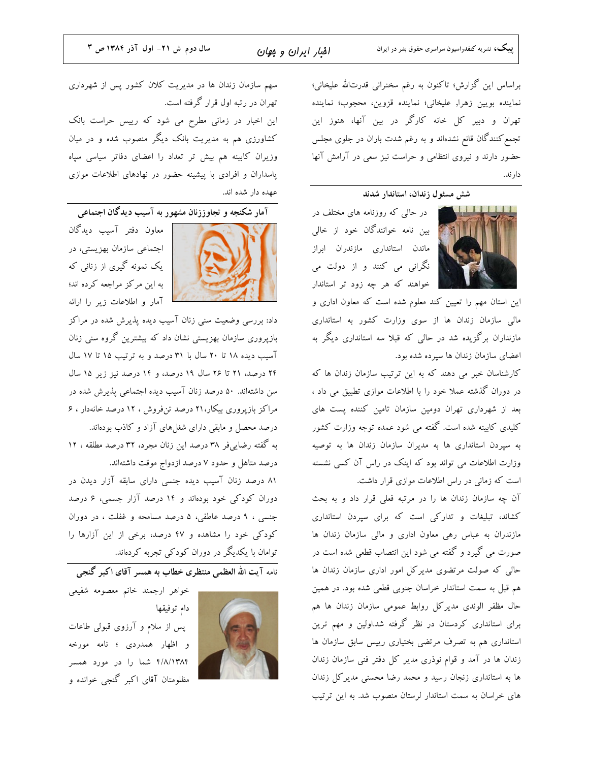براساس این گزارش؛ تاکنون به رغم سخنرانی قدرت‌الله علیخانی؛ نماینده بویین زهرا، علیخانی؛ نماینده قزوین، محجوب؛ نماینده تهران و دبیر کل خانه کارگر در بین آنها، هنوز این تجمع‌کنندگان قانع نشده‌اند و به رغم شدت باران در جلوی مجلس حضور دارند و نیروی انتظامی و حراست نیز سعی در آرامش آنها دارند.

## شش مسئول زندان، استاندار شدند

در حالی که روزنامه های مختلف در بین نامه خوانندگان خود از خالی ماندن استانداری مازندران ابراز نگرانی می کنند و از دولت می خواهند که هر چه زود تر استاندار این استان مهم را تعیین کند معلوم شده است که معاون اداری و مالی سازمان زندان ها از سوی وزارت کشور به استانداری مازندران برگزیده شد در حالی که قبلا سه استانداری دیگر به اعضای سازمان زندان ها سپرده شده بود.

کارشناسان خبر می دهند که به این ترتیب سازمان زندان ها که در دوران گذشته عملا خود را با اطلاعات موازی تطبیق می داد ، بعد از شهرداری تهران دومین سازمان تامین کننده پست های کلیدی کابینه شده است. گفته می شود عمده توجه وزارت کشور به سپردن استانداری ها به مدیران سازمان زندان ها به توصیه وزارت اطلاعات می تواند بود که اینک در راس آن کسی نشسته است که زمانی در راس اطلاعات موازی قرار داشت.

آن چه سازمان زندان ها را در مرتبه فعلی قرار داد و به بحث کشاند، تبلیغات و تدارکی است که برای سپردن استانداری مازندران به عباس رهی معاون اداری و مالی سازمان زندان ها صورت می گیرد و گفته می شود این انتصاب قطعی شده است در حالی که صولت مرتضوی مدیرکل امور اداری سازمان زندان ها هم قبل به سمت استاندار خراسان جنوبی قطعی شده بود. در همین حال مظفر الوندی مدیرکل روابط عمومی سازمان زندان ها هم برای استانداری کردستان در نظر گرفته شد.اولین و مهم ترین استانداری هم به تصرف مرتضی بختیاری رییس سابق سازمان ها زندان ها در آمد و قوام نوذری مدیر کل دفتر فنی سازمان زندان ها به استانداری زنجان رسید و محمد رضا محسنی مدیرکل زندان های خراسان به سمت استاندار لرستان منصوب شد. به این ترتیب سهم سازمان زندان ها در مدیریت کلان کشور پس از شهرداری تهران در رتبه اول قرار گرفته است.

این اخبار در زمانی مطرح می شود که رییس حراست بانک کشاورزی هم به مدیریت بانک دیگر منصوب شده و در میان وزیران کابینه هم بیش تر تعداد را اعضای دفاتر سیاسی سپاه پاسداران و افرادی با پیشینه حضور در نهادهای اطلاعات موازی عهده دار شده اند.

## آمار شکنجه و تجاوززنان مشهور به آسیب دیدگان اجتماعی

معاون دفتر آسیب دیدگان اجتماعی سازمان بهزیستی، در یک نمونه گیری از زنانی که به این مرکز مراجعه کرده اند؛ آمار و اطلاعات زیر را ارائه داد: بررسی وضعیت سنی زنان آسیب دیده پذیرش شده در مراکز بازپروری سازمان بهزیستی نشان داد که بیشترین گروه سنی زنان آسیب دیده ۱۸ تا ۲۰ سال با ۳۱ درصد و به ترتیب ۱۵ تا ۱۷ سال ۲۴ درصد، ۲۱ تا ۲۶ سال ۱۹ درصد، و ۱۴ درصد نیز زیر ۱۵ سال سن داشته‌اند. ۵۰ درصد زنان آسیب دیده اجتماعی پذیرش شده در مراکز بازپروری بیکار،۲۱ درصد تن‌فروش ، ۱۲ درصد خانه‌دار ، ۶ درصد محصل و مابقی دارای شغل‌های آزاد و کاذب بوده‌اند.

به گفته رضایی‌فر ۳۸ درصد این زنان مجرد، ۳۲ درصد مطلقه ، ۱۲ درصد متاهل و حدود ۷ درصد ازدواج موقت داشته‌اند.

۸۱ درصد زنان آسیب دیده جنسی دارای سابقه آزار دیدن در دوران کودکی خود بوده‌اند و ۱۴ درصد آزار جسمی، ۶ درصد جنسی ، ۹ درصد عاطفی، ۵ درصد مسامحه و غفلت ، در دوران کودکی خود را مشاهده و ۴۷ درصد، برخی از این آزارها را توامان با یکدیگر در دوران کودکی تجربه کرده‌اند.

## نامه آیت الله العظمی منتظری خطاب به همسر آقای اکبر گنجی

خواهر ارجمند خانم معصومه شفیعی دام توفیقها

پس از سلام و آرزوی قبولی طاعات و اظهار همدردی ؛ نامه مورخه ۴/۸/۱۳۸۴ شما را در مورد همسر مظلومتان آقای اکبر گنجی خوانده و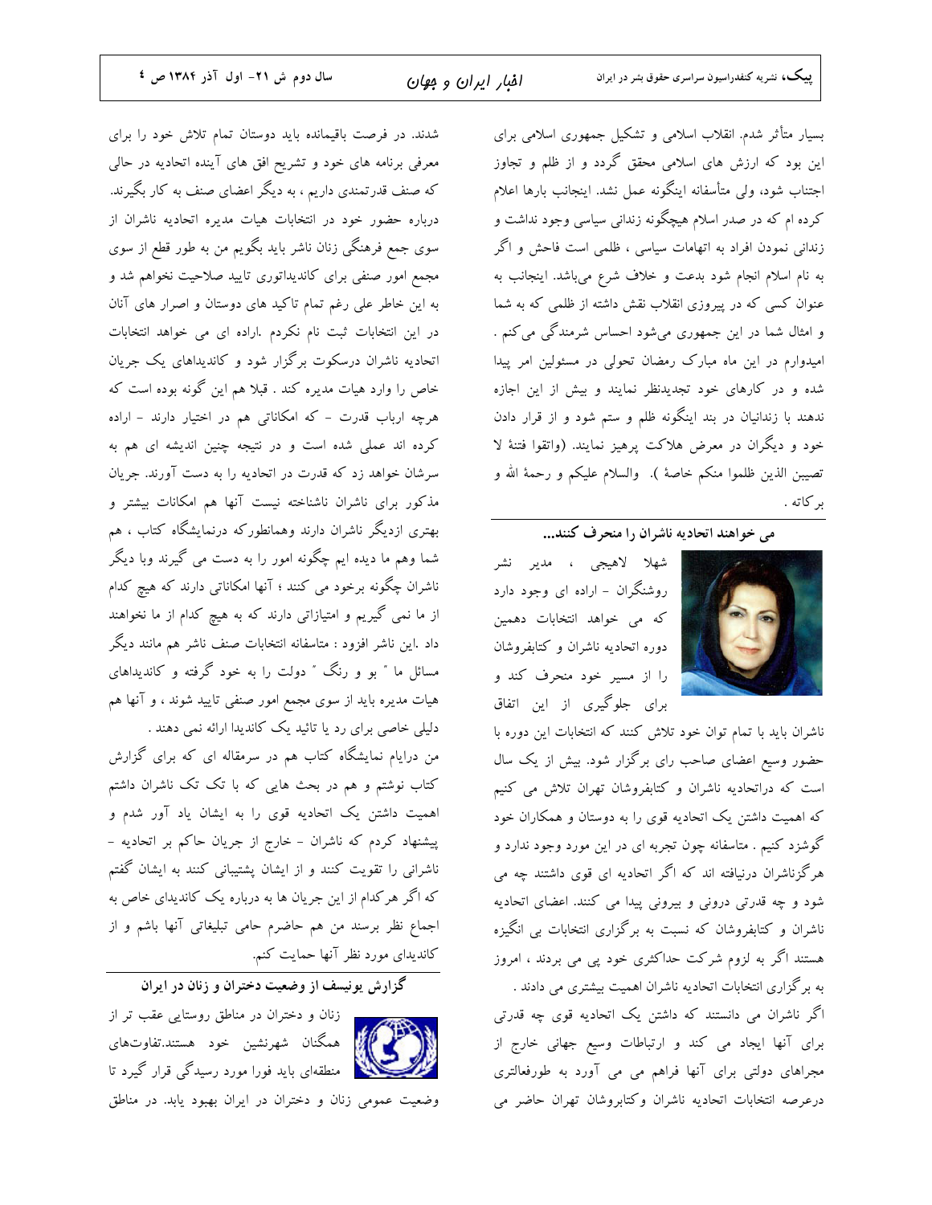بسیار متأثر شدم. انقلاب اسلامی و تشکیل جمهوری اسلامی برای این بود که ارزش های اسلامی محقق گردد و از ظلم و تجاوز اجتناب شود، ولی متأسفانه اینگونه عمل نشد. اینجانب بارها اعلام کرده ام که در صدر اسلام هیچگونه زندانی سیاسی وجود نداشت و زندانی نمودن افراد به اتهامات سیاسی ، ظلمی است فاحش و اگر به نام اسلام انجام شود بدعت و خلاف شرع می‌باشد. اینجانب به عنوان کسی که در پیروزی انقلاب نقش داشته از ظلمی که به شما و امثال شما در این جمهوری می‌شود احساس شرمندگی می‌کنم . امیدوارم در این ماه مبارک رمضان تحولی در مسئولین امر پیدا شده و در کارهای خود تجدیدنظر نمایند و بیش از این اجازه ندهند با زندانیان در بند اینگونه ظلم و ستم شود و از قرار دادن خود و دیگران در معرض هلاکت پرهیز نمایند. (واتقوا فتنهً لا تصیبن الذین ظلموا منکم خاصهً ). والسلام علیکم و رحمهٔ الله و برکاته .

## می خواهند اتحادیه ناشران را منحرف کنند...

شهلا لاهیجی ، مدیر نشر روشنگران - اراده ای وجود دارد که می خواهد انتخابات دهمین دوره اتحادیه ناشران و کتابفروشان را از مسیر خود منحرف کند و برای جلوگیری از این اتفاق ناشران باید با تمام توان خود تلاش کنند که انتخابات این دوره با حضور وسیع اعضای صاحب رای برگزار شود. بیش از یک سال است که دراتحادیه ناشران و کتابفروشان تهران تلاش می کنیم که اهمیت داشتن یک اتحادیه قوی را به دوستان و همکاران خود گوشزد کنیم . متاسفانه چون تجربه ای در این مورد وجود ندارد و هرگزناشران درنیافته اند که اگر اتحادیه ای قوی داشتند چه می شود و چه قدرتی درونی و بیرونی پیدا می کنند. اعضای اتحادیه ناشران و کتابفروشان که نسبت به برگزاری انتخابات بی انگیزه هستند اگر به لزوم شرکت حداکثری خود پی می برند ، امروز به برگزاری انتخابات اتحادیه ناشران اهمیت بیشتری می دادند .

اگر ناشران می دانستند که داشتن یک اتحادیه قوی چه قدرتی برای آنها ایجاد می کند و ارتباطات وسیع جهانی خارج از مجراهای دولتی برای آنها فراهم می می آورد به طورفعالتری درعرصه انتخابات اتحادیه ناشران وکتابروشان تهران حاضر می شدند. در فرصت باقیمانده باید دوستان تمام تلاش خود را برای معرفی برنامه های خود و تشریح افق های آینده اتحادیه در حالی که صنف قدرتمندی داریم ، به دیگر اعضای صنف به کار بگیرند. درباره حضور خود در انتخابات هیات مدیره اتحادیه ناشران از سوی جمع فرهنگی زنان ناشر باید بگویم من به طور قطع از سوی مجمع امور صنفی برای کاندیداتوری تایید صلاحیت نخواهم شد و به این خاطر علی رغم تمام تاکید های دوستان و اصرار های آنان در این انتخابات ثبت نام نکردم .اراده ای می خواهد انتخابات اتحادیه ناشران درسکوت برگزار شود و کاندیداهای یک جریان خاص را وارد هیات مدیره کند . قبلا هم این گونه بوده است که هرچه ارباب قدرت - که امکاناتی هم در اختیار دارند - اراده کرده اند عملی شده است و در نتیجه چنین اندیشه ای هم به سرشان خواهد زد که قدرت در اتحادیه را به دست آورند. جریان مذکور برای ناشران ناشناخته نیست آنها هم امکانات بیشتر و بهتری ازدیگر ناشران دارند وهمانطورکه درنمایشگاه کتاب ، هم شما وهم ما دیده ایم چگونه امور را به دست می گیرند وبا دیگر ناشران چگونه برخود می کنند ؛ آنها امکاناتی دارند که هیچ کدام از ما نمی گیریم و امتیازاتی دارند که به هیچ کدام از ما نخواهند داد .این ناشر افزود : متاسفانه انتخابات صنف ناشر هم مانند دیگر مسائل ما " بو و رنگ " دولت را به خود گرفته و کاندیداهای هیات مدیره باید از سوی مجمع امور صنفی تایید شوند ، و آنها هم دلیلی خاصی برای رد یا تائید یک کاندیدا ارائه نمی دهند .

من درایام نمایشگاه کتاب هم در سرمقاله ای که برای گزارش کتاب نوشتم و هم در بحث هایی که با تک تک ناشران داشتم اهمیت داشتن یک اتحادیه قوی را به ایشان یاد آور شدم و پیشنهاد کردم که ناشران - خارج از جریان حاکم بر اتحادیه - ناشرانی را تقویت کنند و از ایشان پشتیبانی کنند به ایشان گفتم که اگر هرکدام از این جریان ها به درباره یک کاندیدای خاص به اجماع نظر برسند من هم حاضرم حامی تبلیغاتی آنها باشم و از کاندیدای مورد نظر آنها حمایت کنم.

## گزارش یونیسف از وضعیت دختران و زنان در ایران

زنان و دختران در مناطق روستایی عقب تر از همگنان شهرنشین خود هستند.تفاوت‌های منطقه‌ای باید فورا مورد رسیدگی قرار گیرد تا وضعیت عمومی زنان و دختران در ایران بهبود یابد. در مناطق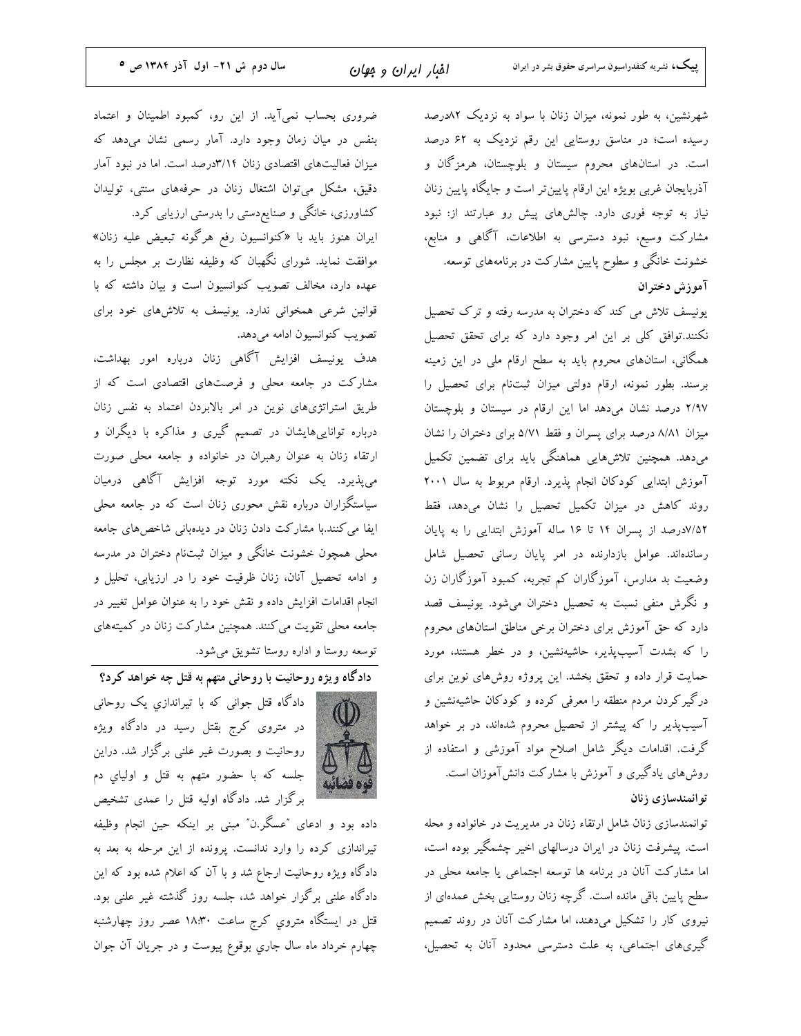شهرنشین، به طور نمونه، میزان زنان با سواد به نزدیک ۸۲درصد رسیده است؛ در مناسق روستایی این رقم نزدیک به ۶۲ درصد است. در استان‌های محروم سیستان و بلوچستان، هرمزگان و آذربایجان غربی بویژه این ارقام پایین‌تر است و جایگاه پایین زنان نیاز به توجه فوری دارد. چالش‌های پیش رو عبارتند از: نبود مشارکت وسیع، نبود دسترسی به اطلاعات، آگاهی و منابع، خشونت خانگی و سطوح پایین مشارکت در برنامه‌های توسعه.

**آموزش دختران**

یونیسف تلاش می کند که دختران به مدرسه رفته و ترک تحصیل نکنند.توافق کلی بر این امر وجود دارد که برای تحقق تحصیل همگانی، استان‌های محروم باید به سطح ارقام ملی در این زمینه برسند. بطور نمونه، ارقام دولتی میزان ثبت‌نام برای تحصیل را ۲/۹۷ درصد نشان می‌دهد اما این ارقام در سیستان و بلوچستان میزان ۸/۸۱ درصد برای پسران و فقط ۵/۷۱ برای دختران را نشان می‌دهد. همچنین تلاش‌هایی هماهنگی باید برای تضمین تکمیل آموزش ابتدایی کودکان انجام پذیرد. ارقام مربوط به سال ۲۰۰۱ روند کاهش در میزان تکمیل تحصیل را نشان می‌دهد، فقط ۷/۵۲درصد از پسران ۱۴ تا ۱۶ ساله آموزش ابتدایی را به پایان رسانده‌اند. عوامل بازدارنده در امر پایان رسانی تحصیل شامل وضعیت بد مدارس، آموزگاران کم تجربه، کمبود آموزگاران زن و نگرش منفی نسبت به تحصیل دختران می‌شود. یونیسف قصد دارد که حق آموزش برای دختران برخی مناطق استان‌های محروم را که بشدت آسیب‌پذیر، حاشیه‌نشین، و در خطر هستند، مورد حمایت قرار داده و تحقق بخشد. این پروژه روش‌های نوین برای درگیرکردن مردم منطقه را معرفی کرده و کودکان حاشیه‌نشین و آسیب‌پذیر را که پیشتر از تحصیل محروم شده‌اند، در بر خواهد گرفت. اقدامات دیگر شامل اصلاح مواد آموزشی و استفاده از روش‌های یادگیری و آموزش با مشارکت دانش‌آموزان است.

**توانمندسازی زنان**

توانمندسازی زنان شامل ارتقاء زنان در مدیریت در خانواده و محله است. پیشرفت زنان در ایران درسالهای اخیر چشمگیر بوده است، اما مشارکت آنان در برنامه ها توسعه اجتماعی یا جامعه محلی در سطح پایین باقی مانده است. گرچه زنان روستایی بخش عمده‌ای از نیروی کار را تشکیل می‌دهند، اما مشارکت آنان در روند تصمیم گیری‌های اجتماعی، به علت دسترسی محدود آنان به تحصیل، ضروری بحساب نمی‌آید. از این رو، کمبود اطمینان و اعتماد بنفس در میان زمان وجود دارد. آمار رسمی نشان می‌دهد که میزان فعالیت‌های اقتصادی زنان ۳/۱۴درصد است. اما در نبود آمار دقیق، مشکل می‌توان اشتغال زنان در حرفه‌های سنتی، تولیدان کشاورزی، خانگی و صنایع‌دستی را بدرستی ارزیابی کرد.

ایران هنوز باید با «کنوانسیون رفع هرگونه تبعیض علیه زنان» موافقت نماید. شورای نگهبان که وظیفه نظارت بر مجلس را به عهده دارد، مخالف تصویب کنوانسیون است و بیان داشته که با قوانین شرعی همخوانی ندارد. یونیسف به تلاش‌های خود برای تصویب کنوانسیون ادامه می‌دهد.

هدف یونیسف افزایش آگاهی زنان درباره امور بهداشت، مشارکت در جامعه محلی و فرصت‌های اقتصادی است که از طریق استراتژی‌های نوین در امر بالابردن اعتماد به نفس زنان درباره توانایی‌هایشان در تصمیم گیری و مذاکره با دیگران و ارتقاء زنان به عنوان رهبران در خانواده و جامعه محلی صورت می‌پذیرد. یک نکته مورد توجه افزایش آگاهی درمیان سیاستگزاران درباره نقش محوری زنان است که در جامعه محلی ایفا می‌کنند.با مشارکت دادن زنان در دیده‌بانی شاخص‌های جامعه محلی همچون خشونت خانگی و میزان ثبت‌نام دختران در مدرسه و ادامه تحصیل آنان، زنان ظرفیت خود را در ارزیابی، تحلیل و انجام اقدامات افزایش داده و نقش خود را به عنوان عوامل تغییر در جامعه محلی تقویت می‌کنند. همچنین مشارکت زنان در کمیته‌های توسعه روستا و اداره روستا تشویق می‌شود.

## دادگاه ویژه روحانیت با روحانی متهم به قتل چه خواهد کرد؟

دادگاه قتل جوانی که با تیراندازي یک روحانی در متروی کرج بقتل رسید در دادگاه ویژه روحانیت و بصورت غیر علنی برگزار شد. دراین جلسه که با حضور متهم به قتل و اولیاي دم برگزار شد. دادگاه اولیه قتل را عمدی تشخیص داده بود و ادعای "عسگر.ن" مبنی بر اینکه حین انجام وظیفه تیراندازی کرده را وارد ندانست. پرونده از این مرحله به بعد به دادگاه ویژه روحانیت ارجاع شد و با آن که اعلام شده بود که این دادگاه علنی برگزار خواهد شد، جلسه روز گذشته غیر علنی بود. قتل در ایستگاه متروي کرج ساعت ۱۸:۳۰ عصر روز چهارشنبه چهارم خرداد ماه سال جاري بوقوع پیوست و در جریان آن جوان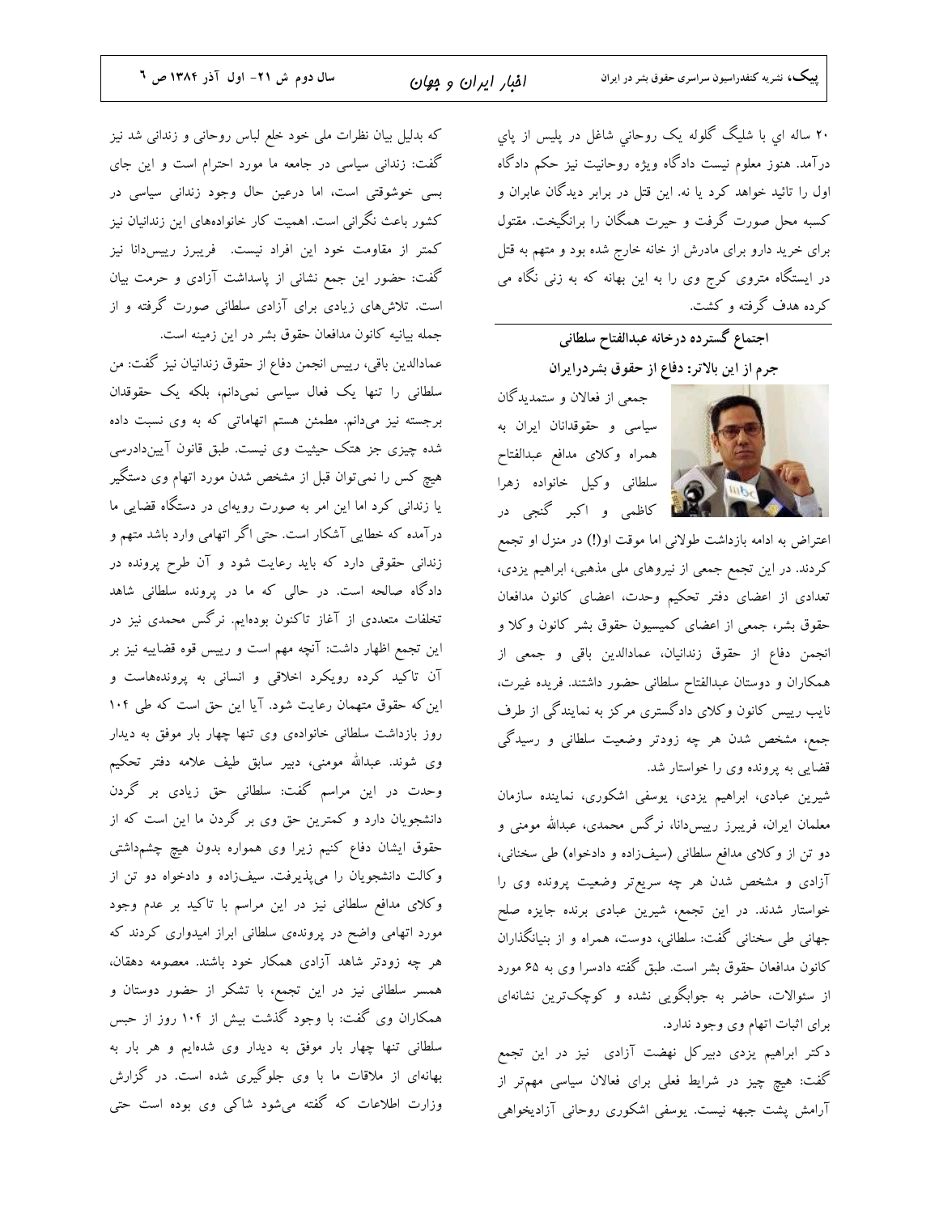۲۰ ساله اي با شليگ گلوله يک روحاني شاغل در پليس از پاي درآمد. هنوز معلوم نيست دادگاه ويژه روحانيت نيز حکم دادگاه اول را تائيد خواهد کرد يا نه. اين قتل در برابر ديدگان عابران و کسبه محل صورت گرفت و حيرت همگان را برانگيخت. مقتول براي خريد دارو براي مادرش از خانه خارج شده بود و متهم به قتل در ايستگاه متروی کرج وی را به اين بهانه که به زنی نگاه می کرده هدف گرفته و کشت.

## اجتماع گسترده درخانه عبدالفتاح سلطانی
## جرم از این بالاتر: دفاع از حقوق بشردرایران

جمعی از فعالان و ستمدیدگان سیاسی و حقوقدانان ایران به همراه وکلای مدافع عبدالفتاح سلطانی وکیل خانواده زهرا کاظمی و اکبر گنجی در اعتراض به ادامه بازداشت طولانی اما موقت او(!) در منزل او تجمع کردند. در این تجمع جمعی از نیروهای ملی مذهبی، ابراهیم یزدی، تعدادی از اعضای دفتر تحکیم وحدت، اعضای کانون مدافعان حقوق بشر، جمعی از اعضای کمیسیون حقوق بشر کانون وکلا و انجمن دفاع از حقوق زندانیان، عمادالدین باقی، و جمعی از همکاران و دوستان عبدالفتاح سلطانی حضور داشتند. فریده غیرت، نایب رییس کانون وکلای دادگستری مرکز به نمایندگی از طرف جمع، مشخص شدن هر چه زودتر وضعیت سلطانی و رسیدگی قضایی به پرونده وی را خواستار شد.

شیرین عبادی، ابراهیم یزدی، یوسفی اشکوری، نماینده سازمان معلمان ایران، فریبرز رییس‌دانا، نرگس محمدی، عبدالله مومنی و دو تن از وکلای مدافع سلطانی (سیف‌زاده و دادخواه) طی سخنانی، آزادی و مشخص شدن هر چه سریع‌تر وضعیت پرونده وی را خواستار شدند. در این تجمع، شیرین عبادی برنده جایزه صلح جهانی طی سخنانی گفت: سلطانی، دوست، همراه و از بنیانگذاران کانون مدافعان حقوق بشر است. طبق گفته دادسرا وی به ۶۵ مورد از سئوالات، حاضر به جوابگویی نشده و کوچک‌ترین نشانه‌ای برای اثبات اتهام وی وجود ندارد.

دکتر ابراهیم یزدی دبیرکل نهضت آزادی نیز در این تجمع گفت: هیچ چیز در شرایط فعلی برای فعالان سیاسی مهم‌تر از آرامش پشت جبهه نیست. یوسفی اشکوری روحانی آزادیخواهی که بدلیل بیان نظرات ملی خود خلع لباس روحانی و زندانی شد نیز گفت: زندانی سیاسی در جامعه ما مورد احترام است و این جای بسی خوشوقتی است، اما درعین حال وجود زندانی سیاسی در کشور باعث نگرانی است. اهمیت کار خانواده‌های این زندانیان نیز کمتر از مقاومت خود این افراد نیست. فریبرز رییس‌دانا نیز گفت: حضور این جمع نشانی از پاسداشت آزادی و حرمت بیان است. تلاش‌های زیادی برای آزادی سلطانی صورت گرفته و از جمله بیانیه کانون مدافعان حقوق بشر در این زمینه است.

عمادالدین باقی، رییس انجمن دفاع از حقوق زندانیان نیز گفت: من سلطانی را تنها یک فعال سیاسی نمی‌دانم، بلکه یک حقوقدان برجسته نیز می‌دانم. مطمئن هستم اتهاماتی که به وی نسبت داده شده چیزی جز هتک حیثیت وی نیست. طبق قانون آیین‌دادرسی هیچ کس را نمی‌توان قبل از مشخص شدن مورد اتهام وی دستگیر یا زندانی کرد اما این امر به صورت رویه‌ای در دستگاه قضایی ما درآمده که خطایی آشکار است. حتی اگر اتهامی وارد باشد متهم و زندانی حقوقی دارد که باید رعایت شود و آن طرح پرونده در دادگاه صالحه است. در حالی که ما در پرونده سلطانی شاهد تخلفات متعددی از آغاز تاکنون بوده‌ایم. نرگس محمدی نیز در این تجمع اظهار داشت: آنچه مهم است و رییس قوه قضاییه نیز بر آن تاکید کرده رویکرد اخلاقی و انسانی به پرونده‌هاست و این‌که حقوق متهمان رعایت شود. آیا این حق است که طی ۱۰۴ روز بازداشت سلطانی خانواده‌ی وی تنها چهار بار موفق به دیدار وی شوند. عبدالله مومنی، دبیر سابق طیف علامه دفتر تحکیم وحدت در این مراسم گفت: سلطانی حق زیادی بر گردن دانشجویان دارد و کمترین حق وی بر گردن ما این است که از حقوق ایشان دفاع کنیم زیرا وی همواره بدون هیچ چشم‌داشتی وکالت دانشجویان را می‌پذیرفت. سیف‌زاده و دادخواه دو تن از وکلای مدافع سلطانی نیز در این مراسم با تاکید بر عدم وجود مورد اتهامی واضح در پرونده‌ی سلطانی ابراز امیدواری کردند که هر چه زودتر شاهد آزادی همکار خود باشند. معصومه دهقان، همسر سلطانی نیز در این تجمع، با تشکر از حضور دوستان و همکاران وی گفت: با وجود گذشت بیش از ۱۰۴ روز از حبس سلطانی تنها چهار بار موفق به دیدار وی شده‌ایم و هر بار به بهانه‌ای از ملاقات ما با وی جلوگیری شده است. در گزارش وزارت اطلاعات که گفته می‌شود شاکی وی بوده است حتی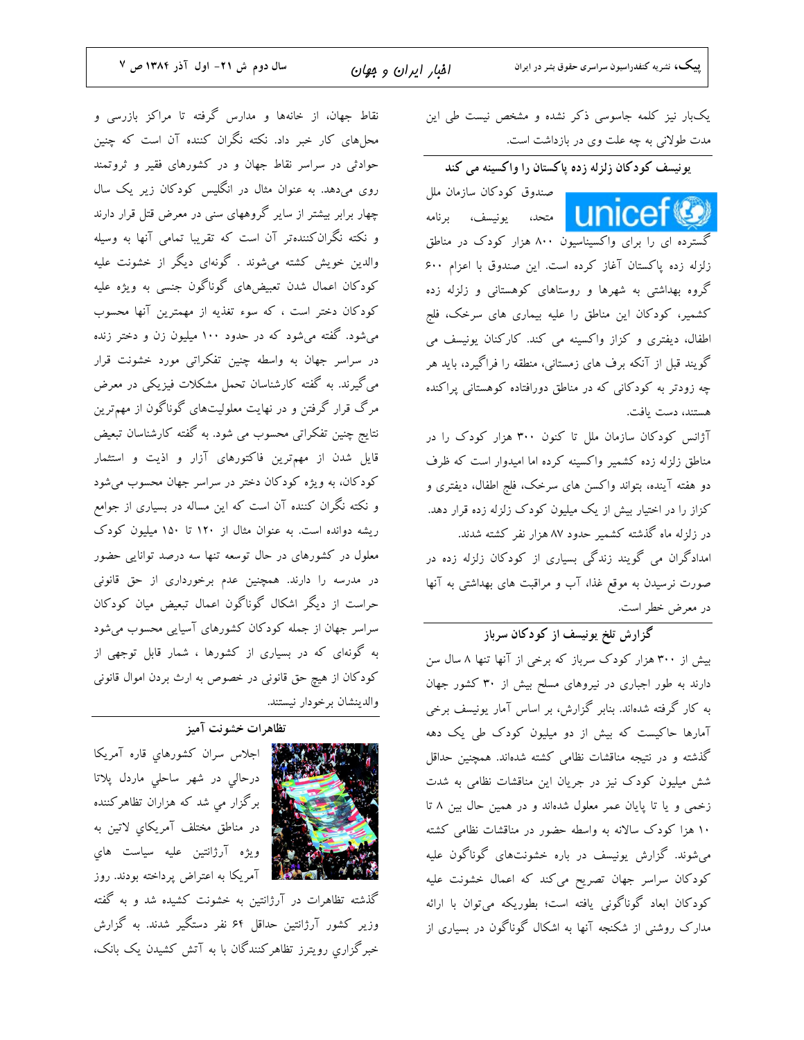یک‌بار نیز کلمه جاسوسی ذکر نشده و مشخص نیست طی این مدت طولانی به چه علت وی در بازداشت است.

## یونیسف کودکان زلزله زده پاکستان را واکسینه می کند

صندوق کودکان سازمان ملل متحد، یونیسف، برنامه گسترده ای را برای واکسیناسیون ۸۰۰ هزار کودک در مناطق زلزله زده پاکستان آغاز کرده است. این صندوق با اعزام ۶۰۰ گروه بهداشتی به شهرها و روستاهای کوهستانی و زلزله زده کشمیر، کودکان این مناطق را علیه بیماری های سرخک، فلج اطفال، دیفتری و کزاز واکسینه می کند. کارکنان یونیسف می گویند قبل از آنکه برف های زمستانی، منطقه را فراگیرد، باید هر چه زودتر به کودکانی که در مناطق دورافتاده کوهستانی پراکنده هستند، دست یافت.

آژانس کودکان سازمان ملل تا کنون ۳۰۰ هزار کودک را در مناطق زلزله زده کشمیر واکسینه کرده اما امیدوار است که ظرف دو هفته آینده، بتواند واکسن های سرخک، فلج اطفال، دیفتری و کزاز را در اختیار بیش از یک میلیون کودک زلزله زده قرار دهد.

در زلزله ماه گذشته کشمیر حدود ۸۷ هزار نفر کشته شدند.

امدادگران می گویند زندگی بسیاری از کودکان زلزله زده در صورت نرسیدن به موقع غذا، آب و مراقبت های بهداشتی به آنها در معرض خطر است.

## گزارش تلخ یونیسف از کودکان سرباز

بیش از ۳۰۰ هزار کودک سرباز که برخی از آنها تنها ۸ سال سن دارند به طور اجباری در نیروهای مسلح بیش از ۳۰ کشور جهان به کار گرفته شده‌اند. بنابر گزارش، بر اساس آمار یونیسف برخی آمارها حاکیست که بیش از دو میلیون کودک طی یک دهه گذشته و در نتیجه مناقشات نظامی کشته شده‌اند. همچنین حداقل شش میلیون کودک نیز در جریان این مناقشات نظامی به شدت زخمی و یا تا پایان عمر معلول شده‌اند و در همین حال بین ۸ تا ۱۰ هزا کودک سالانه به واسطه حضور در مناقشات نظامی کشته می‌شوند. گزارش یونیسف در باره خشونت‌های گوناگون علیه کودکان سراسر جهان تصریح می‌کند که اعمال خشونت علیه کودکان ابعاد گوناگونی یافته است؛ بطوریکه می‌توان با ارائه مدارک روشنی از شکنجه آنها به اشکال گوناگون در بسیاری از نقاط جهان، از خانه‌ها و مدارس گرفته تا مراکز بازرسی و محل‌های کار خبر داد. نکته نگران کننده آن است که چنین حوادثی در سراسر نقاط جهان و در کشورهای فقیر و ثروتمند روی می‌دهد. به عنوان مثال در انگلیس کودکان زیر یک سال چهار برابر بیشتر از سایر گروههای سنی در معرض قتل قرار دارند و نکته نگران‌کننده‌تر آن است که تقریبا تمامی آنها به وسیله والدین خویش کشته می‌شوند . گونه‌ای دیگر از خشونت علیه کودکان اعمال شدن تبعیض‌های گوناگون جنسی به ویژه علیه کودکان دختر است ، که سوء تغذیه از مهمترین آنها محسوب می‌شود. گفته می‌شود که در حدود ۱۰۰ میلیون زن و دختر زنده در سراسر جهان به واسطه چنین تفکراتی مورد خشونت قرار می‌گیرند. به گفته کارشناسان تحمل مشکلات فیزیکی در معرض مرگ قرار گرفتن و در نهایت معلولیت‌های گوناگون از مهم‌ترین نتایج چنین تفکراتی محسوب می شود. به گفته کارشناسان تبعیض قایل شدن از مهمترین فاکتورهای آزار و اذیت و استثمار کودکان، به ویژه کودکان دختر در سراسر جهان محسوب می‌شود و نکته نگران کننده آن است که این مساله در بسیاری از جوامع ریشه دوانده است. به عنوان مثال از ۱۲۰ تا ۱۵۰ میلیون کودک معلول در کشورهای در حال توسعه تنها سه درصد توانایی حضور در مدرسه را دارند. همچنین عدم برخورداری از حق قانونی حراست از دیگر اشکال گوناگون اعمال تبعیض میان کودکان سراسر جهان از جمله کودکان کشورهای آسیایی محسوب می‌شود به گونه‌ای که در بسیاری از کشورها ، شمار قابل توجهی از کودکان از هیچ حق قانونی در خصوص به ارث بردن اموال قانونی والدینشان برخوردار نیستند.

## تظاهرات خشونت آمیز

اجلاس سران کشورهاي قاره آمريکا درحالي در شهر ساحلي ماردل پلاتا برگزار مي شد که هزاران تظاهرکننده در مناطق مختلف آمريکاي لاتين به ويژه آرژانتين عليه سياست هاي آمريکا به اعتراض پرداخته بودند. روز گذشته تظاهرات در آرژانتین به خشونت کشیده شد و به گفته وزير کشور آرژانتين حداقل ۶۴ نفر دستگير شدند. به گزارش خبرگزاري رويترز تظاهرکنندگان با به آتش کشيدن يک بانک،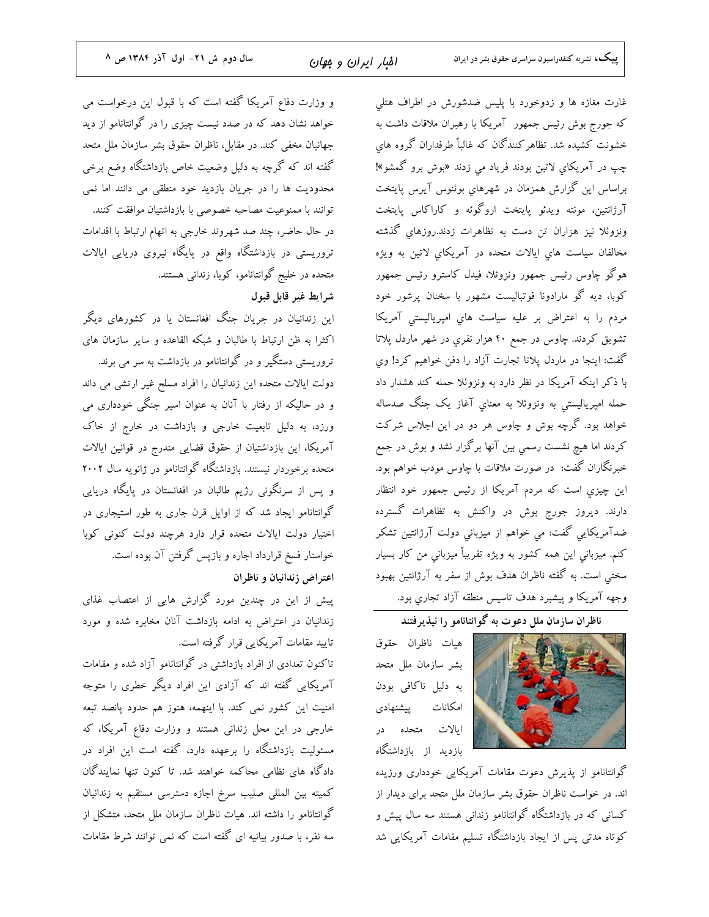غارت مغازه ها و زدوخورد با پلیس ضدشورش در اطراف هتلي که جورج بوش رئيس جمهور آمريكا با رهبران ملاقات داشت به خشونت كشيده شد. تظاهركنندگان كه غالباً طرفداران گروه هاي چپ در آمريكاي لاتين بودند فرياد مي زدند «بوش برو گمشو»! براساس اين گزارش همزمان در شهرهاي بوئنوس آيرس پايتخت آرژانتين، مونته ويدئو پايتخت اروگوئه و كاراكاس پايتخت ونزوئلا نيز هزاران تن دست به تظاهرات زدند.روزهاي گذشته مخالفان سياست هاي ايالات متحده در آمريكاي لاتين به ويژه هوگو چاوس رئيس جمهور ونزوئلا، فيدل كاسترو رئيس جمهور كوبا، ديه گو مارادونا فوتباليست مشهور با سخنان پرشور خود مردم را به اعتراض بر عليه سياست هاي امپرياليستي آمريكا تشويق كردند. چاوس در جمع ۴۰ هزار نفري در شهر ماردل پلاتا گفت: اينجا در ماردل پلاتا تجارت آزاد را دفن خواهيم كرد! وي با ذكر اينكه آمريكا در نظر دارد به ونزوئلا حمله كند هشدار داد حمله امپرياليستي به معناي آغاز يک جنگ صدساله خواهد بود. گرچه بوش و چاوس هر دو در اين اجلاس شركت كردند اما هيچ نشست رسمي بين آنها برگزار نشد و بوش در جمع خبرنگاران گفت: در صورت ملاقات با چاوس مودب خواهم بود. اين چيزي است كه مردم آمريكا از رئيس جمهور خود انتظار دارند. ديروز جورج بوش در واكنش به تظاهرات گسترده ضدآمريكايي گفت: مي خواهم از ميزباني دولت آرژانتين تشكر كنم. ميزباني اين همه كشور به ويژه تقريباً ميزباني من كار بسيار سختي است. به گفته ناظران هدف بوش از سفر به آرژانتين بهبود وجهه آمريكا و پيشبرد هدف تاسيس منطقه آزاد تجاري بود.

### ناظران سازمان ملل دعوت به گوانتانامو را نپذیرفتند

هیات ناظران حقوق بشر سازمان ملل متحد به دلیل ناکافی بودن امکانات پیشنهادی ایالات متحده در بازدید از بازداشتگاه گوانتانامو از پذیرش دعوت مقامات آمریکایی خودداری ورزیده اند. در خواست ناظران حقوق بشر سازمان ملل متحد برای دیدار از کسانی که در بازداشتگاه گوانتانامو زندانی هستند سه سال پیش و کوتاه مدتی پس از ایجاد بازداشتگاه تسلیم مقامات آمریکایی شد و وزارت دفاع آمریکا گفته است که با قبول این درخواست می خواهد نشان دهد که در صدد نیست چیزی را در گوانتانامو از دید جهانیان مخفی کند. در مقابل، ناظران حقوق بشر سازمان ملل متحد گفته اند که گرچه به دلیل وضعیت خاص بازداشتگاه وضع برخی محدودیت ها را در جریان بازدید خود منطقی می دانند اما نمی توانند با ممنوعیت مصاحبه خصوصی با بازداشتیان موافقت کنند.

در حال حاضر، چند صد شهروند خارجی به اتهام ارتباط با اقدامات تروریستی در بازداشتگاه واقع در پایگاه نیروی دریایی ایالات متحده در خلیج گوانتانامو، کوبا، زندانی هستند.

#### شرایط غیر قابل قبول

این زندانیان در جریان جنگ افغانستان یا در کشورهای دیگر اکثرا به ظن ارتباط با طالبان و شبکه القاعده و سایر سازمان های تروریستی دستگیر و در گوانتانامو در بازداشت به سر می برند.

دولت ایالات متحده این زندانیان را افراد مسلح غیر ارتشی می داند و در حالیکه از رفتار با آنان به عنوان اسیر جنگی خودداری می ورزد، به دلیل تابعیت خارجی و بازداشت در خارج از خاک آمریکا، این بازداشتیان از حقوق قضایی مندرج در قوانین ایالات متحده برخوردار نیستند. بازداشتگاه گوانتانامو در ژانویه سال ۲۰۰۲ و پس از سرنگونی رژیم طالبان در افغانستان در پایگاه دریایی گوانتانامو ایجاد شد که از اوایل قرن جاری به طور استیجاری در اختیار دولت ایالات متحده قرار دارد هرچند دولت کنونی کوبا خواستار فسخ قرارداد اجاره و بازپس گرفتن آن بوده است.

#### اعتراض زندانیان و ناظران

پیش از این در چندین مورد گزارش هایی از اعتصاب غذای زندانیان در اعتراض به ادامه بازداشت آنان مخابره شده و مورد تایید مقامات آمریکایی قرار گرفته است.

تاکنون تعدادی از افراد بازداشتی در گوانتانامو آزاد شده و مقامات آمریکایی گفته اند که آزادی این افراد دیگر خطری را متوجه امنیت این کشور نمی کند. با اینهمه، هنوز هم حدود پانصد تبعه خارجی در این محل زندانی هستند و وزارت دفاع آمریکا، که مسئولیت بازداشتگاه را برعهده دارد، گفته است این افراد در دادگاه های نظامی محاکمه خواهند شد. تا کنون تنها نمایندگان کمیته بین المللی صلیب سرخ اجازه دسترسی مستقیم به زندانیان گوانتانامو را داشته اند. هیات ناظران سازمان ملل متحد، متشکل از سه نفر، با صدور بیانیه ای گفته است که نمی توانند شرط مقامات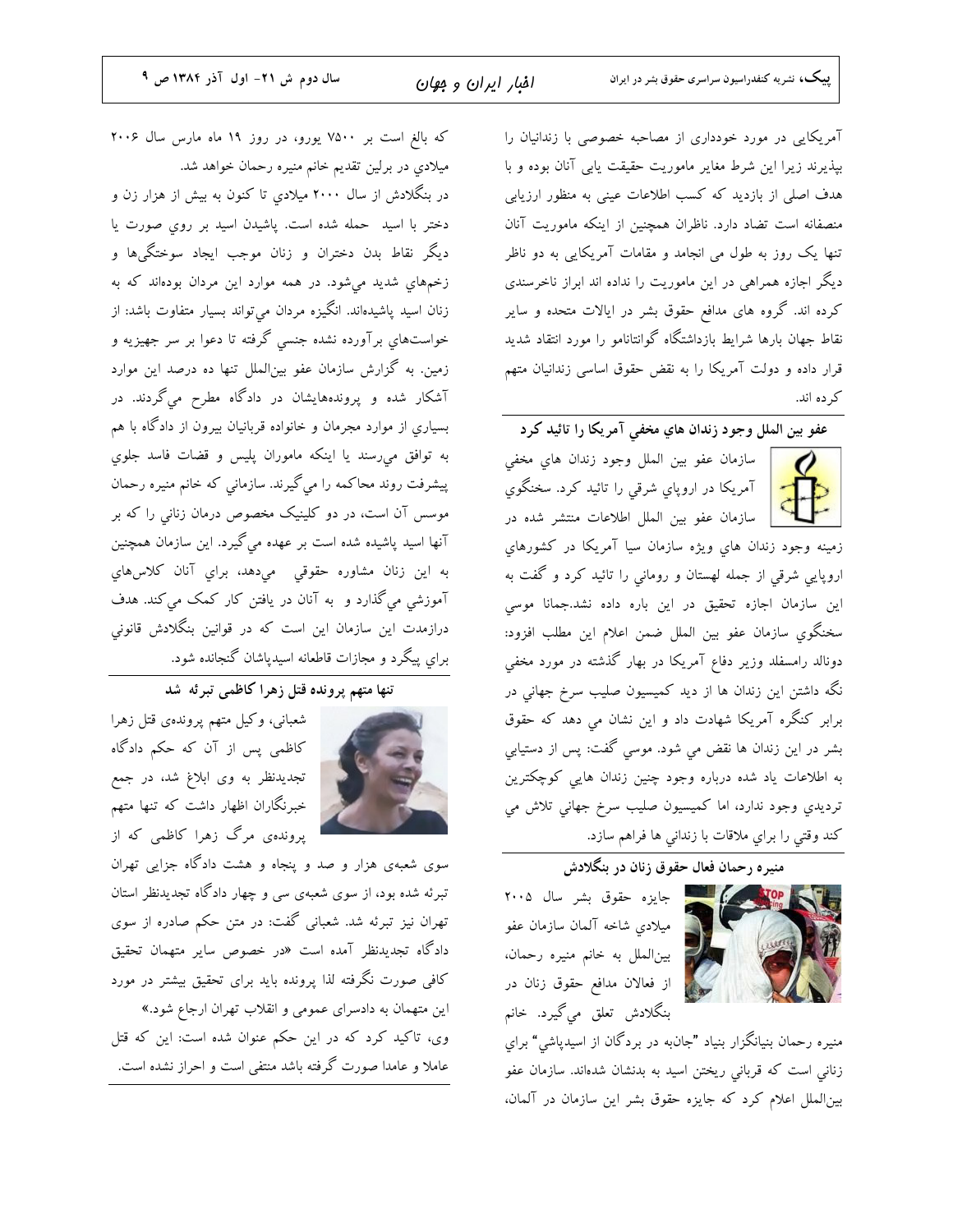آمریکایی در مورد خودداری از مصاحبه خصوصی با زندانیان را بپذیرند زیرا این شرط مغایر ماموریت حقیقت یابی آنان بوده و با هدف اصلی از بازدید که کسب اطلاعات عینی به منظور ارزیابی منصفانه است تضاد دارد. ناظران همچنین از اینکه ماموریت آنان تنها یک روز به طول می انجامد و مقامات آمریکایی به دو ناظر دیگر اجازه همراهی در این ماموریت را نداده اند ابراز ناخرسندی کرده اند. گروه های مدافع حقوق بشر در ایالات متحده و سایر نقاط جهان بارها شرایط بازداشتگاه گوانتانامو را مورد انتقاد شدید قرار داده و دولت آمریکا را به نقض حقوق اساسی زندانیان متهم کرده اند.

### عفو بین الملل وجود زندان هاي مخفي آمريكا را تائيد كرد

سازمان عفو بین الملل وجود زندان هاي مخفي آمريكا در اروپاي شرقي را تائيد كرد. سخنگوي سازمان عفو بين الملل اطلاعات منتشر شده در زمينه وجود زندان هاي ويژه سازمان سيا آمريكا در كشورهاي اروپايي شرقي از جمله لهستان و روماني را تائيد كرد و گفت به اين سازمان اجازه تحقيق در اين باره داده نشد.جمانا موسي سخنگوي سازمان عفو بين الملل ضمن اعلام اين مطلب افزود: دونالد رامسفلد وزير دفاع آمريكا در بهار گذشته در مورد مخفي نگه داشتن اين زندان ها از ديد كميسيون صليب سرخ جهاني در برابر كنگره آمريكا شهادت داد و اين نشان مي دهد كه حقوق بشر در اين زندان ها نقض مي شود. موسي گفت: پس از دستيابي به اطلاعات ياد شده درباره وجود چنين زندان هايي كوچكترين ترديدي وجود ندارد، اما كميسيون صليب سرخ جهاني تلاش مي كند وقتي را براي ملاقات با زنداني ها فراهم سازد.

### منیره رحمان فعال حقوق زنان در بنگلادش

جایزه حقوق بشر سال ۲۰۰۵ میلادي شاخه آلمان سازمان عفو بين‌الملل به خانم منيره رحمان، از فعالان مدافع حقوق زنان در بنگلادش تعلق مي‌گيرد. خانم منيره رحمان بنيانگزار بنياد "جان‌به در بردگان از اسيدپاشي" براي زناني است كه قرباني ريختن اسيد به بدنشان شده‌اند. سازمان عفو بين‌الملل اعلام كرد كه جايزه حقوق بشر اين سازمان در آلمان، كه بالغ است بر ۷۵۰۰ يورو، در روز ۱۹ ماه مارس سال ۲۰۰۶ ميلادي در برلين تقديم خانم منيره رحمان خواهد شد.

در بنگلادش از سال ۲۰۰۰ ميلادي تا كنون به بيش از هزار زن و دختر با اسيد حمله شده است. پاشيدن اسيد بر روي صورت يا ديگر نقاط بدن دختران و زنان موجب ايجاد سوختگي‌ها و زخم‌هاي شديد مي‌شود. در همه موارد اين مردان بوده‌اند كه به زنان اسيد پاشيده‌اند. انگيزه مردان مي‌تواند بسيار متفاوت باشد: از خواست‌هاي برآورده نشده جنسي گرفته تا دعوا بر سر جهيزيه و زمين. به گزارش سازمان عفو بين‌الملل تنها ده درصد اين موارد آشكار شده و پرونده‌هايشان در دادگاه مطرح مي‌گردند. در بسياري از موارد مجرمان و خانواده قربانيان بيرون از دادگاه با هم به توافق مي‌رسند يا اينكه ماموران پليس و قضات فاسد جلوي پيشرفت روند محاكمه را مي‌گيرند. سازماني كه خانم منيره رحمان موسس آن است، در دو كلينيك مخصوص درمان زناني را كه بر آنها اسيد پاشيده شده است بر عهده مي‌گيرد. اين سازمان همچنين به اين زنان مشاوره حقوقي مي‌دهد، براي آنان كلاس‌هاي آموزشي مي‌گذارد و به آنان در يافتن كار كمك مي‌كند. هدف درازمدت اين سازمان اين است كه در قوانين بنگلادش قانوني براي پيگرد و مجازات قاطعانه اسيدپاشان گنجانده شود.

### تنها متهم پرونده قتل زهرا کاظمی تبرئه شد

شعبانی، وکیل متهم پرونده‌ی قتل زهرا کاظمی پس از آن که حکم دادگاه تجدیدنظر به وی ابلاغ شد، در جمع خبرنگاران اظهار داشت که تنها متهم پرونده‌ی مرگ زهرا کاظمی که از سوی شعبه‌ی هزار و صد و پنجاه و هشت دادگاه جزایی تهران تبرئه شده بود، از سوی شعبه‌ی سی و چهار دادگاه تجدیدنظر استان تهران نیز تبرئه شد. شعبانی گفت: در متن حکم صادره از سوی دادگاه تجدیدنظر آمده است «در خصوص سایر متهمان تحقیق کافی صورت نگرفته لذا پرونده باید برای تحقیق بیشتر در مورد این متهمان به دادسرای عمومی و انقلاب تهران ارجاع شود.»

وی، تاکید کرد که در این حکم عنوان شده است: این که قتل عاملا و عامدا صورت گرفته باشد منتفی است و احراز نشده است.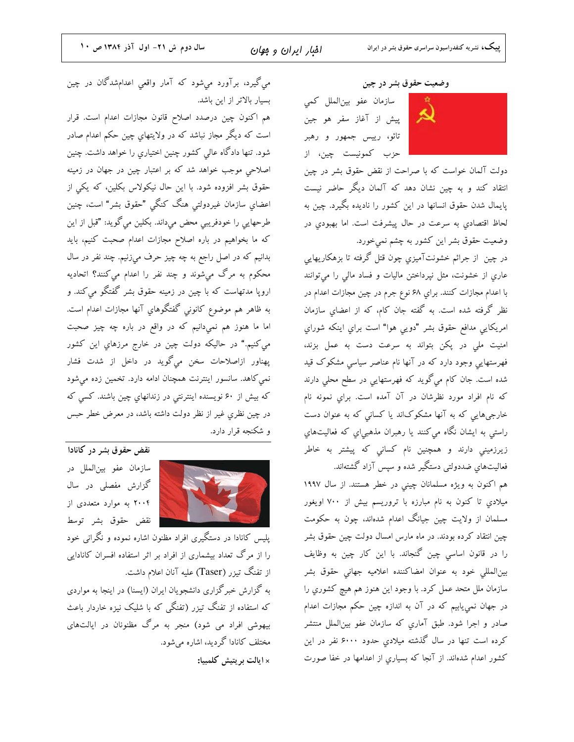## وضعیت حقوق بشر در چین

سازمان عفو بین‌الملل کمی پیش از آغاز سفر هو جین تائو، رییس جمهور و رهبر حزب کمونیست چین، از دولت آلمان خواست که با صراحت از نقض حقوق بشر در چین انتقاد کند و به چین نشان دهد که آلمان دیگر حاضر نیست پایمال شدن حقوق انسانها در این کشور را نادیده بگیرد. چین به لحاظ اقتصادي به سرعت در حال پیشرفت است. اما بهبودي در وضعیت حقوق بشر این کشور به چشم نمي‌خورد.

در چین از جرائم خشونت‌آمیزي چون قتل گرفته تا بزهکاریهایي عاري از خشونت، مثل نپرداختن مالیات و فساد مالي را مي‌توانند با اعدام مجازات کنند. براي ۶۸ نوع جرم در چین مجازات اعدام در نظر گرفته شده است. به گفته جان کام، که از اعضاي سازمان امریکایي مدافع حقوق بشر "دویي هوا" است براي اینکه شوراي امنیت ملي در پکن بتواند به سرعت دست به عمل بزند، فهرستهایي وجود دارد که در آنها نام عناصر سیاسي مشکوک قید شده است. جان کام مي‌گوید که فهرستهایي در سطح محلي دارند که نام افراد مورد نظرشان در آن آمده است. براي نمونه نام خارجي‌هایي که به آنها مشکوک‌اند یا کساني که به عنوان دست راستي به ایشان نگاه مي‌کنند یا رهبران مذهبي‌اي که فعالیت‌هاي زیرزمیني دارند و همچنین نام کساني که پیشتر به خاطر فعالیت‌هاي ضددولتی دستگیر شده و سپس آزاد گشته‌اند.

هم اکنون به ویژه مسلمانان چیني در خطر هستند. از سال ۱۹۹۷ میلادي تا کنون به نام مبارزه با تروریسم بیش از ۷۰۰ اویغور مسلمان از ولایت چین جیانگ اعدام شده‌اند، چون به حکومت چین انتقاد کرده بودند. در ماه مارس امسال دولت چین حقوق بشر را در قانون اساسي چین گنجاند. با این کار چین به وظایف بین‌المللي خود به عنوان امضاکننده اعلامیه جهاني حقوق بشر سازمان ملل متحد عمل کرد. با وجود این هنوز هم هیچ کشوري را در جهان نمي‌یابیم که در آن به اندازه چین حکم مجازات اعدام صادر و اجرا شود. طبق آماري که سازمان عفو بین‌الملل منتشر کرده است تنها در سال گذشته میلادي حدود ۶۰۰۰ نفر در این کشور اعدام شده‌اند. از آنجا که بسیاري از اعدامها در خفا صورت مي‌گیرد، برآورد مي‌شود که آمار واقعي اعدام‌شدگان در چین بسیار بالاتر از این باشد.

هم اکنون چین درصدد اصلاح قانون مجازات اعدام است. قرار است که دیگر مجاز نباشد که در ولایتهاي چین حکم اعدام صادر شود. تنها دادگاه عالي کشور چنین اختیاري را خواهد داشت. چنین اصلاحي موجب خواهد شد که بر اعتبار چین در جهان در زمینه حقوق بشر افزوده شود. با این حال نیکولاس بکلین، که یکي از اعضاي سازمان غیردولتي هنگ کنگي "حقوق بشر" است، چنین طرحهایي را خودفریبي محض مي‌داند. بکلین مي‌گوید: "قبل از این که ما بخواهیم در باره اصلاح مجازات اعدام صحبت کنیم، باید بدانیم که در اصل راجع به چه چیز حرف مي‌زنیم. چند نفر در سال محکوم به مرگ مي‌شوند و چند نفر را اعدام مي‌کنند؟ اتحادیه اروپا مدتهاست که با چین در زمینه حقوق بشر گفتگو مي‌کند. و به ظاهر هم موضوع کانوني گفتگوهاي آنها مجازات اعدام است. اما ما هنوز هم نمي‌دانیم که در واقع در باره چه چیز صحبت مي‌کنیم." در حالیکه دولت چین در خارج مرزهاي این کشور پهناور ازاصلاحات سخن مي‌گوید در داخل از شدت فشار نمي‌کاهد. سانسور اینترنت همچنان ادامه دارد. تخمین زده مي‌شود که بیش از ۶۰ نویسنده اینترنتي در زندانهاي چین باشند. کسي که در چین نظري غیر از نظر دولت داشته باشد، در معرض خطر حبس و شکنجه قرار دارد.

## نقض حقوق بشر در کانادا

سازمان عفو بین‌الملل در گزارش مفصلی در سال ۲۰۰۴ به موارد متعددی از نقض حقوق بشر توسط پلیس کانادا در دستگیری افراد مظنون اشاره نموده و نگرانی خود را از مرگ تعداد بیشماری از افراد بر اثر استفاده افسران کانادایی از تفنگ تیزر (Taser) علیه آنان اعلام داشت.

به گزارش خبرگزاری دانشجویان ایران (ایسنا) در اینجا به مواردی که استفاده از تفنگ تیزر (تفنگی که با شلیک نیزه خاردار باعث بیهوشی افراد می شود) منجر به مرگ مظنونان در ایالت‌های مختلف کانادا گردید، اشاره می‌شود.

× **ایالت بریتیش کلمبیا:**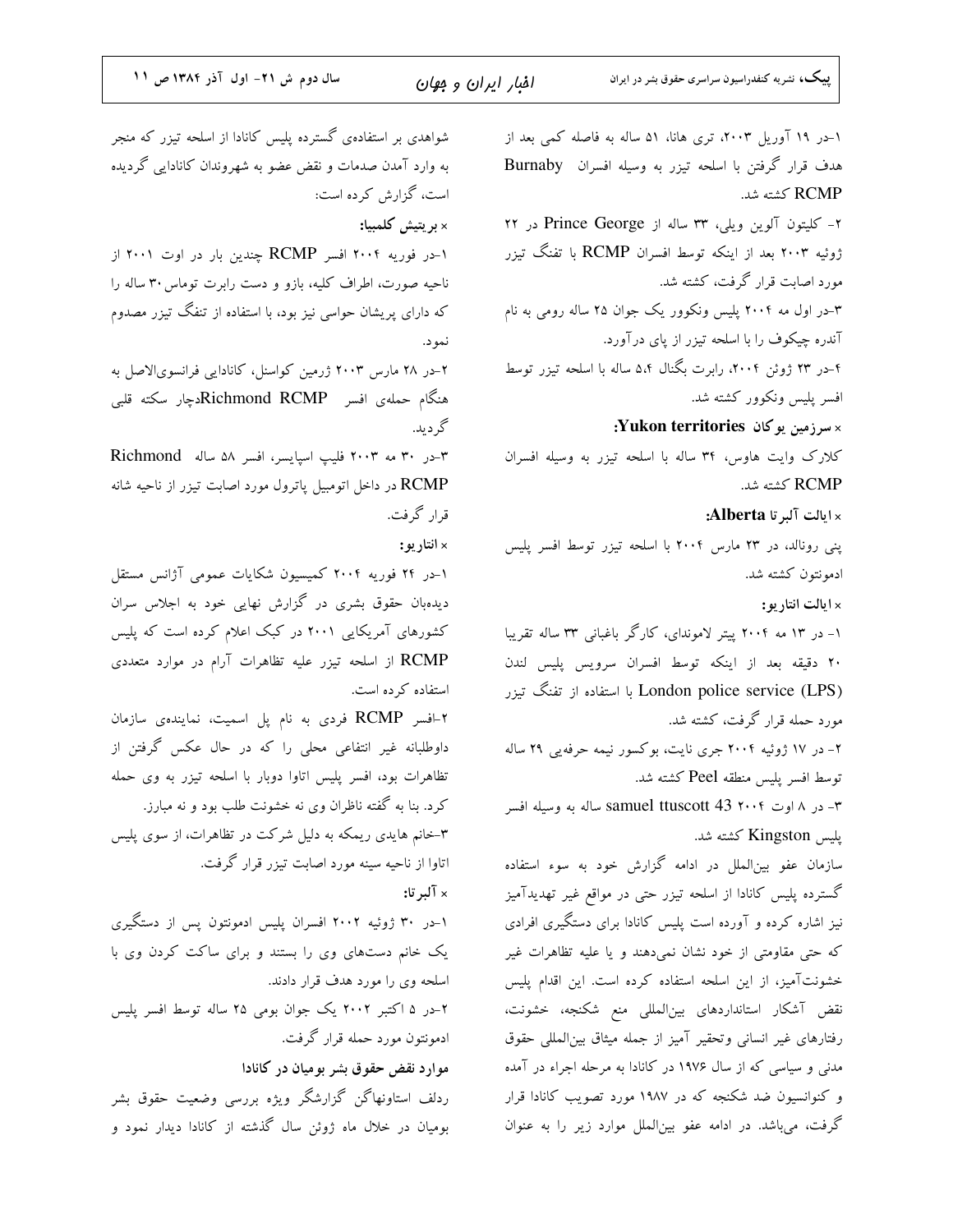۱-در ۱۹ آوریل ۲۰۰۳، تری هانا، ۵۱ ساله به فاصله کمی بعد از هدف قرار گرفتن با اسلحه تیزر به وسیله افسران Burnaby RCMP کشته شد.

۲- کلیتون آلوین ویلی، ۳۳ ساله از Prince George در ۲۲ ژوئیه ۲۰۰۳ بعد از اینکه توسط افسران RCMP با تفنگ تیزر مورد اصابت قرار گرفت، کشته شد.

۳-در اول مه ۲۰۰۴ پلیس ونکوور یک جوان ۲۵ ساله رومی به نام آندره چیکوف را با اسلحه تیزر از پای درآورد.

۴-در ۲۳ ژوئن ۲۰۰۴، رابرت بگنال ۵۴ ساله با اسلحه تیزر توسط افسر پلیس ونکوور کشته شد.

× **سرزمین یوکان Yukon territories:**

کلارک وایت هاوس، ۳۴ ساله با اسلحه تیزر به وسیله افسران RCMP کشته شد.

× **ایالت آلبرتا Alberta:**

پنی رونالد، در ۲۳ مارس ۲۰۰۴ با اسلحه تیزر توسط افسر پلیس ادمونتون کشته شد.

× **ایالت انتاریو:**

۱- در ۱۳ مه ۲۰۰۴ پیتر لاموندای، کارگر باغبانی ۳۳ ساله تقریبا ۲۰ دقیقه بعد از اینکه توسط افسران سرویس پلیس لندن London police service (LPS) با استفاده از تفنگ تیزر مورد حمله قرار گرفت، کشته شد.

۲- در ۱۷ ژوئیه ۲۰۰۴ جری نایت، بوکسور نیمه حرفه‌یی ۲۹ ساله توسط افسر پلیس منطقه Peel کشته شد.

۳- در ۸ اوت ۲۰۰۴ samuel ttuscott 43 ساله به وسیله افسر پلیس Kingston کشته شد.

سازمان عفو بین‌الملل در ادامه گزارش خود به سوء استفاده گسترده پلیس کانادا از اسلحه تیزر حتی در مواقع غیر تهدیدآمیز نیز اشاره کرده و آورده است پلیس کانادا برای دستگیری افرادی که حتی مقاومتی از خود نشان نمی‌دهند و یا علیه تظاهرات غیر خشونت‌آمیز، از این اسلحه استفاده کرده است. این اقدام پلیس نقض آشکار استانداردهای بین‌المللی منع شکنجه، خشونت، رفتارهای غیر انسانی وتحقیر آمیز از جمله میثاق بین‌المللی حقوق مدنی و سیاسی که از سال ۱۹۷۶ در کانادا به مرحله اجراء در آمده و کنوانسیون ضد شکنجه که در ۱۹۸۷ مورد تصویب کانادا قرار گرفت، می‌باشد. در ادامه عفو بین‌الملل موارد زیر را به عنوان شواهدی بر استفاده‌ی گسترده پلیس کانادا از اسلحه تیزر که منجر به وارد آمدن صدمات و نقض عضو به شهروندان کانادایی گردیده است، گزارش کرده است:

× **بریتیش کلمبیا:**

۱-در فوریه ۲۰۰۴ افسر RCMP چندین بار در اوت ۲۰۰۱ از ناحیه صورت، اطراف کلیه، بازو و دست رابرت توماس۳۰ ساله را که دارای پریشان حواسی نیز بود، با استفاده از تفنگ تیزر مصدوم نمود.

۲-در ۲۸ مارس ۲۰۰۳ ژرمین کواسنل، کانادایی فرانسوی‌الاصل به هنگام حمله‌ی افسر Richmond RCMPدچار سکته قلبی گردید.

۳-در ۳۰ مه ۲۰۰۳ فلیپ اسپایسر، افسر ۵۸ ساله Richmond RCMP در داخل اتومبیل پاترول مورد اصابت تیزر از ناحیه شانه قرار گرفت.

× **انتاریو:**

۱-در ۲۴ فوریه ۲۰۰۴ کمیسیون شکایات عمومی آژانس مستقل دیده‌بان حقوق بشری در گزارش نهایی خود به اجلاس سران کشورهای آمریکایی ۲۰۰۱ در کبک اعلام کرده است که پلیس RCMP از اسلحه تیزر علیه تظاهرات آرام در موارد متعددی استفاده کرده است.

۲-افسر RCMP فردی به نام پل اسمیت، نماینده‌ی سازمان داوطلبانه غیر انتفاعی محلی را که در حال عکس گرفتن از تظاهرات بود، افسر پلیس اتاوا دوبار با اسلحه تیزر به وی حمله کرد. بنا به گفته ناظران وی نه خشونت طلب بود و نه مبارز.

۳-خانم هایدی ریمکه به دلیل شرکت در تظاهرات، از سوی پلیس اتاوا از ناحیه سینه مورد اصابت تیزر قرار گرفت.

× **آلبرتا:**

۱-در ۳۰ ژوئیه ۲۰۰۲ افسران پلیس ادمونتون پس از دستگیری یک خانم دست‌های وی را بستند و برای ساکت کردن وی با اسلحه وی را مورد هدف قرار دادند.

۲-در ۵ اکتبر ۲۰۰۲ یک جوان بومی ۲۵ ساله توسط افسر پلیس ادمونتون مورد حمله قرار گرفت.

**موارد نقض حقوق بشر بومیان در کانادا**

ردلف استاونهاگن گزارشگر ویژه بررسی وضعیت حقوق بشر بومیان در خلال ماه ژوئن سال گذشته از کانادا دیدار نمود و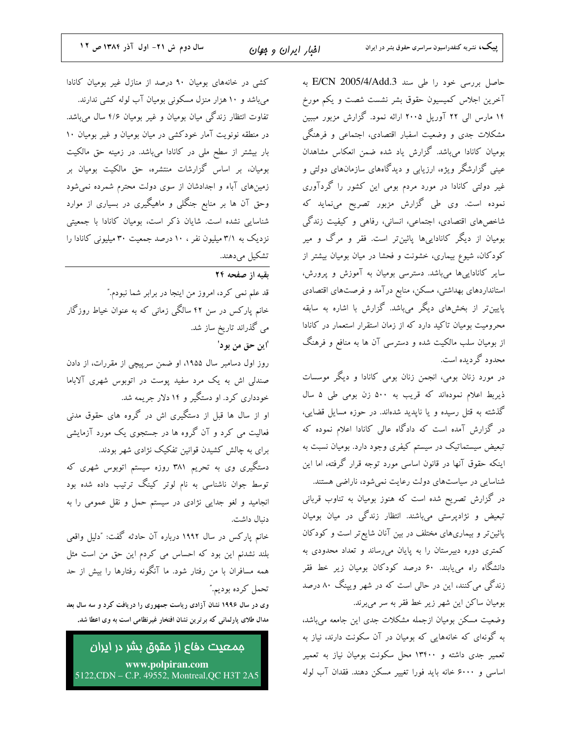حاصل بررسی خود را طی سند E/CN 2005/4/Add.3 به آخرین اجلاس کمیسیون حقوق بشر نشست شصت و یکم مورخ ۱۴ مارس الی ۲۲ آوریل ۲۰۰۵ ارائه نمود. گزارش مزبور مبین مشکلات جدی و وضعیت اسفبار اقتصادی، اجتماعی و فرهنگی بومیان کانادا می‌باشد. گزارش یاد شده ضمن انعکاس مشاهدان عینی گزارشگر ویژه، ارزیابی و دیدگاه‌های سازمان‌های دولتی و غیر دولتی کانادا در مورد مردم بومی این کشور را گردآوری نموده است. وی طی گزارش مزبور تصریح می‌نماید که شاخص‌های اقتصادی، اجتماعی، انسانی، رفاهی و کیفیت زندگی بومیان از دیگر کانادایی‌ها پائین‌تر است. فقر و مرگ و میر کودکان، شیوع بیماری، خشونت و فحشا در میان بومیان بیشتر از سایر کانادایی‌ها می‌باشد. دسترسی بومیان به آموزش و پرورش، استانداردهای بهداشتی، مسکن، منابع درآمد و فرصت‌های اقتصادی پایین‌تر از بخش‌های دیگر می‌باشد. گزارش با اشاره به سابقه محرومیت بومیان تاکید دارد که از زمان استقرار استعمار در کانادا از بومیان سلب مالکیت شده و دسترسی آن ها به منافع و فرهنگ محدود گردیده است.

در مورد زنان بومی، انجمن زنان بومی کانادا و دیگر موسسات ذیربط اعلام نموده‌اند که قریب به ۵۰۰ زن بومی طی ۵ سال گذشته به قتل رسیده و یا ناپدید شده‌اند. در حوزه مسایل قضایی، در گزارش آمده است که دادگاه عالی کانادا اعلام نموده که تبعیض سیستماتیک در سیستم کیفری وجود دارد. بومیان نسبت به اینکه حقوق آنها در قانون اساسی مورد توجه قرار گرفته، اما این شناسایی در سیاست‌های دولت رعایت نمی‌شود، ناراضی هستند.

در گزارش تصریح شده است که هنوز بومیان به تناوب قربانی تبعیض و نژادپرستی می‌باشند. انتظار زندگی در میان بومیان پائین‌تر و بیماری‌های مختلف در بین آنان شایع‌تر است و کودکان کمتری دوره دبیرستان را به پایان می‌رساند و تعداد محدودی به دانشگاه راه می‌یابند. ۶۰ درصد کودکان بومیان زیر خط فقر زندگی می‌کنند، این در حالی است که در شهر وینپنگ ۸۰ درصد بومیان ساکن این شهر زیر خط فقر به سر می‌برند.

وضعیت مسکن بومیان ازجمله مشکلات جدی این جامعه می‌باشد، به گونه‌ای که خانه‌هایی که بومیان در آن سکونت دارند، نیاز به تعمیر جدی داشته و ۱۳۴۰۰ محل سکونت بومیان نیاز به تعمیر اساسی و ۶۰۰۰ خانه باید فورا تغییر مسکن دهند. فقدان آب لوله کشی در خانه‌های بومیان ۹۰ درصد از منازل غیر بومیان کانادا می‌باشد و ۱۰ هزار منزل مسکونی بومیان آب لوله کشی ندارند. تفاوت انتظار زندگی میان بومیان و غیر بومیان ۴/۶ سال می‌باشد. در منطقه نونویت آمار خودکشی در میان بومیان و غیر بومیان ۱۰ بار بیشتر از سطح ملی در کانادا می‌باشد. در زمینه حق مالکیت بومیان، بر اساس گزارشات منتشره، حق مالکیت بومیان بر زمین‌های آباء و اجدادشان از سوی دولت محترم شمرده نمی‌شود وحق آن ها بر منابع جنگلی و ماهیگیری در بسیاری از موارد شناسایی نشده است. شایان ذکر است، بومیان کانادا با جمعیتی نزدیک به ۳/۱ میلیون نفر ، ۱۰ درصد جمعیت ۳۰ میلیونی کانادا را تشکیل می‌دهند.

---

**بقیه از صفحه ۲۴**

قد علم نمی کرد، امروز من اینجا در برابر شما نبودم."

خانم پارکس در سن ۴۲ سالگی زمانی که به عنوان خیاط روزگار می گذراند تاریخ ساز شد.

**'این حق من بود'**

روز اول دسامبر سال ۱۹۵۵، او ضمن سرپیچی از مقررات، از دادن صندلی اش به یک مرد سفید پوست در اتوبوس شهری آلاباما خودداری کرد. او دستگیر و ۱۴ دلار جریمه شد.

او از سال ها قبل از دستگیری اش در گروه های حقوق مدنی فعالیت می کرد و آن گروه ها در جستجوی یک مورد آزمایشی برای به چالش کشیدن قوانین تفکیک نژادی شهر بودند.

دستگیری وی به تحریم ۳۸۱ روزه سیستم اتوبوس شهری که توسط جوان ناشناسی به نام لوتر کینگ ترتیب داده شده بود انجامید و لغو جدایی نژادی در سیستم حمل و نقل عمومی را به دنبال داشت.

خانم پارکس در سال ۱۹۹۲ درباره آن حادثه گفت: "دلیل واقعی بلند نشدنم این بود که احساس می کردم این حق من است مثل همه مسافران با من رفتار شود. ما آنگونه رفتارها را بیش از حد تحمل کرده بودیم."

**وی در سال ۱۹۹۶ نشان آزادی ریاست جمهوری را دریافت کرد و سه سال بعد مدال طلای پارلمانی که برترین نشان افتخار غیرنظامی است به وی اعطا شد.**

**جمعیت دفاع از حقوق بشر در ایران**

www.polpiran.com

5122,CDN – C.P. 49552, Montreal,QC H3T 2A5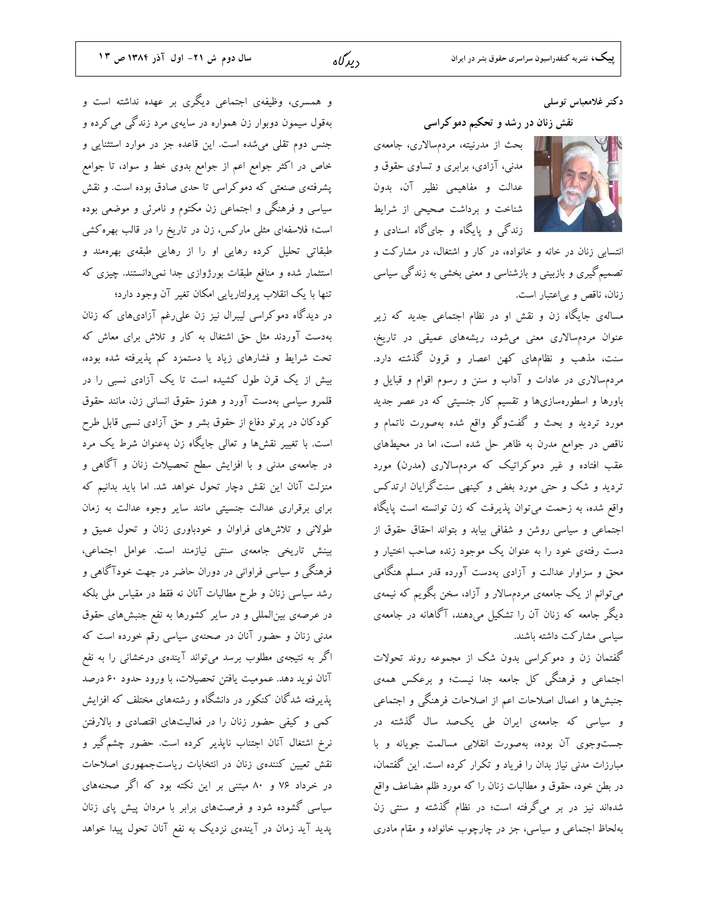دکتر غلامعباس توسلی

## نقش زنان در رشد و تحکیم دموکراسی

بحث از مدرنیته، مردم‌سالاری، جامعه‌ی مدنی، آزادی، برابری و تساوی حقوق و عدالت و مفاهیمی نظیر آن، بدون شناخت و برداشت صحیحی از شرایط زندگی و پایگاه و جای‌گاه اسنادی و انتسابی زنان در خانه و خانواده، در کار و اشتغال، در مشارکت و تصمیم‌گیری و بازبینی و بازشناسی و معنی بخشی به زندگی سیاسی زنان، ناقص و بی‌اعتبار است.

مساله‌ی جایگاه زن و نقش او در نظام اجتماعی جدید که زیر عنوان مردم‌سالاری معنی می‌شود، ریشه‌های عمیقی در تاریخ، سنت، مذهب و نظام‌های کهن اعصار و قرون گذشته دارد. مردم‌سالاری در عادات و آداب و سنن و رسوم اقوام و قبایل و باورها و اسطوره‌سازی‌ها و تقسیم کار جنسیتی که در عصر جدید مورد تردید و بحث و گفت‌وگو واقع شده به‌صورت ناتمام و ناقص در جوامع مدرن به ظاهر حل شده است، اما در محیط‌های عقب افتاده و غیر دموکراتیک که مردم‌سالاری (مدرن) مورد تردید و شک و حتی مورد بغض و کینهی سنت‌گرایان ارتدکس واقع شده، به زحمت می‌توان پذیرفت که زن توانسته است پایگاه اجتماعی و سیاسی روشن و شفافی بیابد و بتواند احقاق حقوق از دست رفته‌ی خود را به عنوان یک موجود زنده صاحب اختیار و محق و سزاوار عدالت و آزادی به‌دست آورده قدر مسلم هنگامی می‌توانم از یک جامعه‌ی مردم‌سالار و آزاد، سخن بگویم که نیمه‌ی دیگر جامعه که زنان آن را تشکیل می‌دهند، آگاهانه در جامعه‌ی سیاسی مشارکت داشته باشند.

گفتمان زن و دموکراسی بدون شک از مجموعه روند تحولات اجتماعی و فرهنگی کل جامعه جدا نیست؛ و برعکس همه‌ی جنبش‌ها و اعمال اصلاحات اعم از اصلاحات فرهنگی و اجتماعی و سیاسی که جامعه‌ی ایران طی یک‌صد سال گذشته در جست‌وجوی آن بوده، به‌صورت انقلابی مسالمت جویانه و با مبارزات مدنی نیاز بدان را فریاد و تکرار کرده است. این گفتمان، در بطن خود، حقوق و مطالبات زنان را که مورد ظلم مضاعف واقع شده‌اند نیز در بر می‌گرفته است؛ در نظام گذشته و سنتی زن به‌لحاظ اجتماعی و سیاسی، جز در چارچوب خانواده و مقام مادری و همسری، وظیفه‌ی اجتماعی دیگری بر عهده نداشته است و به‌قول سیمون دوبوار زن همواره در سایه‌ی مرد زندگی می‌کرده و جنس دوم تقلی می‌شده است. این قاعده جز در موارد استثنایی و خاص در اکثر جوامع اعم از جوامع بدوی خط و سواد، تا جوامع پیشرفته‌ی صنعتی که دموکراسی تا حدی صادق بوده است. و نقش سیاسی و فرهنگی و اجتماعی زن مکتوم و نامرئی و موضعی بوده است؛ فلاسفه‌ای مثلی مارکس، زن در تاریخ را در قالب بهره‌کشی طبقاتی تحلیل کرده رهایی او را از رهایی طبقه‌ی بهره‌مند و استثمار شده و منافع طبقات بورژوازی جدا نمی‌دانستند. چیزی که تنها با یک انقلاب پرولتاریایی امکان تغیر آن وجود دارد؛

در دیدگاه دموکراسی لیبرال نیز زن علی‌رغم آزادی‌های که زنان به‌دست آوردند مثل حق اشتغال به کار و تلاش برای معاش که تحت شرایط و فشارهای زیاد یا دستمزد کم پذیرفته شده بوده، بیش از یک قرن طول کشیده است تا یک آزادی نسبی را در قلمرو سیاسی به‌دست آورد و هنوز حقوق انسانی زن، مانند حقوق کودکان در پرتو دفاع از حقوق بشر و حق آزادی نسبی قابل طرح است. با تغییر نقش‌ها و تعالی جایگاه زن به‌عنوان شرط یک مرد در جامعه‌ی مدنی و با افزایش سطح تحصیلات زنان و آگاهی و منزلت آنان این نقش دچار تحول خواهد شد. اما باید بدانیم که برای برقراری عدالت جنسیتی مانند سایر وجوه عدالت به زمان طولانی و تلاش‌های فراوان و خودباوری زنان و تحول عمیق و بینش تاریخی جامعه‌ی سنتی نیازمند است. عوامل اجتماعی، فرهنگی و سیاسی فراوانی در دوران حاضر در جهت خودآگاهی و رشد سیاسی زنان و طرح مطالبات آنان نه فقط در مقیاس ملی بلکه در عرصه‌ی بین‌المللی و در سایر کشورها به نفع جنبش‌های حقوق مدنی زنان و حضور آنان در صحنه‌ی سیاسی رقم خورده است که اگر به نتیجه‌ی مطلوب برسد می‌تواند آینده‌ی درخشانی را به نفع آنان نوید دهد. عمومیت یافتن تحصیلات، با ورود حدود ۶۰ درصد پذیرفته شدگان کنکور در دانشگاه و رشته‌های مختلف که افزایش کمی و کیفی حضور زنان را در فعالیت‌های اقتصادی و بالارفتن نرخ اشتغال آنان اجتناب ناپذیر کرده است. حضور چشم‌گیر و نقش تعیین کننده‌ی زنان در انتخابات ریاست‌جمهوری اصلاحات در خرداد ۷۶ و ۸۰ مبتنی بر این نکته بود که اگر صحنه‌های سیاسی گشوده شود و فرصت‌های برابر با مردان پیش پای زنان پدید آید زمان در آینده‌ی نزدیک به نفع آنان تحول پیدا خواهد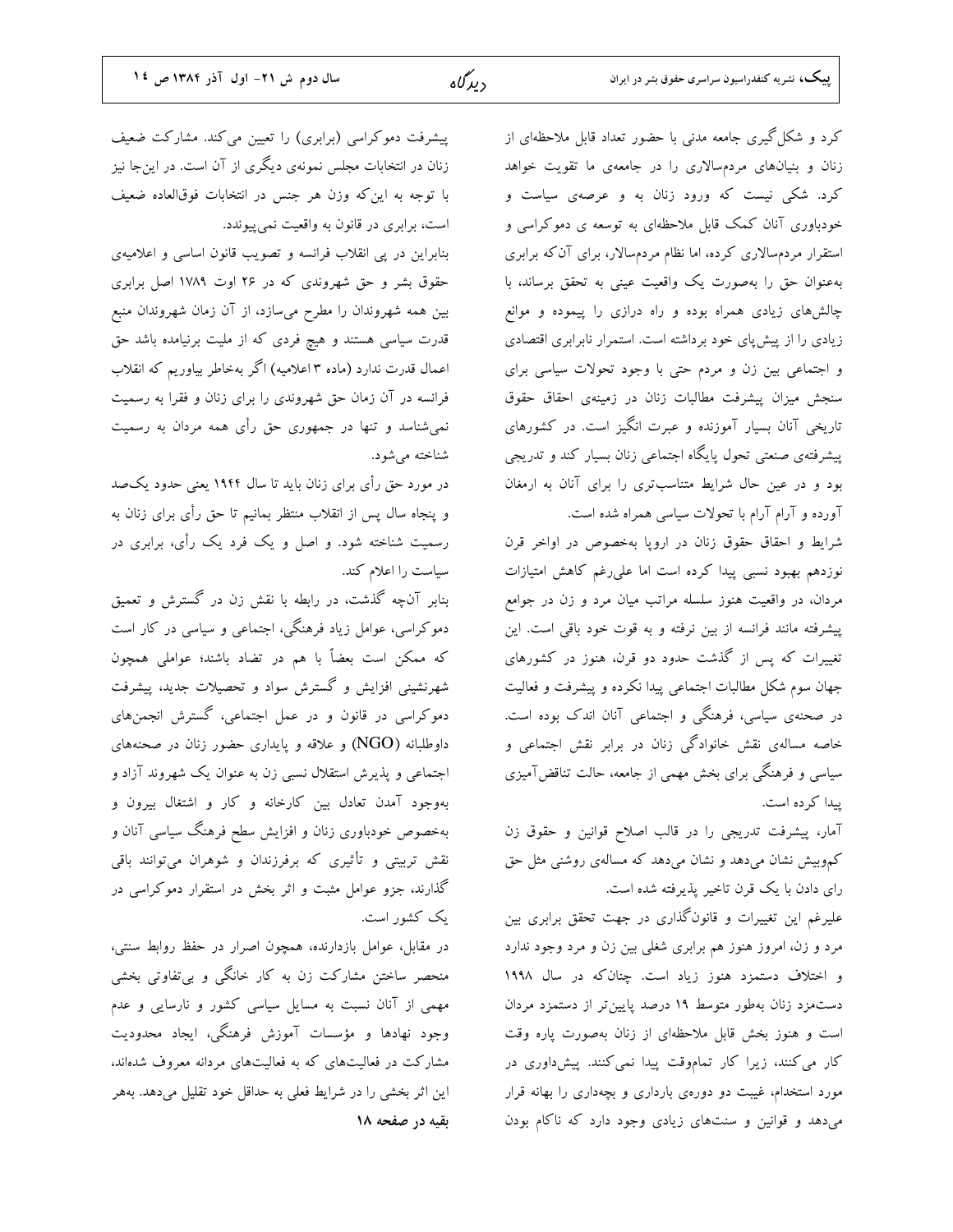کرد و شکل‌گیری جامعه مدنی با حضور تعداد قابل ملاحظه‌ای از زنان و بنیان‌های مردم‌سالاری را در جامعه‌ی ما تقویت خواهد کرد. شکی نیست که ورود زنان به و عرصه‌ی سیاست و خودباوری آنان کمک قابل ملاحظه‌ای به توسعه ی دموکراسی و استقرار مردم‌سالاری کرده، اما نظام مردم‌سالار، برای آن‌که برابری به‌عنوان حق را به‌صورت یک واقعیت عینی به تحقق برساند، با چالش‌های زیادی همراه بوده و راه درازی را پیموده و موانع زیادی را از پیش‌پای خود برداشته است. استمرار نابرابری اقتصادی و اجتماعی بین زن و مردم حتی با وجود تحولات سیاسی برای سنجش میزان پیشرفت مطالبات زنان در زمینه‌ی احقاق حقوق تاریخی آنان بسیار آموزنده و عبرت انگیز است. در کشورهای پیشرفته‌ی صنعتی تحول پایگاه اجتماعی زنان بسیار کند و تدریجی بود و در عین حال شرایط متناسب‌تری را برای آنان به ارمغان آورده و آرام آرام با تحولات سیاسی همراه شده است.

شرایط و احقاق حقوق زنان در اروپا به‌خصوص در اواخر قرن نوزدهم بهبود نسبی پیدا کرده است اما علی‌رغم کاهش امتیازات مردان، در واقعیت هنوز سلسله مراتب میان مرد و زن در جوامع پیشرفته مانند فرانسه از بین نرفته و به قوت خود باقی است. این تغییرات که پس از گذشت حدود دو قرن، هنوز در کشورهای جهان سوم شکل مطالبات اجتماعی پیدا نکرده و پیشرفت و فعالیت در صحنه‌ی سیاسی، فرهنگی و اجتماعی آنان اندک بوده است. خاصه مساله‌ی نقش خانوادگی زنان در برابر نقش اجتماعی و سیاسی و فرهنگی برای بخش مهمی از جامعه، حالت تناقض‌آمیزی پیدا کرده است.

آمار، پیشرفت تدریجی را در قالب اصلاح قوانین و حقوق زن کم‌وبیش نشان می‌دهد و نشان می‌دهد که مساله‌ی روشنی مثل حق رای دادن با یک قرن تاخیر پذیرفته شده است.

علیرغم این تغییرات و قانون‌گذاری در جهت تحقق برابری بین مرد و زن، امروز هنوز هم برابری شغلی بین زن و مرد وجود ندارد و اختلاف دستمزد هنوز زیاد است. چنان‌که در سال ۱۹۹۸ دستمزد زنان به‌طور متوسط ۱۹ درصد پایین‌تر از دستمزد مردان است و هنوز بخش قابل ملاحظه‌ای از زنان به‌صورت پاره وقت کار می‌کنند، زیرا کار تمام‌وقت پیدا نمی‌کنند. پیش‌داوری در مورد استخدام، غیبت دو دوره‌ی بارداری و بچه‌داری را بهانه قرار می‌دهد و قوانین و سنت‌های زیادی وجود دارد که ناکام بودن پیشرفت دموکراسی (برابری) را تعیین می‌کند. مشارکت ضعیف زنان در انتخابات مجلس نمونه‌ی دیگری از آن است. در این‌جا نیز با توجه به این‌که وزن هر جنس در انتخابات فوق‌العاده ضعیف است، برابری در قانون به واقعیت نمی‌پیوندد.

بنابراین در پی انقلاب فرانسه و تصویب قانون اساسی و اعلامیه‌ی حقوق بشر و حق شهروندی که در ۲۶ اوت ۱۷۸۹ اصل برابری بین همه شهروندان را مطرح می‌سازد، از آن زمان شهروندان منبع قدرت سیاسی هستند و هیچ فردی که از ملیت برنیامده باشد حق اعمال قدرت ندارد (ماده ۳ اعلامیه) اگر به‌خاطر بیاوریم که انقلاب فرانسه در آن زمان حق شهروندی را برای زنان و فقرا به رسمیت نمی‌شناسد و تنها در جمهوری حق رأی همه مردان به رسمیت شناخته می‌شود.

در مورد حق رأی برای زنان باید تا سال ۱۹۴۴ یعنی حدود یک‌صد و پنجاه سال پس از انقلاب منتظر بمانیم تا حق رأی برای زنان به رسمیت شناخته شود. و اصل و یک فرد یک رأی، برابری در سیاست را اعلام کند.

بنابر آن‌چه گذشت، در رابطه با نقش زن در گسترش و تعمیق دموکراسی، عوامل زیاد فرهنگی، اجتماعی و سیاسی در کار است که ممکن است بعضاً با هم در تضاد باشند؛ عواملی همچون شهرنشینی افزایش و گسترش سواد و تحصیلات جدید، پیشرفت دموکراسی در قانون و در عمل اجتماعی، گسترش انجمن‌های داوطلبانه (NGO) و علاقه و پایداری حضور زنان در صحنه‌های اجتماعی و پذیرش استقلال نسبی زن به عنوان یک شهروند آزاد و به‌وجود آمدن تعادل بین کارخانه و کار و اشتغال بیرون و به‌خصوص خودباوری زنان و افزایش سطح فرهنگ سیاسی آنان و نقش تربیتی و تأثیری که برفرزندان و شوهران می‌توانند باقی گذارند، جزو عوامل مثبت و اثر بخش در استقرار دموکراسی در یک کشور است.

در مقابل، عوامل بازدارنده، همچون اصرار در حفظ روابط سنتی، منحصر ساختن مشارکت زن به کار خانگی و بی‌تفاوتی بخشی مهمی از آنان نسبت به مسایل سیاسی کشور و نارسایی و عدم وجود نهادها و مؤسسات آموزش فرهنگی، ایجاد محدودیت مشارکت در فعالیت‌های که به فعالیت‌های مردانه معروف شده‌اند، این اثر بخشی را در شرایط فعلی به حداقل خود تقلیل می‌دهد. به‌هر

**بقیه در صفحه ۱۸**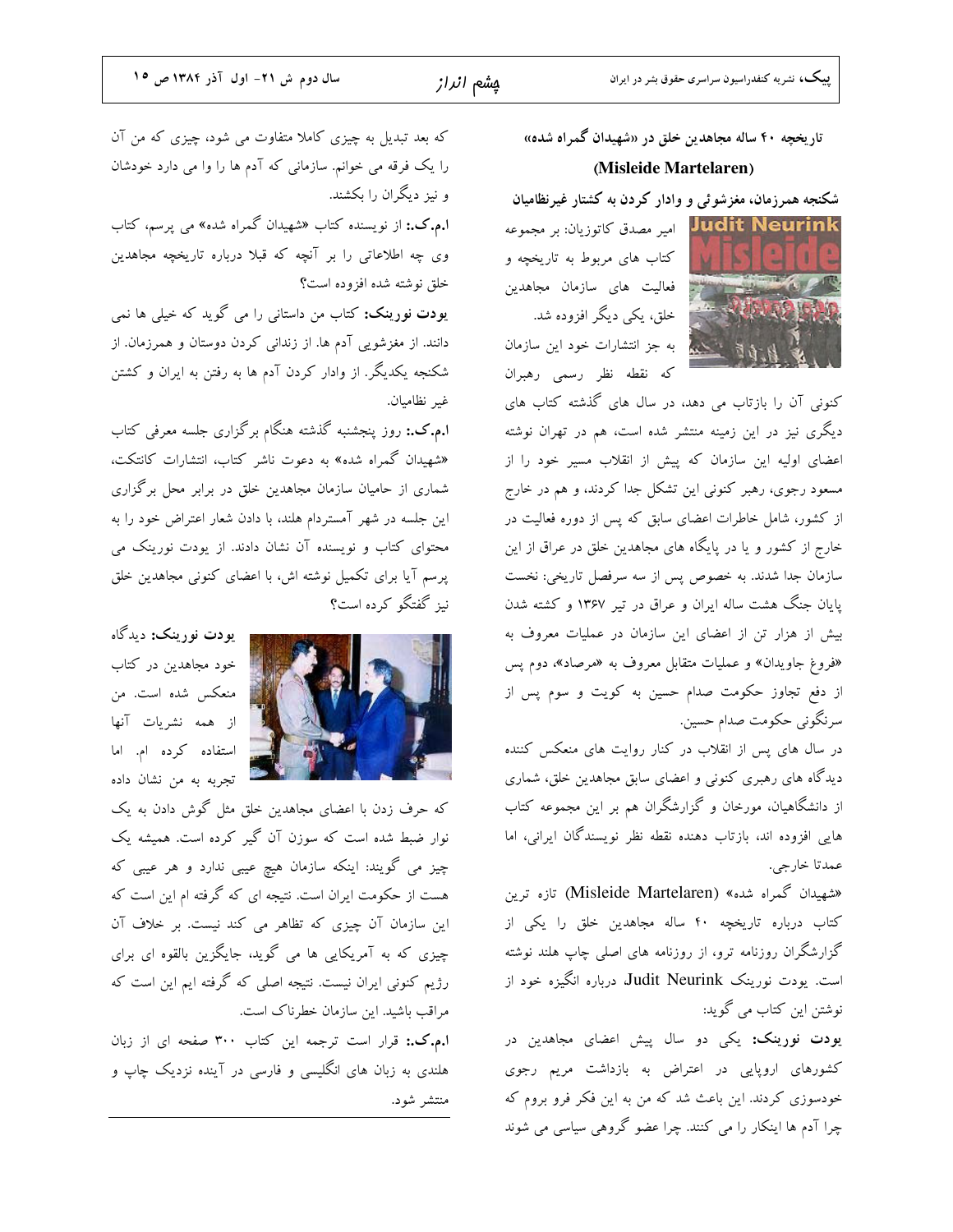## تاریخچه ۴۰ ساله مجاهدین خلق در «شهیدان گمراه شده»

## (Misleide Martelaren)

### شکنجه همرزمان، مغزشوئی و وادار کردن به کشتار غیرنظامیان

امیر مصدق کاتوزیان: بر مجموعه کتاب های مربوط به تاریخچه و فعالیت های سازمان مجاهدین خلق، یکی دیگر افزوده شد.

به جز انتشارات خود این سازمان که نقطه نظر رسمی رهبران کنونی آن را بازتاب می دهد، در سال های گذشته کتاب های دیگری نیز در این زمینه منتشر شده است، هم در تهران نوشته اعضای اولیه این سازمان که پیش از انقلاب مسیر خود را از مسعود رجوی، رهبر کنونی این تشکل جدا کردند، و هم در خارج از کشور، شامل خاطرات اعضای سابق که پس از دوره فعالیت در خارج از کشور و یا در پایگاه های مجاهدین خلق در عراق از این سازمان جدا شدند. به خصوص پس از سه سرفصل تاریخی: نخست پایان جنگ هشت ساله ایران و عراق در تیر ۱۳۶۷ و کشته شدن بیش از هزار تن از اعضای این سازمان در عملیات معروف به «فروغ جاویدان» و عملیات متقابل معروف به «مرصاد»، دوم پس از دفع تجاوز حکومت صدام حسین به کویت و سوم پس از سرنگونی حکومت صدام حسین.

در سال های پس از انقلاب در کنار روایت های منعکس کننده دیدگاه های رهبری کنونی و اعضای سابق مجاهدین خلق، شماری از دانشگاهیان، مورخان و گزارشگران هم بر این مجموعه کتاب هایی افزوده اند، بازتاب دهنده نقطه نظر نویسندگان ایرانی، اما عمدتا خارجی.

«شهیدان گمراه شده» (Misleide Martelaren) تازه ترین کتاب درباره تاریخچه ۴۰ ساله مجاهدین خلق را یکی از گزارشگران روزنامه ترو، از روزنامه های اصلی چاپ هلند نوشته است. یودت نورینک Judit Neurink درباره انگیزه خود از نوشتن این کتاب می گوید:

**یودت نورینک:** یکی دو سال پیش اعضای مجاهدین در کشورهای اروپایی در اعتراض به بازداشت مریم رجوی خودسوزی کردند. این باعث شد که من به این فکر فرو بروم که چرا آدم ها اینکار را می کنند. چرا عضو گروهی سیاسی می شوند که بعد تبدیل به چیزی کاملا متفاوت می شود، چیزی که من آن را یک فرقه می خوانم. سازمانی که آدم ها را وا می دارد خودشان و نیز دیگران را بکشند.

**ا.م.ک.:** از نویسنده کتاب «شهیدان گمراه شده» می پرسم، کتاب وی چه اطلاعاتی را بر آنچه که قبلا درباره تاریخچه مجاهدین خلق نوشته شده افزوده است؟

**یودت نورینک:** کتاب من داستانی را می گوید که خیلی ها نمی دانند. از مغزشویی آدم ها. از زندانی کردن دوستان و همرزمان. از شکنجه یکدیگر. از وادار کردن آدم ها به رفتن به ایران و کشتن غیر نظامیان.

**ا.م.ک.:** روز پنجشنبه گذشته هنگام برگزاری جلسه معرفی کتاب «شهیدان گمراه شده» به دعوت ناشر کتاب، انتشارات کانتکت، شماری از حامیان سازمان مجاهدین خلق در برابر محل برگزاری این جلسه در شهر آمستردام هلند، با دادن شعار اعتراض خود را به محتوای کتاب و نویسنده آن نشان دادند. از یودت نورینک می پرسم آیا برای تکمیل نوشته اش، با اعضای کنونی مجاهدین خلق نیز گفتگو کرده است؟

**یودت نورینک:** دیدگاه خود مجاهدین در کتاب منعکس شده است. من از همه نشریات آنها استفاده کرده ام. اما تجربه به من نشان داده که حرف زدن با اعضای مجاهدین خلق مثل گوش دادن به یک نوار ضبط شده است که سوزن آن گیر کرده است. همیشه یک چیز می گویند: اینکه سازمان هیچ عیبی ندارد و هر عیبی که هست از حکومت ایران است. نتیجه ای که گرفته ام این است که این سازمان آن چیزی که تظاهر می کند نیست. بر خلاف آن چیزی که به آمریکایی ها می گوید، جایگزین بالقوه ای برای رژیم کنونی ایران نیست. نتیجه اصلی که گرفته ایم این است که مراقب باشید. این سازمان خطرناک است.

**ا.م.ک.:** قرار است ترجمه این کتاب ۳۰۰ صفحه ای از زبان هلندی به زبان های انگلیسی و فارسی در آینده نزدیک چاپ و منتشر شود.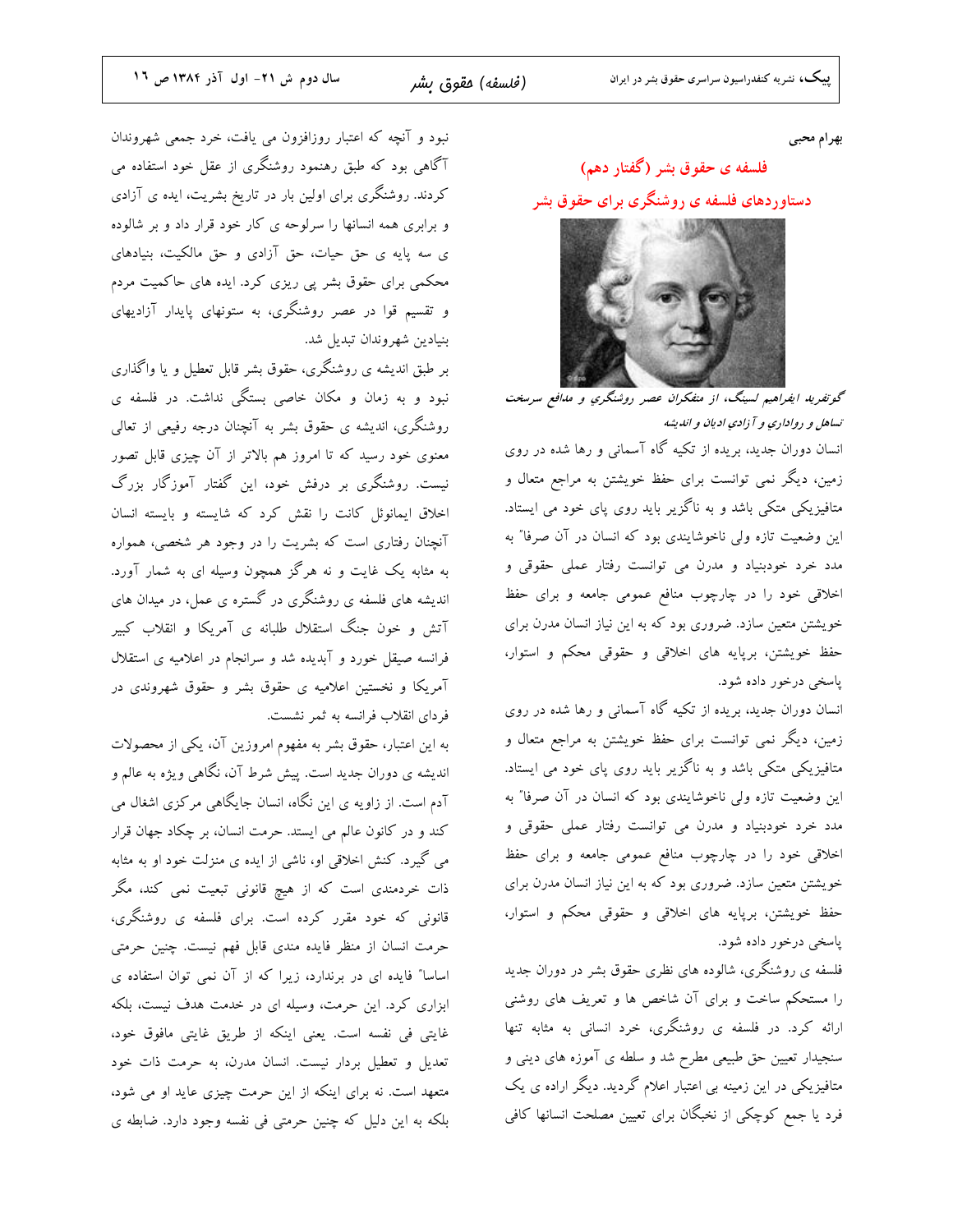بهرام محبی

## فلسفه ی حقوق بشر (گفتار دهم)

## دستاوردهای فلسفه ی روشنگری برای حقوق بشر

*گوتفرید ایفرایم لسینگ، از متفکران عصر روشنگری و مدافع سرسخت تساهل و رواداری و آزادی ادیان و اندیشه*

انسان دوران جدید، بریده از تکیه گاه آسمانی و رها شده در روی زمین، دیگر نمی توانست برای حفظ خویشتن به مراجع متعال و متافیزیکی متکی باشد و به ناگزیر باید روی پای خود می ایستاد. این وضعیت تازه ولی ناخوشایندی بود که انسان در آن صرفا" به مدد خرد خودبنیاد و مدرن می توانست رفتار عملی حقوقی و اخلاقی خود را در چارچوب منافع عمومی جامعه و برای حفظ خویشتن متعین سازد. ضروری بود که به این نیاز انسان مدرن برای حفظ خویشتن، برپایه های اخلاقی و حقوقی محکم و استوار، پاسخی درخور داده شود.

انسان دوران جدید، بریده از تکیه گاه آسمانی و رها شده در روی زمین، دیگر نمی توانست برای حفظ خویشتن به مراجع متعال و متافیزیکی متکی باشد و به ناگزیر باید روی پای خود می ایستاد. این وضعیت تازه ولی ناخوشایندی بود که انسان در آن صرفا" به مدد خرد خودبنیاد و مدرن می توانست رفتار عملی حقوقی و اخلاقی خود را در چارچوب منافع عمومی جامعه و برای حفظ خویشتن متعین سازد. ضروری بود که به این نیاز انسان مدرن برای حفظ خویشتن، برپایه های اخلاقی و حقوقی محکم و استوار، پاسخی درخور داده شود.

فلسفه ی روشنگری، شالوده های نظری حقوق بشر در دوران جدید را مستحکم ساخت و برای آن شاخص ها و تعریف های روشنی ارائه کرد. در فلسفه ی روشنگری، خرد انسانی به مثابه تنها سنجیدار تعیین حق طبیعی مطرح شد و سلطه ی آموزه های دینی و متافیزیکی در این زمینه بی اعتبار اعلام گردید. دیگر اراده ی یک فرد یا جمع کوچکی از نخبگان برای تعیین مصلحت انسانها کافی نبود و آنچه که اعتبار روزافزون می یافت، خرد جمعی شهروندان آگاهی بود که طبق رهنمود روشنگری از عقل خود استفاده می کردند. روشنگری برای اولین بار در تاریخ بشریت، ایده ی آزادی و برابری همه انسانها را سرلوحه ی کار خود قرار داد و بر شالوده ی سه پایه ی حق حیات، حق آزادی و حق مالکیت، بنیادهای محکمی برای حقوق بشر پی ریزی کرد. ایده های حاکمیت مردم و تقسیم قوا در عصر روشنگری، به ستونهای پایدار آزادیهای بنیادین شهروندان تبدیل شد.

بر طبق اندیشه ی روشنگری، حقوق بشر قابل تعطیل و یا واگذاری نبود و به زمان و مکان خاصی بستگی نداشت. در فلسفه ی روشنگری، اندیشه ی حقوق بشر به آنچنان درجه رفیعی از تعالی معنوی خود رسید که تا امروز هم بالاتر از آن چیزی قابل تصور نیست. روشنگری بر درفش خود، این گفتار آموزگار بزرگ اخلاق ایمانوئل کانت را نقش کرد که شایسته و بایسته انسان آنچنان رفتاری است که بشریت را در وجود هر شخصی، همواره به مثابه یک غایت و نه هرگز همچون وسیله ای به شمار آورد. اندیشه های فلسفه ی روشنگری در گستره ی عمل، در میدان های آتش و خون جنگ استقلال طلبانه ی آمریکا و انقلاب کبیر فرانسه صیقل خورد و آبدیده شد و سرانجام در اعلامیه ی استقلال آمریکا و نخستین اعلامیه ی حقوق بشر و حقوق شهروندی در فردای انقلاب فرانسه به ثمر نشست.

به این اعتبار، حقوق بشر به مفهوم امروزین آن، یکی از محصولات اندیشه ی دوران جدید است. پیش شرط آن، نگاهی ویژه به عالم و آدم است. از زاویه ی این نگاه، انسان جایگاهی مرکزی اشغال می کند و در کانون عالم می ایستد. حرمت انسان، بر چکاد جهان قرار می گیرد. کنش اخلاقی او، ناشی از ایده ی منزلت خود او به مثابه ذات خردمندی است که از هیچ قانونی تبعیت نمی کند، مگر قانونی که خود مقرر کرده است. برای فلسفه ی روشنگری، حرمت انسان از منظر فایده مندی قابل فهم نیست. چنین حرمتی اساسا" فایده ای در برندارد، زیرا که از آن نمی توان استفاده ی ابزاری کرد. این حرمت، وسیله ای در خدمت هدف نیست، بلکه غایتی فی نفسه است. یعنی اینکه از طریق غایتی مافوق خود، تعدیل و تعطیل بردار نیست. انسان مدرن، به حرمت ذات خود متعهد است. نه برای اینکه از این حرمت چیزی عاید او می شود، بلکه به این دلیل که چنین حرمتی فی نفسه وجود دارد. ضابطه ی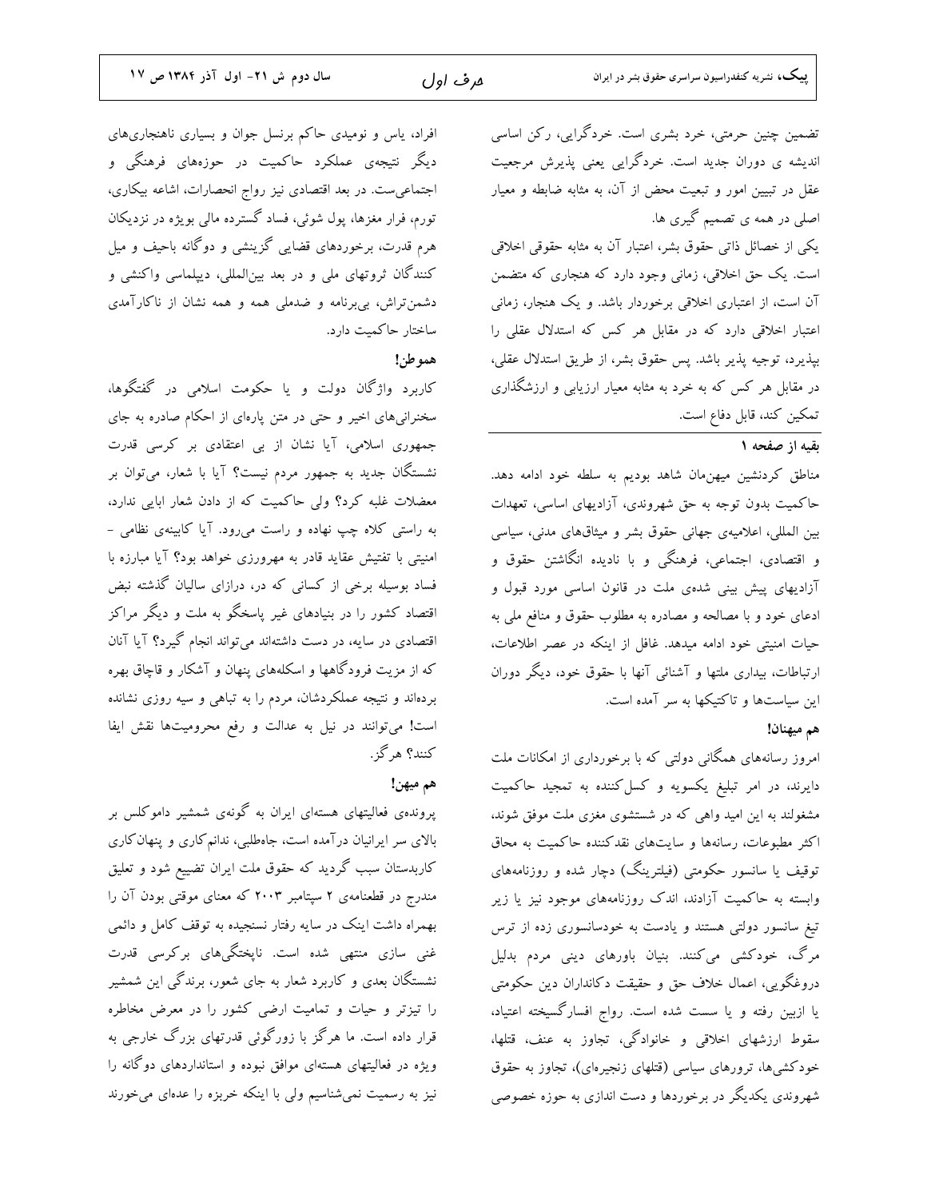تضمین چنین حرمتی، خرد بشری است. خردگرایی، رکن اساسی اندیشه ی دوران جدید است. خردگرایی یعنی پذیرش مرجعیت عقل در تبیین امور و تبعیت محض از آن، به مثابه ضابطه و معیار اصلی در همه ی تصمیم گیری ها.

یکی از خصائل ذاتی حقوق بشر، اعتبار آن به مثابه حقوقی اخلاقی است. یک حق اخلاقی، زمانی وجود دارد که هنجاری که متضمن آن است، از اعتباری اخلاقی برخوردار باشد. و یک هنجار، زمانی اعتبار اخلاقی دارد که در مقابل هر کس که استدلال عقلی را بپذیرد، توجیه پذیر باشد. پس حقوق بشر، از طریق استدلال عقلی، در مقابل هر کس که به خرد به مثابه معیار ارزیابی و ارزشگذاری تمکین کند، قابل دفاع است.

---

**بقیه از صفحه ۱**

مناطق کردنشین میهن‌مان شاهد بودیم به سلطه خود ادامه دهد. حاکمیت بدون توجه به حق شهروندی، آزادیهای اساسی، تعهدات بین المللی، اعلامیه‌ی جهانی حقوق بشر و میثاقهای مدنی، سیاسی و اقتصادی، اجتماعی، فرهنگی و با نادیده انگاشتن حقوق و آزادیهای پیش بینی شده‌ی ملت در قانون اساسی مورد قبول و ادعای خود و با مصالحه و مصادره به مطلوب حقوق و منافع ملی به حیات امنیتی خود ادامه میدهد. غافل از اینکه در عصر اطلاعات، ارتباطات، بیداری ملتها و آشنائی آنها با حقوق خود، دیگر دوران این سیاست‌ها و تاکتیکها به سر آمده است.

**هم میهنان!**

امروز رسانه‌های همگانی دولتی که با برخورداری از امکانات ملت دایرند، در امر تبلیغ یکسویه و کسل‌کننده به تمجید حاکمیت مشغولند به این امید واهی که در شستشوی مغزی ملت موفق شوند، اکثر مطبوعات، رسانه‌ها و سایت‌های نقدکننده حاکمیت به محاق توقیف یا سانسور حکومتی (فیلترینگ) دچار شده و روزنامه‌های وابسته به حاکمیت آزادند، اندک روزنامه‌های موجود نیز یا زیر تیغ سانسور دولتی هستند و یادست به خودسانسوری زده از ترس مرگ، خودکشی می‌کنند. بنیان باورهای دینی مردم بدلیل دروغگویی، اعمال خلاف حق و حقیقت دکانداران دین حکومتی یا ازبین رفته و یا سست شده است. رواج افسارگسیخته اعتیاد، سقوط ارزشهای اخلاقی و خانوادگی، تجاوز به عنف، قتلها، خودکشی‌ها، ترورهای سیاسی (قتلهای زنجیره‌ای)، تجاوز به حقوق شهروندی یکدیگر در برخوردها و دست اندازی به حوزه خصوصی افراد، یاس و نومیدی حاکم برنسل جوان و بسیاری ناهنجاری‌های دیگر نتیجه‌ی عملکرد حاکمیت در حوزه‌های فرهنگی و اجتماعی‌ست. در بعد اقتصادی نیز رواج انحصارات، اشاعه بیکاری، تورم، فرار مغزها، پول شوئی، فساد گسترده مالی بویژه در نزدیکان هرم قدرت، برخوردهای قضایی گزینشی و دوگانه باحیف و میل کنندگان ثروتهای ملی و در بعد بین‌المللی، دیپلماسی واکنشی و دشمن‌تراش، بی‌برنامه و ضدملی همه و همه نشان از ناکارآمدی ساختار حاکمیت دارد.

**هموطن!**

کاربرد واژگان دولت و یا حکومت اسلامی در گفتگوها، سخنرانی‌های اخیر و حتی در متن پاره‌ای از احکام صادره به جای جمهوری اسلامی، آیا نشان از بی اعتقادی بر کرسی قدرت نشستگان جدید به جمهور مردم نیست؟ آیا با شعار، می‌توان بر معضلات غلبه کرد؟ ولی حاکمیت که از دادن شعار ابایی ندارد، به راستی کلاه چپ نهاده و راست می‌رود. آیا کابینه‌ی نظامی - امنیتی با تفتیش عقاید قادر به مهرورزی خواهد بود؟ آیا مبارزه با فساد بوسیله برخی از کسانی که در، درازای سالیان گذشته نبض اقتصاد کشور را در بنیادهای غیر پاسخگو به ملت و دیگر مراکز اقتصادی در سایه، در دست داشته‌اند می‌تواند انجام گیرد؟ آیا آنان که از مزیت فرودگاهها و اسکله‌های پنهان و آشکار و قاچاق بهره برده‌اند و نتیجه عملکردشان، مردم را به تباهی و سیه روزی نشانده است! می‌توانند در نیل به عدالت و رفع محرومیت‌ها نقش ایفا کنند؟ هرگز.

**هم میهن!**

پرونده‌ی فعالیتهای هسته‌ای ایران به گونه‌ی شمشیر داموکلس بر بالای سر ایرانیان درآمده است، جاه‌طلبی، ندانم‌کاری و پنهان‌کاری کاربدستان سبب گردید که حقوق ملت ایران تضییع شود و تعلیق مندرج در قطعنامه‌ی ۲ سپتامبر ۲۰۰۳ که معنای موقتی بودن آن را بهمراه داشت اینک در سایه رفتار نسنجیده به توقف کامل و دائمی غنی سازی منتهی شده است. ناپختگی‌های برکرسی قدرت نشستگان بعدی و کاربرد شعار به جای شعور، برندگی این شمشیر را تیزتر و حیات و تمامیت ارضی کشور را در معرض مخاطره قرار داده است. ما هرگز با زورگوئی قدرتهای بزرگ خارجی به ویژه در فعالیتهای هسته‌ای موافق نبوده و استانداردهای دوگانه را نیز به رسمیت نمی‌شناسیم ولی با اینکه خربزه را عده‌ای می‌خورند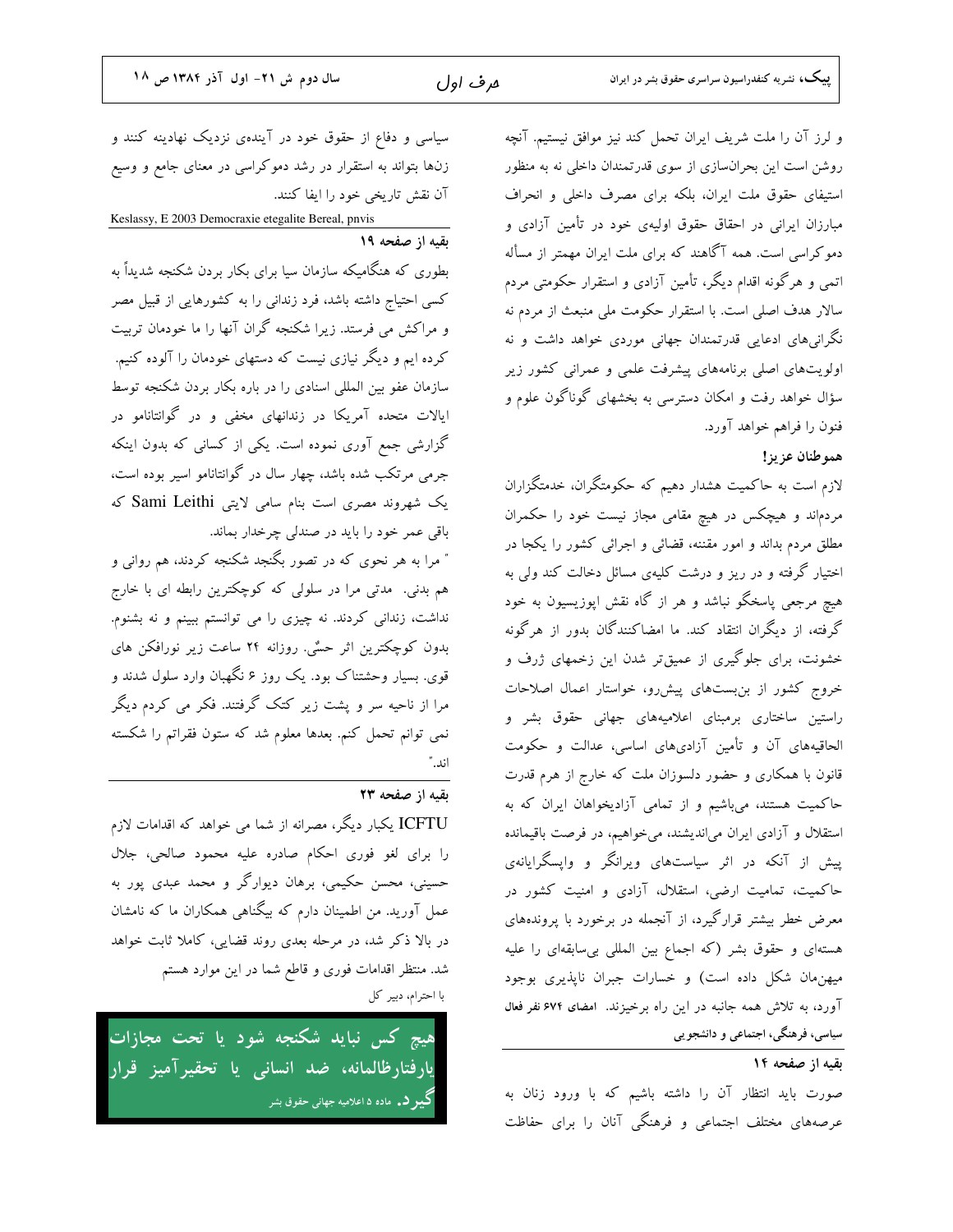و لرز آن را ملت شریف ایران تحمل کند نیز موافق نیستیم. آنچه روشن است این بحران‌سازی از سوی قدرتمندان داخلی نه به منظور استیفای حقوق ملت ایران، بلکه برای مصرف داخلی و انحراف مبارزان ایرانی در احقاق حقوق اولیه‌ی خود در تأمین آزادی و دموکراسی است. همه آگاهند که برای ملت ایران مهمتر از مسأله اتمی و هرگونه اقدام دیگر، تأمین آزادی و استقرار حکومتی مردم سالار هدف اصلی است. با استقرار حکومت ملی منبعث از مردم نه نگرانی‌های ادعایی قدرتمندان جهانی موردی خواهد داشت و نه اولویت‌های اصلی برنامه‌های پیشرفت علمی و عمرانی کشور زیر سؤال خواهد رفت و امکان دسترسی به بخشهای گوناگون علوم و فنون را فراهم خواهد آورد.

**هموطنان عزیز!**

لازم است به حاکمیت هشدار دهیم که حکومتگران، خدمتگزاران مردم‌اند و هیچکس در هیچ مقامی مجاز نیست خود را حکمران مطلق مردم بداند و امور مقننه، قضائی و اجرائی کشور را یکجا در اختیار گرفته و در ریز و درشت کلیه‌ی مسائل دخالت کند ولی به هیچ مرجعی پاسخگو نباشد و هر از گاه نقش اپوزیسیون به خود گرفته، از دیگران انتقاد کند. ما امضاکنندگان بدور از هرگونه خشونت، برای جلوگیری از عمیق‌تر شدن این زخمهای ژرف و خروج کشور از بن‌بست‌های پیش‌رو، خواستار اعمال اصلاحات راستین ساختاری برمبنای اعلامیه‌های جهانی حقوق بشر و الحاقیه‌های آن و تأمین آزادی‌های اساسی، عدالت و حکومت قانون با همکاری و حضور دلسوزان ملت که خارج از هرم قدرت حاکمیت هستند، می‌باشیم و از تمامی آزادیخواهان ایران که به استقلال و آزادی ایران می‌اندیشند، می‌خواهیم، در فرصت باقیمانده پیش از آنکه در اثر سیاست‌های ویرانگر و واپسگرایانه‌ی حاکمیت، تمامیت ارضی، استقلال، آزادی و امنیت کشور در معرض خطر بیشتر قرارگیرد، از آنجمله در برخورد با پرونده‌های هسته‌ای و حقوق بشر (که اجماع بین المللی بی‌سابقه‌ای را علیه میهن‌مان شکل داده است) و خسارات جبران ناپذیری بوجود آورد، به تلاش همه جانبه در این راه برخیزند. **امضای ۶۷۴ نفر فعال سیاسی، فرهنگی، اجتماعی و دانشجویی**

**بقیه از صفحه ۱۴**

صورت باید انتظار آن را داشته باشیم که با ورود زنان به عرصه‌های مختلف اجتماعی و فرهنگی آنان را برای حفاظت سیاسی و دفاع از حقوق خود در آینده‌ی نزدیک نهادینه کنند و زن‌ها بتواند به استقرار در رشد دموکراسی در معنای جامع و وسیع آن نقش تاریخی خود را ایفا کنند.

Keslassy, E 2003 Democraxie etegalite Bereal, pnvis

**بقیه از صفحه ۱۹**

بطوری که هنگامیکه سازمان سیا برای بکار بردن شکنجه شدیداً به کسی احتیاج داشته باشد، فرد زندانی را به کشورهایی از قبیل مصر و مراکش می فرستد. زیرا شکنجه گران آنها را ما خودمان تربیت کرده ایم و دیگر نیازی نیست که دستهای خودمان را آلوده کنیم.

سازمان عفو بین المللی اسنادی را در باره بکار بردن شکنجه توسط ایالات متحده آمریکا در زندانهای مخفی و در گوانتانامو در گزارشی جمع آوری نموده است. یکی از کسانی که بدون اینکه جرمی مرتکب شده باشد، چهار سال در گوانتانامو اسیر بوده است، یک شهروند مصری است بنام سامی لایتی Sami Leithi که باقی عمر خود را باید در صندلی چرخدار بماند.

" مرا به هر نحوی که در تصور بگنجد شکنجه کردند، هم روانی و هم بدنی. مدتی مرا در سلولی که کوچکترین رابطه ای با خارج نداشت، زندانی کردند. نه چیزی را می توانستم ببینم و نه بشنوم. بدون کوچکترین اثر حسّی. روزانه ۲۴ ساعت زیر نورافکن های قوی. بسیار وحشتناک بود. یک روز ۶ نگهبان وارد سلول شدند و مرا از ناحیه سر و پشت زیر کتک گرفتند. فکر می کردم دیگر نمی توانم تحمل کنم. بعدها معلوم شد که ستون فقراتم را شکسته اند."

**بقیه از صفحه ۲۳**

ICFTU یکبار دیگر، مصرانه از شما می خواهد که اقدامات لازم را برای لغو فوری احکام صادره علیه محمود صالحی، جلال حسینی، محسن حکیمی، برهان دیوارگر و محمد عبدی پور به عمل آورید. من اطمینان دارم که بیگناهی همکاران ما که نامشان در بالا ذکر شد، در مرحله بعدی روند قضایی، کاملا ثابت خواهد شد. منتظر اقدامات فوری و قاطع شما در این موارد هستم

با احترام، دبیر کل

**هیچ کس نباید شکنجه شود یا تحت مجازات یارفتارظالمانه، ضد انسانی یا تحقیرآمیز قرار گیرد.** ماده ۵ اعلامیه جهانی حقوق بشر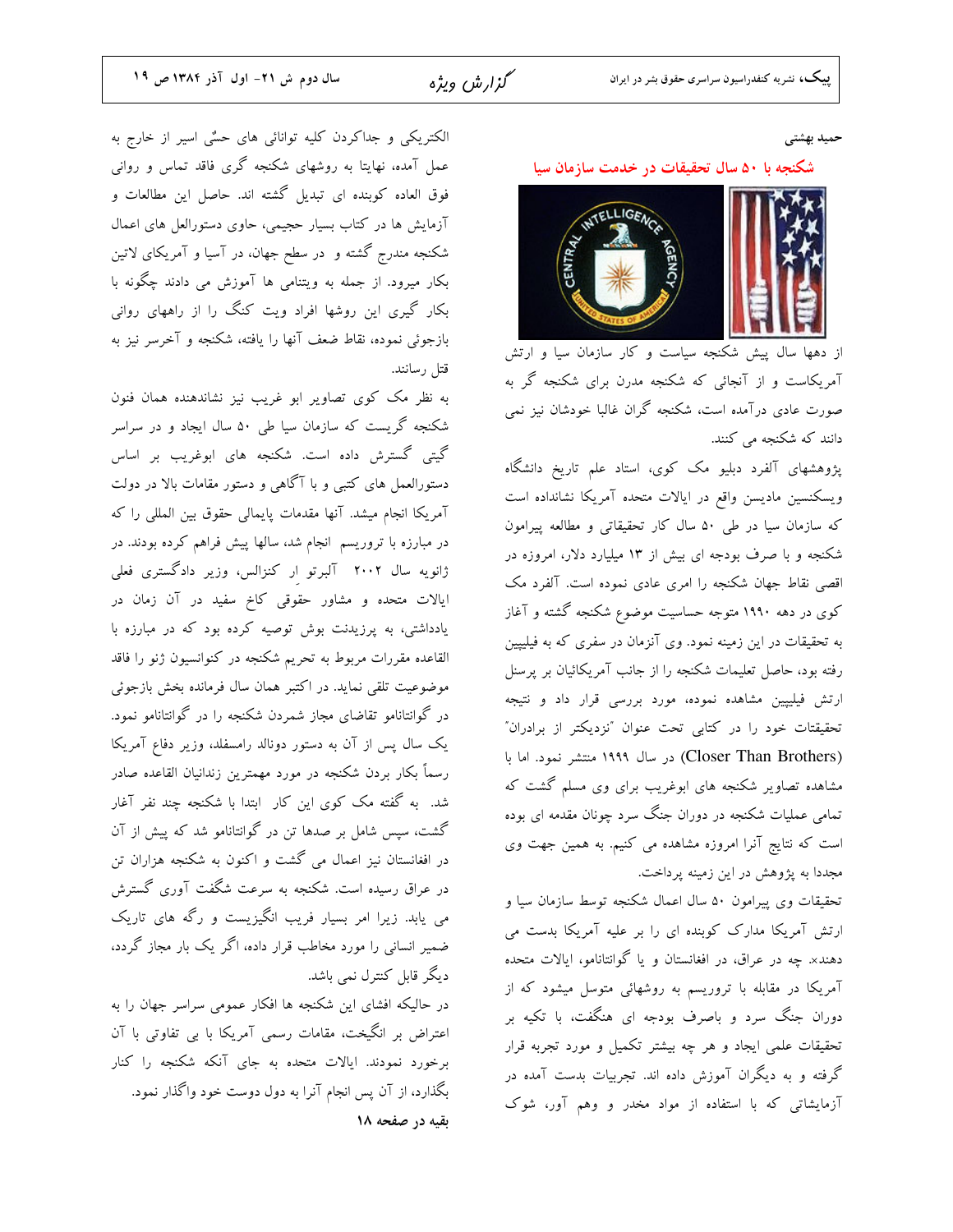حمید بهشتی

## شکنجه با ۵۰ سال تحقیقات در خدمت سازمان سیا

از دهها سال پیش شکنجه سیاست و کار سازمان سیا و ارتش آمریکاست و از آنجائی که شکنجه مدرن برای شکنجه گر به صورت عادی درآمده است، شکنجه گران غالبا خودشان نیز نمی دانند که شکنجه می کنند.

پژوهشهای آلفرد دبلیو مک کوی، استاد علم تاریخ دانشگاه ویسکنسین مادیسن واقع در ایالات متحده آمریکا نشانداده است که سازمان سیا در طی ۵۰ سال کار تحقیقاتی و مطالعه پیرامون شکنجه و با صرف بودجه ای بیش از ۱۳ میلیارد دلار، امروزه در اقصی نقاط جهان شکنجه را امری عادی نموده است. آلفرد مک کوی در دهه ۱۹۹۰ متوجه حساسیت موضوع شکنجه گشته و آغاز به تحقیقات در این زمینه نمود. وی آنزمان در سفری که به فیلیپین رفته بود، حاصل تعلیمات شکنجه را از جانب آمریکائیان بر پرسنل ارتش فیلیپین مشاهده نموده، مورد بررسی قرار داد و نتیجه تحقیقات خود را در کتابی تحت عنوان "نزدیکتر از برادران" (Closer Than Brothers) در سال ۱۹۹۹ منتشر نمود. اما با مشاهده تصاویر شکنجه های ابوغریب برای وی مسلم گشت که تمامی عملیات شکنجه در دوران جنگ سرد چونان مقدمه ای بوده است که نتایج آنرا امروزه مشاهده می کنیم. به همین جهت وی مجددا به پژوهش در این زمینه پرداخت.

تحقیقات وی پیرامون ۵۰ سال اعمال شکنجه توسط سازمان سیا و ارتش آمریکا مدارک کوبنده ای را بر علیه آمریکا بدست می دهند. چه در عراق، در افغانستان و یا گوانتانامو، ایالات متحده آمریکا در مقابله با تروریسم به روشهائی متوسل میشود که از دوران جنگ سرد و باصرف بودجه ای هنگفت، با تکیه بر تحقیقات علمی ایجاد و هر چه بیشتر تکمیل و مورد تجربه قرار گرفته و به دیگران آموزش داده اند. تجربیات بدست آمده در آزمایشاتی که با استفاده از مواد مخدر و وهم آور، شوک الکتریکی و جداکردن کلیه توانائی های حسّی اسیر از خارج به عمل آمده، نهایتا به روشهای شکنجه گری فاقد تماس و روانی فوق العاده کوبنده ای تبدیل گشته اند. حاصل این مطالعات و آزمایش ها در کتاب بسیار حجیمی، حاوی دستورالعل های اعمال شکنجه مندرج گشته و در سطح جهان، در آسیا و آمریکای لاتین بکار میرود. از جمله به ویتنامی ها آموزش می دادند چگونه با بکار گیری این روشها افراد ویت کنگ را از راههای روانی بازجوئی نموده، نقاط ضعف آنها را یافته، شکنجه و آخرسر نیز به قتل رسانند.

به نظر مک کوی تصاویر ابو غریب نیز نشاندهنده همان فنون شکنجه گریست که سازمان سیا طی ۵۰ سال ایجاد و در سراسر گیتی گسترش داده است. شکنجه های ابوغریب بر اساس دستورالعمل های کتبی و با آگاهی و دستور مقامات بالا در دولت آمریکا انجام میشد. آنها مقدمات پایمالی حقوق بین المللی را که در مبارزه با تروریسم انجام شد، سالها پیش فراهم کرده بودند. در ژانویه سال ۲۰۰۲ آلبرتو ار کنزالس، وزیر دادگستری فعلی ایالات متحده و مشاور حقوقی کاخ سفید در آن زمان در یادداشتی، به پرزیدنت بوش توصیه کرده بود که در مبارزه با القاعده مقررات مربوط به تحریم شکنجه در کنوانسیون ژنو را فاقد موضوعیت تلقی نماید. در اکتبر همان سال فرمانده بخش بازجوئی در گوانتانامو تقاضای مجاز شمردن شکنجه را در گوانتانامو نمود. یک سال پس از آن به دستور دونالد رامسفلد، وزیر دفاع آمریکا رسماً بکار بردن شکنجه در مورد مهمترین زندانیان القاعده صادر شد. به گفته مک کوی این کار ابتدا با شکنجه چند نفر آغار گشت، سپس شامل بر صدها تن در گوانتانامو شد که پیش از آن در افغانستان نیز اعمال می گشت و اکنون به شکنجه هزاران تن در عراق رسیده است. شکنجه به سرعت شگفت آوری گسترش می یابد. زیرا امر بسیار فریب انگیزیست و رگه های تاریک ضمیر انسانی را مورد مخاطب قرار داده، اگر یک بار مجاز گردد، دیگر قابل کنترل نمی باشد.

در حالیکه افشای این شکنجه ها افکار عمومی سراسر جهان را به اعتراض بر انگیخت، مقامات رسمی آمریکا با بی تفاوتی با آن برخورد نمودند. ایالات متحده به جای آنکه شکنجه را کنار بگذارد، از آن پس انجام آنرا به دول دوست خود واگذار نمود.

**بقیه در صفحه ۱۸**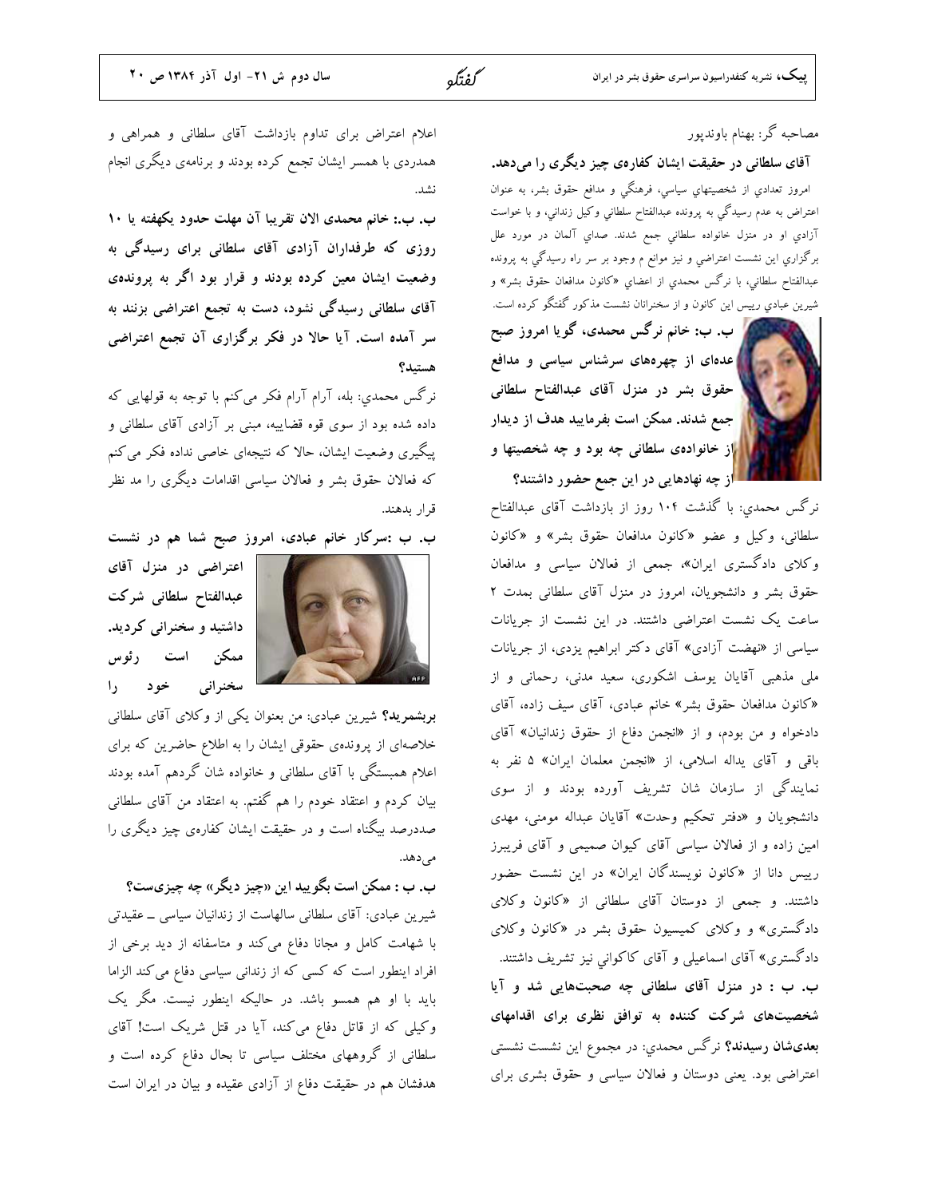مصاحبه گر: بهنام باوندپور

**آقای سلطانی در حقیقت ایشان کفاره‌ی چیز دیگری را می‌دهد.**

امروز تعدادي از شخصيتهاي سياسي، فرهنگي و مدافع حقوق بشر، به عنوان اعتراض به عدم رسيدگي به پرونده عبدالفتاح سلطاني وكيل زنداني، و با خواست آزادي او در منزل خانواده سلطاني جمع شدند. صداي آلمان در مورد علل برگزاري اين نشست اعتراضي و نيز موانع م وجود بر سر راه رسيدگي به پرونده عبدالفتاح سلطاني، با نرگس محمدي از اعضاي «كانون مدافعان حقوق بشر» و شيرين عبادي رييس اين كانون و از سخنرانان نشست مذكور گفتگو كرده است.

**ب. ب: خانم نرگس محمدی، گویا امروز صبح عده‌ای از چهره‌های سرشناس سیاسی و مدافع حقوق بشر در منزل آقای عبدالفتاح سلطانی جمع شدند. ممکن است بفرمایید هدف از دیدار از خانواده‌ی سلطانی چه بود و چه شخصیتها و از چه نهادهایی در این جمع حضور داشتند؟**

نرگس محمدي: با گذشت ۱۰۴ روز از بازداشت آقای عبدالفتاح سلطانی، وکیل و عضو «کانون مدافعان حقوق بشر» و «کانون وکلای دادگستری ایران»، جمعی از فعالان سیاسی و مدافعان حقوق بشر و دانشجویان، امروز در منزل آقای سلطانی بمدت ۲ ساعت یک نشست اعتراضی داشتند. در این نشست از جریانات سیاسی از «نهضت آزادی» آقای دکتر ابراهیم یزدی، از جریانات ملی مذهبی آقایان یوسف اشکوری، سعید مدنی، رحمانی و از «کانون مدافعان حقوق بشر» خانم عبادی، آقای سیف زاده، آقای دادخواه و من بودم، و از «انجمن دفاع از حقوق زندانیان» آقای باقی و آقای یداله اسلامی، از «انجمن معلمان ایران» ۵ نفر به نمایندگی از سازمان شان تشریف آورده بودند و از سوی دانشجویان و «دفتر تحکیم وحدت» آقایان عبداله مومنی، مهدی امین زاده و از فعالان سیاسی آقای کیوان صمیمی و آقای فریبرز رییس دانا از «کانون نویسندگان ایران» در این نشست حضور داشتند. و جمعی از دوستان آقای سلطانی از «کانون وکلای دادگستری» و وکلای کمیسیون حقوق بشر در «کانون وکلای دادگستری» آقای اسماعیلی و آقای کاکوانی نیز تشریف داشتند.

**ب. ب : در منزل آقای سلطانی چه صحبتهایی شد و آیا شخصیتهای شرکت کننده به توافق نظری برای اقدامهای بعدی‌شان رسیدند؟** نرگس محمدي: در مجموع این نشست نشستی اعتراضی بود. یعنی دوستان و فعالان سیاسی و حقوق بشری برای اعلام اعتراض برای تداوم بازداشت آقای سلطانی و همراهی و همدردی با همسر ایشان تجمع کرده بودند و برنامه‌ی دیگری انجام نشد.

**ب. ب.: خانم محمدی الان تقریبا آن مهلت حدود یکهفته یا ۱۰ روزی که طرفداران آزادی آقای سلطانی برای رسیدگی به وضعیت ایشان معین کرده بودند و قرار بود اگر به پرونده‌ی آقای سلطانی رسیدگی نشود، دست به تجمع اعتراضی بزنند به سر آمده است. آیا حالا در فکر برگزاری آن تجمع اعتراضی هستید؟**

نرگس محمدي: بله، آرام آرام فکر می‌کنم با توجه به قولهایی که داده شده بود از سوی قوه قضاییه، مبنی بر آزادی آقای سلطانی و پیگیری وضعیت ایشان، حالا که نتیجه‌ای خاصی نداده فکر می‌کنم که فعالان حقوق بشر و فعالان سیاسی اقدامات دیگری را مد نظر قرار بدهند.

**ب. ب :سرکار خانم عبادی، امروز صبح شما هم در نشست اعتراضی در منزل آقای عبدالفتاح سلطانی شرکت داشتید و سخنرانی کردید. ممکن است رئوس سخنرانی خود را برشمرید؟** شیرین عبادی: من بعنوان یکی از وکلای آقای سلطانی خلاصه‌ای از پرونده‌ی حقوقی ایشان را به اطلاع حاضرین که برای اعلام همبستگی با آقای سلطانی و خانواده شان گردهم آمده بودند بیان کردم و اعتقاد خودم را هم گفتم. به اعتقاد من آقای سلطانی صددرصد بیگناه است و در حقیقت ایشان کفاره‌ی چیز دیگری را می‌دهد.

**ب. ب : ممکن است بگویید این «چیز دیگر» چه چیزی‌ست؟**

شیرین عبادی: آقای سلطانی سالهاست از زندانیان سیاسی ــ عقیدتی با شهامت کامل و مجانا دفاع می‌کند و متاسفانه از دید برخی از افراد اینطور است که کسی که از زندانی سیاسی دفاع می‌کند الزاما باید با او هم همسو باشد. در حالیکه اینطور نیست. مگر یک وکیلی که از قاتل دفاع می‌کند، آیا در قتل شریک است! آقای سلطانی از گروههای مختلف سیاسی تا بحال دفاع کرده است و هدفشان هم در حقیقت دفاع از آزادی عقیده و بیان در ایران است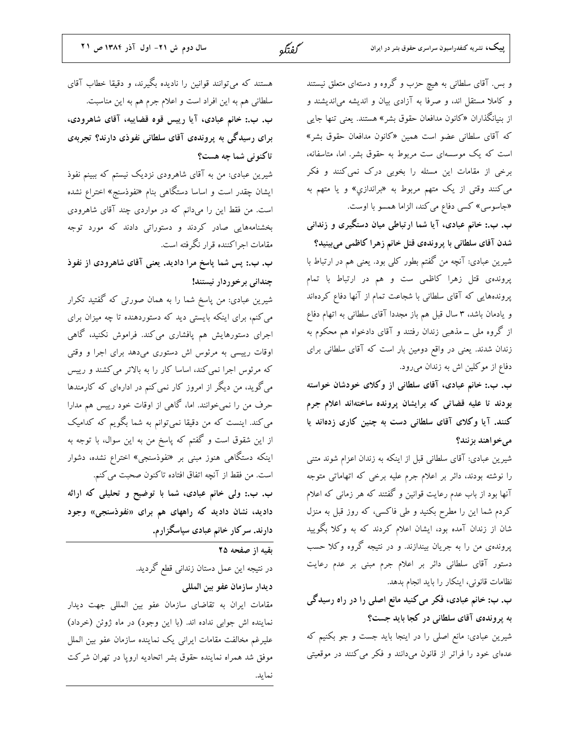و بس. آقای سلطانی به هیچ حزب و گروه و دسته‌ای متعلق نیستند و کاملا مستقل اند، و صرفا به آزادی بیان و اندیشه می‌اندیشند و از بنیانگذاران «کانون مدافعان حقوق بشر» هستند. یعنی تنها جایی که آقای سلطانی عضو است همین «کانون مدافعان حقوق بشر» است که یک موسسه‌ای ست مربوط به حقوق بشر. اما، متاسفانه، برخی از مقامات این مسئله را بخوبی درک نمی‌کنند و فکر می‌کنند وقتی از یک متهم مربوط به «براندازي» و یا متهم به «جاسوسی» کسی دفاع می‌کند، الزاما همسو با اوست.

**ب. ب.: خانم عبادی، آیا شما ارتباطی میان دستگیری و زندانی شدن آقای سلطانی با پرونده‌ی قتل خانم زهرا کاظمی می‌بینید؟**

شیرین عبادی: آنچه من گفتم بطور کلی بود. یعنی هم در ارتباط با پرونده‌ی قتل زهرا کاظمی ست و هم در ارتباط با تمام پرونده‌هایی که آقای سلطانی با شجاعت تمام از آنها دفاع کرده‌اند و یادمان باشد، ۳ سال قبل هم باز مجددا آقای سلطانی به اتهام دفاع از گروه ملی ـ مذهبی زندان رفتند و آقای دادخواه هم محکوم به زندان شدند. یعنی در واقع دومین بار است که آقای سلطانی برای دفاع از موکلین اش به زندان می‌رود.

**ب. ب.: خانم عبادی، آقای سلطانی از وکلای خودشان خواسته بودند تا علیه قضاتی که برایشان پرونده ساخته‌اند اعلام جرم کنند. آیا وکلای آقای سلطانی دست به چنین کاری زده‌اند یا می‌خواهند بزنند؟**

شیرین عبادی: آقای سلطانی قبل از اینکه به زندان اعزام شوند متنی را نوشته بودند، دائر بر اعلام جرم علیه برخی که اتهاماتی متوجه آنها بود از باب عدم رعایت قوانین و گفتند که هر زمانی که اعلام کردم شما این را مطرح بکنید و طی فاکسی، که روز قبل به منزل شان از زندان آمده بود، ایشان اعلام کردند که به وکلا بگویید پرونده‌ی من را به جریان بیندازند. و در نتیجه گروه وکلا حسب دستور آقای سلطانی دائر بر اعلام جرم مبنی بر عدم رعایت نظامات قانونی، اینکار را باید انجام بدهد.

**ب. ب: خانم عبادی، فکر می‌کنید مانع اصلی را در راه رسیدگی به پرونده‌ی آقای سلطانی در کجا باید جست؟**

شیرین عبادی: مانع اصلی را در اینجا باید جست و جو بکنیم که عده‌ای خود را فراتر از قانون می‌دانند و فکر می‌کنند در موقعیتی هستند که می‌توانند قوانین را نادیده بگیرند، و دقیقا خطاب آقای سلطانی هم به این افراد است و اعلام جرم هم به این مناسبت.

**ب. ب.: خانم عبادی، آیا رییس قوه قضاییه، آقای شاهرودی، برای رسیدگی به پرونده‌ی آقای سلطانی نفوذی دارند؟ تجربه‌ی تاکنونی شما چه هست؟**

شیرین عبادی: من به آقای شاهرودی نزدیک نیستم که ببینم نفوذ ایشان چقدر است و اساسا دستگاهی بنام «نفوذسنج» اختراع نشده است. من فقط این را می‌دانم که در مواردی چند آقای شاهرودی بخشنامه‌هایی صادر کردند و دستوراتی دادند که مورد توجه مقامات اجراکننده قرار نگرفته است.

**ب. ب.: پس شما پاسخ مرا دادید. یعنی آقای شاهرودی از نفوذ چندانی برخوردار نیستند!**

شیرین عبادی: من پاسخ شما را به همان صورتی که گفتید تکرار می‌کنم، برای اینکه بایستی دید که دستوردهنده تا چه میزان برای اجرای دستورهایش هم پافشاری می‌کند. فراموش نکنید، گاهی اوقات رییسی به مرئوس اش دستوری می‌دهد برای اجرا و وقتی که مرئوس اجرا نمی‌کند، اساسا کار را به بالاتر می‌کشند و رییس می‌گوید، من دیگر از امروز کار نمی‌کنم در اداره‌ای که کارمندها حرف من را نمی‌خوانند. اما، گاهی از اوقات خود رییس هم مدارا می‌کند. اینست که من دقیقا نمی‌توانم به شما بگویم که کدامیک از این شقوق است و گفتم که پاسخ من به این سوال، با توجه به اینکه دستگاهی هنوز مبنی بر «نفوذسنجی» اختراع نشده، دشوار است. من فقط از آنچه اتفاق افتاده تاکنون صحبت می‌کنم.

**ب. ب.: ولی خانم عبادی، شما با توضیح و تحلیلی که ارائه دادید، نشان دادید که راههای هم برای «نفوذسنجی» وجود دارند. سرکار خانم عبادی سپاسگزارم.**

---

**بقیه از صفحه ۲۵**

در نتیجه این عمل دستان زندانی قطع گردید.

**دیدار سازمان عفو بین المللی**

مقامات ایران به تقاضای سازمان عفو بین المللی جهت دیدار نماینده اش جوابی نداده اند. (با این وجود) در ماه ژوئن (خرداد) علیرغم مخالفت مقامات ایرانی یک نماینده سازمان عفو بین الملل موفق شد همراه نماینده حقوق بشر اتحادیه اروپا در تهران شرکت نماید.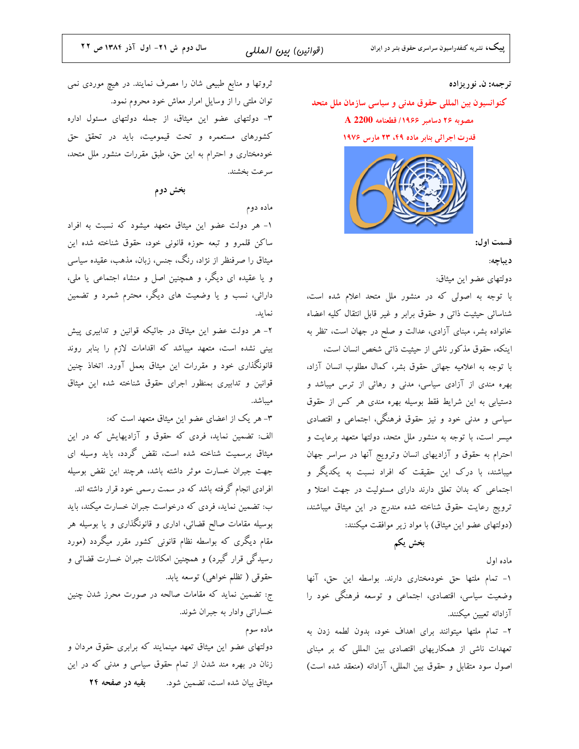ترجمه: ن. نوریزاده

## کنوانسیون بین المللی حقوق مدنی و سیاسی سازمان ملل متحد

مصوبه ۲۶ دسامبر ۱۹۶۶/ قطعنامه 2200 A

قدرت اجرائی بنابر ماده ۴۹، ۲۳ مارس ۱۹۷۶

**قسمت اول:**

**دیباچه:**

دولتهای عضو این میثاق:

با توجه به اصولی که در منشور ملل متحد اعلام شده است، شناسائی حیثیت ذاتی و حقوق برابر و غیر قابل انتقال کلیه اعضاء خانواده بشر، مبنای آزادی، عدالت و صلح در جهان است، نظر به اینکه، حقوق مذکور ناشی از حیثیت ذاتی شخص انسان است،

با توجه به اعلامیه جهانی حقوق بشر، کمال مطلوب انسان آزاد، بهره مندی از آزادی سیاسی، مدنی و رهائی از ترس میباشد و دستیابی به این شرایط فقط بوسیله بهره مندی هر کس از حقوق سیاسی و مدنی خود و نیز حقوق فرهنگی، اجتماعی و اقتصادی میسر است، با توجه به منشور ملل متحد، دولتها متعهد برعایت و احترام به حقوق و آزادیهای انسان وترویج آنها در سراسر جهان میباشند، با درک این حقیقت که افراد نسبت به یکدیگر و اجتماعی که بدان تعلق دارند دارای مسئولیت در جهت اعتلا و ترویج رعایت حقوق شناخته شده مندرج در این میثاق میباشند، (دولتهای عضو این میثاق) با مواد زیر موافقت میکنند:

### بخش یکم

ماده اول

۱- تمام ملتها حق خودمختاری دارند. بواسطه این حق، آنها وضعیت سیاسی، اقتصادی، اجتماعی و توسعه فرهنگی خود را آزادانه تعیین میکنند.

۲- تمام ملتها میتوانند برای اهداف خود، بدون لطمه زدن به تعهدات ناشی از همکاریهای اقتصادی بین المللی که بر مبنای اصول سود متقابل و حقوق بین المللی، آزادانه (منعقد شده است) ثروتها و منابع طبیعی شان را مصرف نمایند. در هیچ موردی نمی توان ملتی را از وسایل امرار معاش خود محروم نمود.

۳- دولتهای عضو این میثاق، از جمله دولتهای مسئول اداره کشورهای مستعمره و تحت قیمومیت، باید در تحقق حق خودمختاری و احترام به این حق، طبق مقررات منشور ملل متحد، سرعت بخشند.

### بخش دوم

ماده دوم

۱- هر دولت عضو این میثاق متعهد میشود که نسبت به افراد ساکن قلمرو و تبعه حوزه قانونی خود، حقوق شناخته شده این میثاق را صرفنظر از نژاد، رنگ، جنس، زبان، مذهب، عقیده سیاسی و یا عقیده ای دیگر، و همچنین اصل و منشاء اجتماعی یا ملی، دارائی، نسب و یا وضعیت های دیگر، محترم شمرد و تضمین نماید.

۲- هر دولت عضو این میثاق در جائیکه قوانین و تدابیری پیش بینی نشده است، متعهد میباشد که اقدامات لازم را بنابر روند قانونگذاری خود و مقررات این میثاق بعمل آورد. اتخاذ چنین قوانین و تدابیری بمنظور اجرای حقوق شناخته شده این میثاق میباشد.

۳- هر یک از اعضای عضو این میثاق متعهد است که:

الف: تضمین نماید، فردی که حقوق و آزادیهایش که در این میثاق برسمیت شناخته شده است، نقض گردد، باید وسیله ای جهت جبران خسارت موثر داشته باشد، هرچند این نقض بوسیله افرادی انجام گرفته باشد که در سمت رسمی خود قرار داشته اند.

ب: تضمین نماید، فردی که درخواست جبران خسارت میکند، باید بوسیله مقامات صالح قضائی، اداری و قانونگذاری و یا بوسیله هر مقام دیگری که بواسطه نظام قانونی کشور مقرر میگردد (مورد رسیدگی قرار گیرد) و همچنین امکانات جبران خسارت قضائی و حقوقی ( تظلم خواهی) توسعه یابد.

ج: تضمین نماید که مقامات صالحه در صورت محرز شدن چنین خساراتی وادار به جبران شوند.

ماده سوم

دولتهای عضو این میثاق تعهد مینمایند که برابری حقوق مردان و زنان در بهره مند شدن از تمام حقوق سیاسی و مدنی که در این میثاق بیان شده است، تضمین شود. **بقیه در صفحه ۲۴**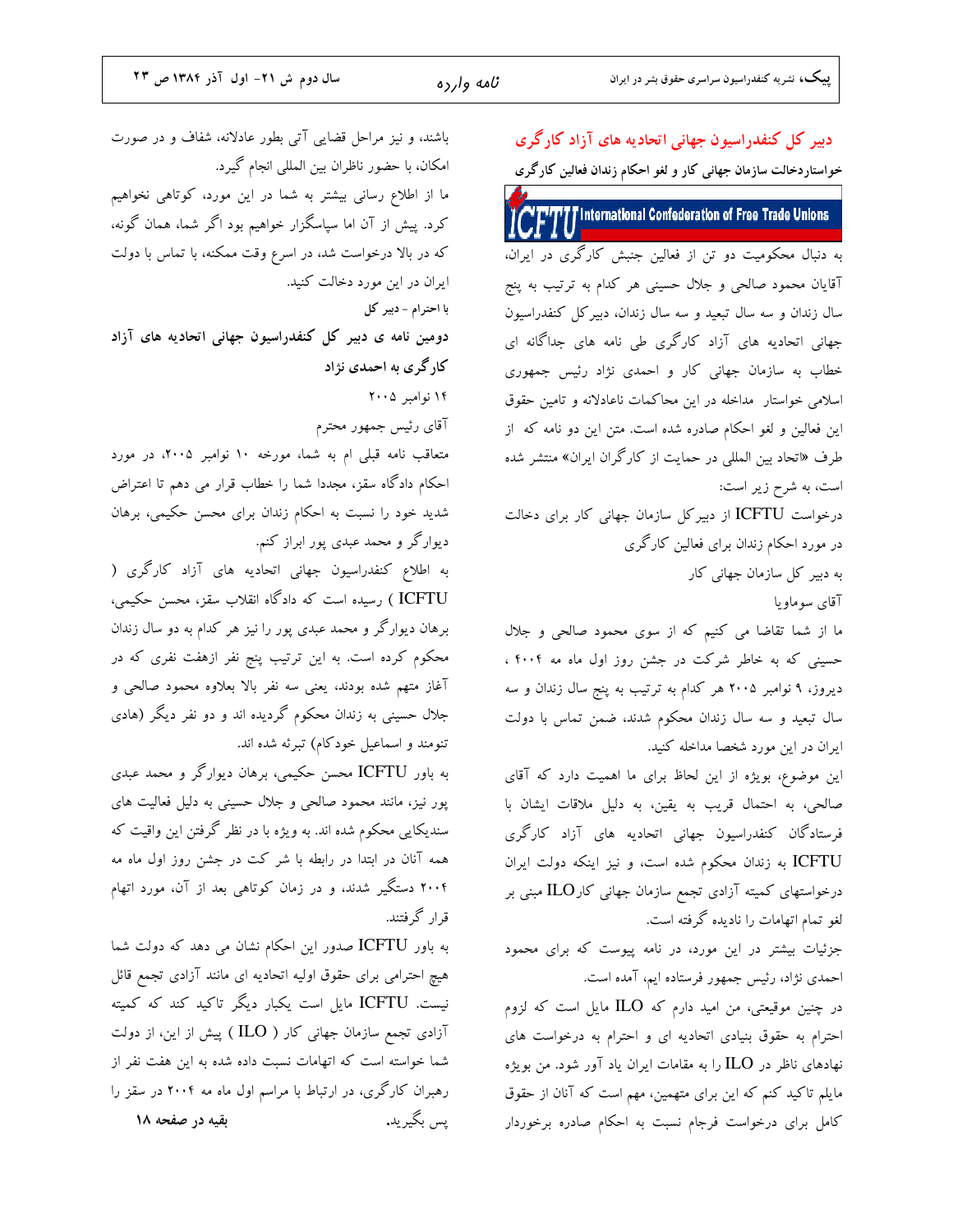## دبیر کل کنفدراسیون جهانی اتحادیه های آزاد کارگری

**خواستاردخالت سازمان جهانی کار و لغو احکام زندان فعالین کارگری**

ICFTU International Confederation of Free Trade Unions

به دنبال محکومیت دو تن از فعالین جنبش کارگری در ایران، آقایان محمود صالحی و جلال حسینی هر کدام به ترتیب به پنج سال زندان و سه سال تبعید و سه سال زندان، دبیرکل کنفدراسیون جهانی اتحادیه های آزاد کارگری طی نامه های جداگانه ای خطاب به سازمان جهانی کار و احمدی نژاد رئیس جمهوری اسلامی خواستار مداخله در این محاکمات ناعادلانه و تامین حقوق این فعالین و لغو احکام صادره شده است. متن این دو نامه که از طرف «اتحاد بین المللی در حمایت از کارگران ایران» منتشر شده است، به شرح زیر است:

درخواست ICFTU از دبیرکل سازمان جهانی کار برای دخالت در مورد احکام زندان برای فعالین کارگری

به دبیر کل سازمان جهانی کار

آقای سوماویا

ما از شما تقاضا می کنیم که از سوی محمود صالحی و جلال حسینی که به خاطر شرکت در جشن روز اول ماه مه ۲۰۰۴، دیروز، ۹ نوامبر ۲۰۰۵ هر کدام به ترتیب به پنج سال زندان و سه سال تبعید و سه سال زندان محکوم شدند، ضمن تماس با دولت ایران در این مورد شخصا مداخله کنید.

این موضوع، بویژه از این لحاظ برای ما اهمیت دارد که آقای صالحی، به احتمال قریب به یقین، به دلیل ملاقات ایشان با فرستادگان کنفدراسیون جهانی اتحادیه های آزاد کارگری ICFTU به زندان محکوم شده است، و نیز اینکه دولت ایران درخواستهای کمیته آزادی تجمع سازمان جهانی کارILO مبنی بر لغو تمام اتهامات را نادیده گرفته است.

جزئیات بیشتر در این مورد، در نامه پیوست که برای محمود احمدی نژاد، رئیس جمهور فرستاده ایم، آمده است.

در چنین موقعیتی، من امید دارم که ILO مایل است که لزوم احترام به حقوق بنیادی اتحادیه ای و احترام به درخواست های نهادهای ناظر در ILO را به مقامات ایران یاد آور شود. من بویژه مایلم تاکید کنم که این برای متهمین، مهم است که آنان از حقوق کامل برای درخواست فرجام نسبت به احکام صادره برخوردار باشند، و نیز مراحل قضایی آتی بطور عادلانه، شفاف و در صورت امکان، با حضور ناظران بین المللی انجام گیرد.

ما از اطلاع رسانی بیشتر به شما در این مورد، کوتاهی نخواهیم کرد. پیش از آن اما سپاسگزار خواهیم بود اگر شما، همان گونه، که در بالا درخواست شد، در اسرع وقت ممکنه، با تماس با دولت ایران در این مورد دخالت کنید.

**با احترام - دبیر کل**

### دومین نامه ی دبیر کل کنفدراسیون جهانی اتحادیه های آزاد کارگری به احمدی نژاد

۱۴ نوامبر ۲۰۰۵

آقای رئیس جمهور محترم

متعاقب نامه قبلی ام به شما، مورخه ۱۰ نوامبر ۲۰۰۵، در مورد احکام دادگاه سقز، مجددا شما را خطاب قرار می دهم تا اعتراض شدید خود را نسبت به احکام زندان برای محسن حکیمی، برهان دیوارگر و محمد عبدی پور ابراز کنم.

به اطلاع کنفدراسیون جهانی اتحادیه های آزاد کارگری ( ICFTU ) رسیده است که دادگاه انقلاب سقز، محسن حکیمی، برهان دیوارگر و محمد عبدی پور را نیز هر کدام به دو سال زندان محکوم کرده است. به این ترتیب پنج نفر ازهفت نفری که در آغاز متهم شده بودند، یعنی سه نفر بالا بعلاوه محمود صالحی و جلال حسینی به زندان محکوم گردیده اند و دو نفر دیگر (هادی تنومند و اسماعیل خودکام) تبرئه شده اند.

به باور ICFTU محسن حکیمی، برهان دیوارگر و محمد عبدی پور نیز، مانند محمود صالحی و جلال حسینی به دلیل فعالیت های سندیکایی محکوم شده اند. به ویژه با در نظر گرفتن این واقیت که همه آنان در ابتدا در رابطه با شر کت در جشن روز اول ماه مه ۲۰۰۴ دستگیر شدند، و در زمان کوتاهی بعد از آن، مورد اتهام قرار گرفتند.

به باور ICFTU صدور این احکام نشان می دهد که دولت شما هیچ احترامی برای حقوق اولیه اتحادیه ای مانند آزادی تجمع قائل نیست. ICFTU مایل است یکبار دیگر تاکید کند که کمیته آزادی تجمع سازمان جهانی کار ( ILO ) پیش از این، از دولت شما خواسته است که اتهامات نسبت داده شده به این هفت نفر از رهبران کارگری، در ارتباط با مراسم اول ماه مه ۲۰۰۴ در سقز را پس بگیرید.

**بقیه در صفحه ۱۸**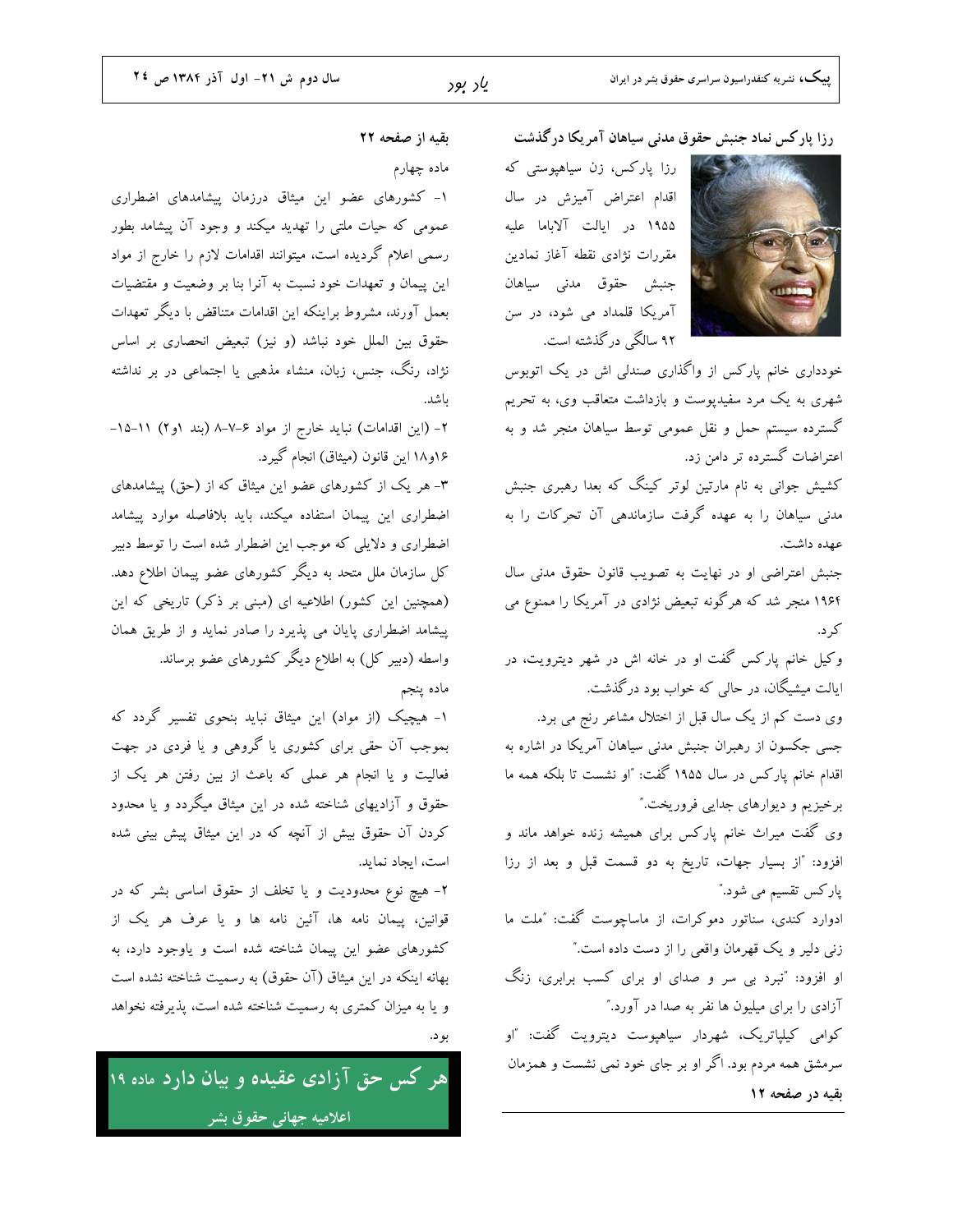## رزا پارکس نماد جنبش حقوق مدنی سیاهان آمریکا درگذشت

رزا پارکس، زن سیاهپوستی که اقدام اعتراض آمیزش در سال ۱۹۵۵ در ایالت آلاباما علیه مقررات نژادی نقطه آغاز نمادین جنبش حقوق مدنی سیاهان آمریکا قلمداد می شود، در سن ۹۲ سالگی درگذشته است.

خودداری خانم پارکس از واگذاری صندلی اش در یک اتوبوس شهری به یک مرد سفیدپوست و بازداشت متعاقب وی، به تحریم گسترده سیستم حمل و نقل عمومی توسط سیاهان منجر شد و به اعتراضات گسترده تر دامن زد.

کشیش جوانی به نام مارتین لوتر کینگ که بعدا رهبری جنبش مدنی سیاهان را به عهده گرفت سازماندهی آن تحرکات را به عهده داشت.

جنبش اعتراضی او در نهایت به تصویب قانون حقوق مدنی سال ۱۹۶۴ منجر شد که هرگونه تبعیض نژادی در آمریکا را ممنوع می کرد.

وکیل خانم پارکس گفت او در خانه اش در شهر دیترویت، در ایالت میشیگان، در حالی که خواب بود درگذشت.

وی دست کم از یک سال قبل از اختلال مشاعر رنج می برد.

جسی جکسون از رهبران جنبش مدنی سیاهان آمریکا در اشاره به اقدام خانم پارکس در سال ۱۹۵۵ گفت: "او نشست تا بلکه همه ما برخیزیم و دیوارهای جدایی فروریخت."

وی گفت میراث خانم پارکس برای همیشه زنده خواهد ماند و افزود: "از بسیار جهات، تاریخ به دو قسمت قبل و بعد از رزا پارکس تقسیم می شود."

ادوارد کندی، سناتور دموکرات، از ماساچوست گفت: "ملت ما زنی دلیر و یک قهرمان واقعی را از دست داده است."

او افزود: "نبرد بی سر و صدای او برای کسب برابری، زنگ آزادی را برای میلیون ها نفر به صدا در آورد."

کوامی کیلپاتریک، شهردار سیاهپوست دیترویت گفت: "او سرمشق همه مردم بود. اگر او بر جای خود نمی نشست و همزمان

**بقیه در صفحه ۱۲**

**بقیه از صفحه ۲۲**

ماده چهارم

۱- کشورهای عضو این میثاق درزمان پیشامدهای اضطراری عمومی که حیات ملتی را تهدید میکند و وجود آن پیشامد بطور رسمی اعلام گردیده است، میتوانند اقدامات لازم را خارج از مواد این پیمان و تعهدات خود نسبت به آنرا بنا بر وضعیت و مقتضیات بعمل آورند، مشروط براینکه این اقدامات متناقض با دیگر تعهدات حقوق بین الملل خود نباشد (و نیز) تبعیض انحصاری بر اساس نژاد، رنگ، جنس، زبان، منشاء مذهبی یا اجتماعی در بر نداشته باشد.

۲- (این اقدامات) نباید خارج از مواد ۶-۷-۸ (بند ۱و۲) ۱۱-۱۵-۱۶و۱۸ این قانون (میثاق) انجام گیرد.

۳- هر یک از کشورهای عضو این میثاق که از (حق) پیشامدهای اضطراری این پیمان استفاده میکند، باید بلافاصله موارد پیشامد اضطراری و دلایلی که موجب این اضطرار شده است را توسط دبیر کل سازمان ملل متحد به دیگر کشورهای عضو پیمان اطلاع دهد. (همچنین این کشور) اطلاعیه ای (مبنی بر ذکر) تاریخی که این پیشامد اضطراری پایان می پذیرد را صادر نماید و از طریق همان واسطه (دبیر کل) به اطلاع دیگر کشورهای عضو برساند.

ماده پنجم

۱- هیچیک (از مواد) این میثاق نباید بنحوی تفسیر گردد که بموجب آن حقی برای کشوری یا گروهی و یا فردی در جهت فعالیت و یا انجام هر عملی که باعث از بین رفتن هر یک از حقوق و آزادیهای شناخته شده در این میثاق میگردد و یا محدود کردن آن حقوق بیش از آنچه که در این میثاق پیش بینی شده است، ایجاد نماید.

۲- هیچ نوع محدودیت و یا تخلف از حقوق اساسی بشر که در قوانین، پیمان نامه ها، آئین نامه ها و یا عرف هر یک از کشورهای عضو این پیمان شناخته شده است و یاوجود دارد، به بهانه اینکه در این میثاق (آن حقوق) به رسمیت شناخته نشده است و یا به میزان کمتری به رسمیت شناخته شده است، پذیرفته نخواهد بود.

**هر کس حق آزادی عقیده و بیان دارد** ماده ۱۹

**اعلامیه جهانی حقوق بشر**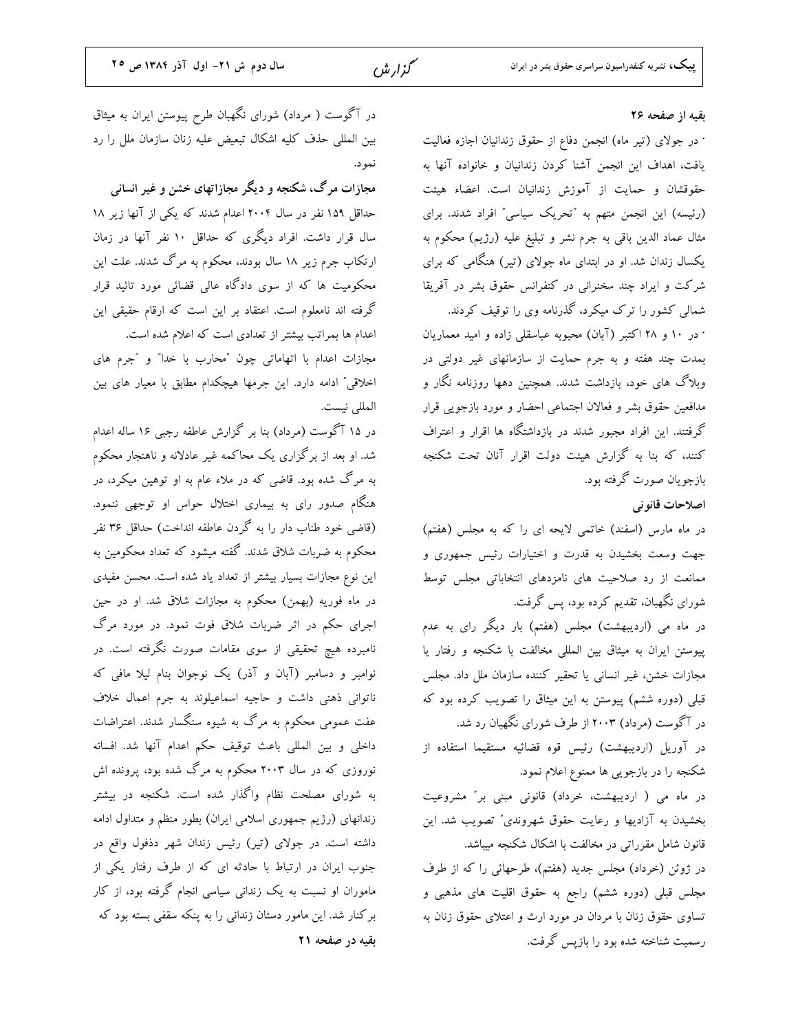**بقیه از صفحه ۲۶**

• در جولای (تیر ماه) انجمن دفاع از حقوق زندانیان اجازه فعالیت یافت، اهداف این انجمن آشنا کردن زندانیان و خانواده آنها به حقوقشان و حمایت از آموزش زندانیان است. اعضاء هیئت (رئیسه) این انجمن متهم به "تحریک سیاسی" افراد شدند. برای مثال عماد الدین باقی به جرم نشر و تبلیغ علیه (رژیم) محکوم به یکسال زندان شد. او در ابتدای ماه جولای (تیر) هنگامی که برای شرکت و ایراد چند سخنرانی در کنفرانس حقوق بشر در آفریقا شمالی کشور را ترک میکرد، گذرنامه وی را توقیف کردند.

• در ۱۰ و ۲۸ اکتبر (آبان) محبوبه عباسقلی زاده و امید معماریان بمدت چند هفته و به جرم حمایت از سازمانهای غیر دولتی در وبلاگ های خود، بازداشت شدند. همچنین دهها روزنامه نگار و مدافعین حقوق بشر و فعالان اجتماعی احضار و مورد بازجویی قرار گرفتند. این افراد مجبور شدند در بازداشتگاه ها اقرار و اعتراف کنند، که بنا به گزارش هیئت دولت اقرار آنان تحت شکنجه بازجویان صورت گرفته بود.

**اصلاحات قانونی**

در ماه مارس (اسفند) خاتمی لایحه ای را که به مجلس (هفتم) جهت وسعت بخشیدن به قدرت و اختیارات رئیس جمهوری و ممانعت از رد صلاحیت های نامزدهای انتخاباتی مجلس توسط شورای نگهبان، تقدیم کرده بود، پس گرفت.

در ماه می (اردیبهشت) مجلس (هفتم) بار دیگر رای به عدم پیوستن ایران به میثاق بین المللی مخالفت با شکنجه و رفتار یا مجازات خشن، غیر انسانی یا تحقیر کننده سازمان ملل داد. مجلس قبلی (دوره ششم) پیوستن به این میثاق را تصویب کرده بود که در آگوست (مرداد) ۲۰۰۳ از طرف شورای نگهبان رد شد.

در آوریل (اردیبهشت) رئیس قوه قضائیه مستقیما استفاده از شکنجه را در بازجویی ها ممنوع اعلام نمود.

در ماه می ( اردیبهشت، خرداد) قانونی مبنی بر" مشروعیت بخشیدن به آزادیها و رعایت حقوق شهروندی" تصویب شد. این قانون شامل مقرراتی در مخالفت با اشکال شکنجه میباشد.

در ژوئن (خرداد) مجلس جدید (هفتم)، طرحهائی را که از طرف مجلس قبلی (دوره ششم) راجع به حقوق اقلیت های مذهبی و تساوی حقوق زنان با مردان در مورد ارث و اعتلای حقوق زنان به رسمیت شناخته شده بود را بازپس گرفت.

در آگوست ( مرداد) شورای نگهبان طرح پیوستن ایران به میثاق بین المللی حذف کلیه اشکال تبعیض علیه زنان سازمان ملل را رد نمود.

**مجازات مرگ، شکنجه و دیگر مجازاتهای خشن و غیر انسانی**

حداقل ۱۵۹ نفر در سال ۲۰۰۴ اعدام شدند که یکی از آنها زیر ۱۸ سال قرار داشت. افراد دیگری که حداقل ۱۰ نفر آنها در زمان ارتکاب جرم زیر ۱۸ سال بودند، محکوم به مرگ شدند. علت این محکومیت ها که از سوی دادگاه عالی قضائی مورد تائید قرار گرفته اند نامعلوم است. اعتقاد بر این است که ارقام حقیقی این اعدام ها بمراتب بیشتر از تعدادی است که اعلام شده است.

مجازات اعدام با اتهاماتی چون "محارب با خدا" و "جرم های اخلاقی" ادامه دارد. این جرمها هیچکدام مطابق با معیار های بین المللی نیست.

در ۱۵ آگوست (مرداد) بنا بر گزارش عاطفه رجبی ۱۶ ساله اعدام شد. او بعد از برگزاری یک محاکمه غیر عادلانه و ناهنجار محکوم به مرگ شده بود. قاضی که در ملاء عام به او توهین میکرد، در هنگام صدور رای به بیماری اختلال حواس او توجهی ننمود. (قاضی خود طناب دار را به گردن عاطفه انداخت) حداقل ۳۶ نفر محکوم به ضربات شلاق شدند. گفته میشود که تعداد محکومین به این نوع مجازات بسیار بیشتر از تعداد یاد شده است. محسن مفیدی در ماه فوریه (بهمن) محکوم به مجازات شلاق شد. او در حین اجرای حکم در اثر ضربات شلاق فوت نمود. در مورد مرگ نامبرده هیچ تحقیقی از سوی مقامات صورت نگرفته است. در نوامبر و دسامبر (آبان و آذر) یک نوجوان بنام لیلا مافی که ناتوانی ذهنی داشت و حاجیه اسماعیلوند به جرم اعمال خلاف عفت عمومی محکوم به مرگ به شیوه سنگسار شدند. اعتراضات داخلی و بین المللی باعث توقیف حکم اعدام آنها شد. افسانه نوروزی که در سال ۲۰۰۳ محکوم به مرگ شده بود، پرونده اش به شورای مصلحت نظام واگذار شده است. شکنجه در بیشتر زندانهای (رژیم جمهوری اسلامی ایران) بطور منظم و متداول ادامه داشته است. در جولای (تیر) رئیس زندان شهر دذفول واقع در جنوب ایران در ارتباط با حادثه ای که از طرف رفتار یکی از ماموران او نسبت به یک زندانی سیاسی انجام گرفته بود، از کار برکنار شد. این مامور دستان زندانی را به پنکه سقفی بسته بود که

**بقیه در صفحه ۲۱**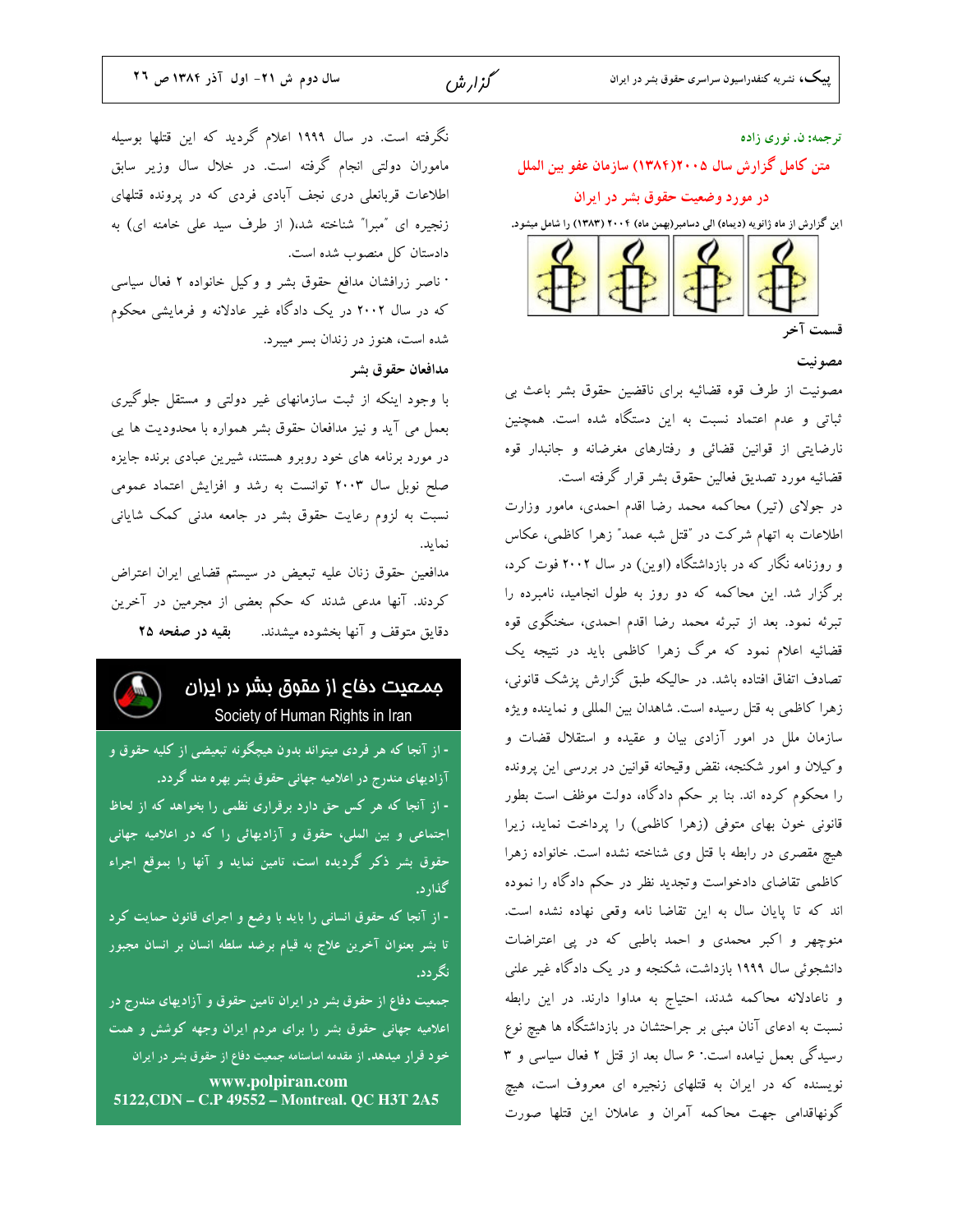ترجمه: ن. نوری زاده

## متن کامل گزارش سال ۲۰۰۵(۱۳۸۴) سازمان عفو بین الملل در مورد وضعیت حقوق بشر در ایران

این گزارش از ماه ژانویه (دیماه) الی دسامبر(بهمن ماه) ۲۰۰۴ (۱۳۸۳) را شامل میشود.

قسمت آخر

### مصونیت

مصونیت از طرف قوه قضائیه برای ناقضین حقوق بشر باعث بی ثباتی و عدم اعتماد نسبت به این دستگاه شده است. همچنین نارضایتی از قوانین قضائی و رفتارهای مغرضانه و جانبدار قوه قضائیه مورد تصدیق فعالین حقوق بشر قرار گرفته است.

در جولای (تیر) محاکمه محمد رضا اقدم احمدی، مامور وزارت اطلاعات به اتهام شرکت در "قتل شبه عمد" زهرا کاظمی، عکاس و روزنامه نگار که در بازداشتگاه (اوین) در سال ۲۰۰۲ فوت کرد، برگزار شد. این محاکمه که دو روز به طول انجامید، نامبرده را تبرئه نمود. بعد از تبرئه محمد رضا اقدم احمدی، سخنگوی قوه قضائیه اعلام نمود که مرگ زهرا کاظمی باید در نتیجه یک تصادف اتفاق افتاده باشد. در حالیکه طبق گزارش پزشک قانونی، زهرا کاظمی به قتل رسیده است. شاهدان بین المللی و نماینده ویژه سازمان ملل در امور آزادی بیان و عقیده و استقلال قضات و وکیلان و امور شکنجه، نقض وقیحانه قوانین در بررسی این پرونده را محکوم کرده اند. بنا بر حکم دادگاه، دولت موظف است بطور قانونی خون بهای متوفی (زهرا کاظمی) را پرداخت نماید، زیرا هیچ مقصری در رابطه با قتل وی شناخته نشده است. خانواده زهرا کاظمی تقاضای دادخواست وتجدید نظر در حکم دادگاه را نموده اند که تا پایان سال به این تقاضا نامه وقعی نهاده نشده است.

منوچهر و اکبر محمدی و احمد باطبی که در پی اعتراضات دانشجوئی سال ۱۹۹۹ بازداشت، شکنجه و در یک دادگاه غیر علنی و ناعادلانه محاکمه شدند، احتیاج به مداوا دارند. در این رابطه نسبت به ادعای آنان مبنی بر جراحتشان در بازداشتگاه ها هیچ نوع رسیدگی بعمل نیامده است.۰ ۶ سال بعد از قتل ۲ فعال سیاسی و ۳ نویسنده که در ایران به قتلهای زنجیره ای معروف است، هیچ گونهاقدامی جهت محاکمه آمران و عاملان این قتلها صورت نگرفته است. در سال ۱۹۹۹ اعلام گردید که این قتلها بوسیله ماموران دولتی انجام گرفته است. در خلال سال وزیر سابق اطلاعات قربانعلی دری نجف آبادی که در پرونده قتلهای زنجیره ای "مبرا" شناخته شد،( از طرف سید علی خامنه ای) به دادستان کل منصوب شده است.

· ناصر زرافشان مدافع حقوق بشر و وکیل خانواده ۲ فعال سیاسی که در سال ۲۰۰۲ در یک دادگاه غیر عادلانه و فرمایشی محکوم شده است، هنوز در زندان بسر میبرد.

### مدافعان حقوق بشر

با وجود اینکه از ثبت سازمانهای غیر دولتی و مستقل جلوگیری بعمل می آید و نیز مدافعان حقوق بشر همواره با محدودیت ها یی در مورد برنامه های خود روبرو هستند، شیرین عبادی برنده جایزه صلح نوبل سال ۲۰۰۳ توانست به رشد و افزایش اعتماد عمومی نسبت به لزوم رعایت حقوق بشر در جامعه مدنی کمک شایانی نماید.

مدافعین حقوق زنان علیه تبعیض در سیستم قضایی ایران اعتراض کردند. آنها مدعی شدند که حکم بعضی از مجرمین در آخرین دقایق متوقف و آنها بخشوده میشدند. **بقیه در صفحه ۲۵**

---

## جمعیت دفاع از حقوق بشر در ایران
Society of Human Rights in Iran

- از آنجا که هر فردی میتواند بدون هیچگونه تبعیضی از کلیه حقوق و آزادیهای مندرج در اعلامیه جهانی حقوق بشر بهره مند گردد.
- از آنجا که هر کس حق دارد برقراری نظمی را بخواهد که از لحاظ اجتماعی و بین المللی، حقوق و آزادیهائی را که در اعلامیه جهانی حقوق بشر ذکر گردیده است، تامین نماید و آنها را بموقع اجراء گذارد.
- از آنجا که حقوق انسانی را باید با وضع و اجرای قانون حمایت کرد تا بشر بعنوان آخرین علاج به قیام برضد سلطه انسان بر انسان مجبور نگردد.

جمعیت دفاع از حقوق بشر در ایران تامین حقوق و آزادیهای مندرج در اعلامیه جهانی حقوق بشر را برای مردم ایران وجهه کوشش و همت خود قرار میدهد. از مقدمه اساسنامه جمعیت دفاع از حقوق بشر در ایران

**www.polpiran.com**
**5122,CDN – C.P 49552 – Montreal. QC H3T 2A5**